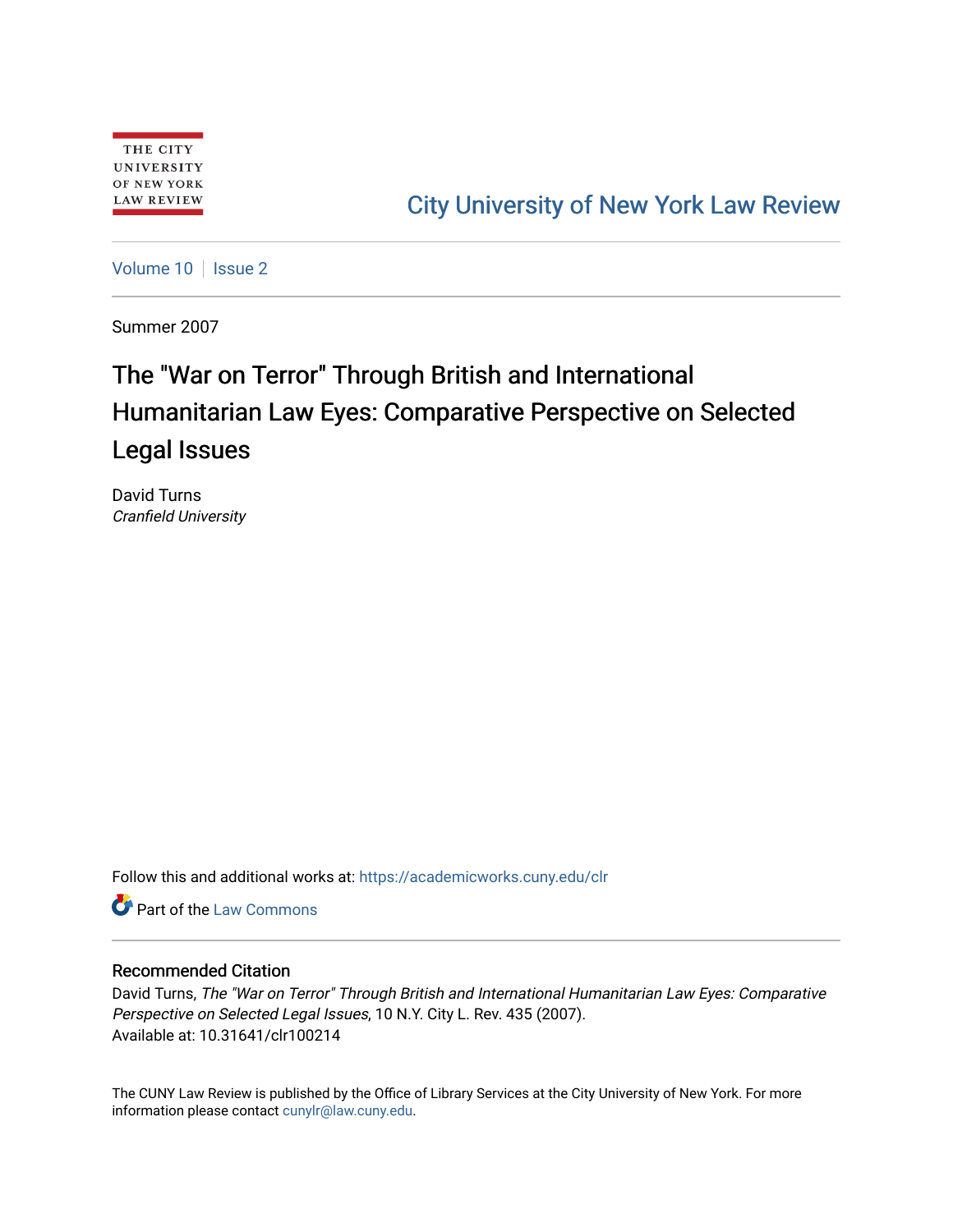THE CITY UNIVERSITY OF NEW YORK LAW REVIEW

City University of New York Law Review

Volume 10 | Issue 2

Summer 2007

# The "War on Terror" Through British and International Humanitarian Law Eyes: Comparative Perspective on Selected Legal Issues

David Turns
*Cranfield University*

Follow this and additional works at: https://academicworks.cuny.edu/clr

Part of the Law Commons

## Recommended Citation

David Turns, *The "War on Terror" Through British and International Humanitarian Law Eyes: Comparative Perspective on Selected Legal Issues*, 10 N.Y. City L. Rev. 435 (2007).
Available at: 10.31641/clr100214

The CUNY Law Review is published by the Office of Library Services at the City University of New York. For more information please contact cunylr@law.cuny.edu.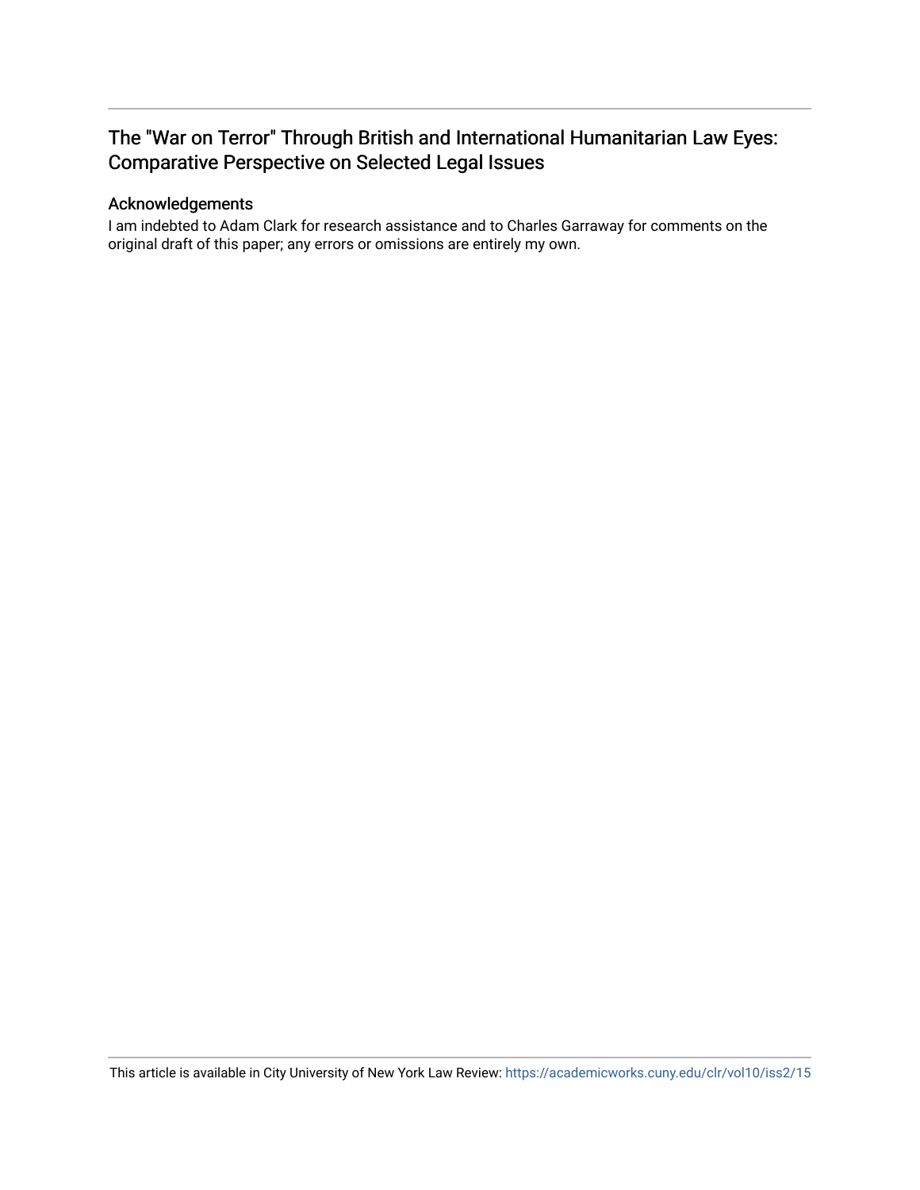# The "War on Terror" Through British and International Humanitarian Law Eyes: Comparative Perspective on Selected Legal Issues

## Acknowledgements

I am indebted to Adam Clark for research assistance and to Charles Garraway for comments on the original draft of this paper; any errors or omissions are entirely my own.

This article is available in City University of New York Law Review: https://academicworks.cuny.edu/clr/vol10/iss2/15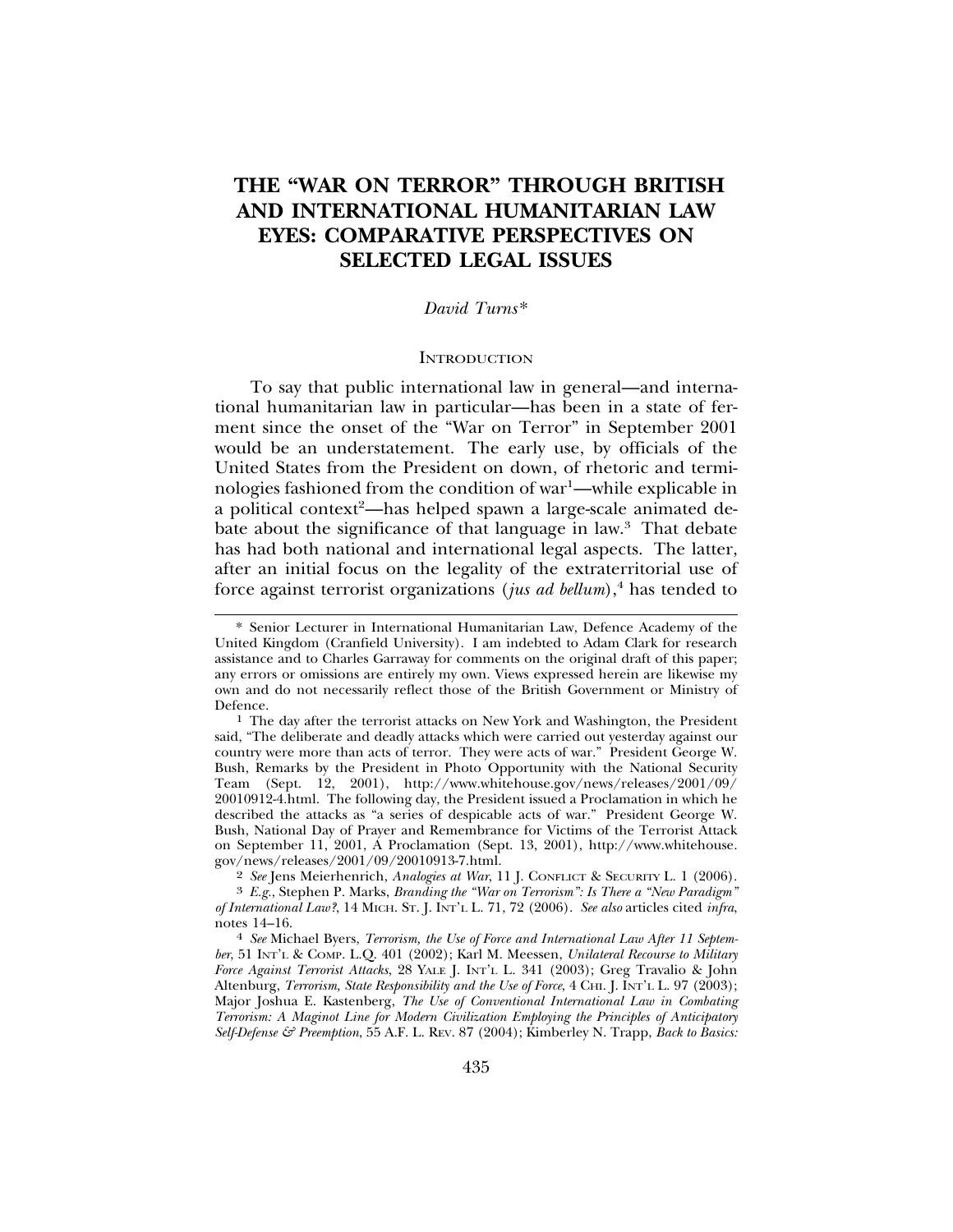# THE "WAR ON TERROR" THROUGH BRITISH AND INTERNATIONAL HUMANITARIAN LAW EYES: COMPARATIVE PERSPECTIVES ON SELECTED LEGAL ISSUES

*David Turns**

## INTRODUCTION

To say that public international law in general—and international humanitarian law in particular—has been in a state of ferment since the onset of the "War on Terror" in September 2001 would be an understatement. The early use, by officials of the United States from the President on down, of rhetoric and terminologies fashioned from the condition of war[1]—while explicable in a political context[2]—has helped spawn a large-scale animated debate about the significance of that language in law.[3] That debate has had both national and international legal aspects. The latter, after an initial focus on the legality of the extraterritorial use of force against terrorist organizations (*jus ad bellum*),[4] has tended to

---

\* Senior Lecturer in International Humanitarian Law, Defence Academy of the United Kingdom (Cranfield University). I am indebted to Adam Clark for research assistance and to Charles Garraway for comments on the original draft of this paper; any errors or omissions are entirely my own. Views expressed herein are likewise my own and do not necessarily reflect those of the British Government or Ministry of Defence.

[1] The day after the terrorist attacks on New York and Washington, the President said, "The deliberate and deadly attacks which were carried out yesterday against our country were more than acts of terror. They were acts of war." President George W. Bush, Remarks by the President in Photo Opportunity with the National Security Team (Sept. 12, 2001), http://www.whitehouse.gov/news/releases/2001/09/20010912-4.html. The following day, the President issued a Proclamation in which he described the attacks as "a series of despicable acts of war." President George W. Bush, National Day of Prayer and Remembrance for Victims of the Terrorist Attack on September 11, 2001, A Proclamation (Sept. 13, 2001), http://www.whitehouse.gov/news/releases/2001/09/20010913-7.html.

[2] *See* Jens Meierhenrich, *Analogies at War*, 11 J. CONFLICT & SECURITY L. 1 (2006).

[3] *E.g.*, Stephen P. Marks, *Branding the "War on Terrorism": Is There a "New Paradigm" of International Law?*, 14 MICH. ST. J. INT'L L. 71, 72 (2006). *See also* articles cited *infra*, notes 14–16.

[4] *See* Michael Byers, *Terrorism, the Use of Force and International Law After 11 September*, 51 INT'L & COMP. L.Q. 401 (2002); Karl M. Meessen, *Unilateral Recourse to Military Force Against Terrorist Attacks*, 28 YALE J. INT'L L. 341 (2003); Greg Travalio & John Altenburg, *Terrorism, State Responsibility and the Use of Force*, 4 CHI. J. INT'L L. 97 (2003); Major Joshua E. Kastenberg, *The Use of Conventional International Law in Combating Terrorism: A Maginot Line for Modern Civilization Employing the Principles of Anticipatory Self-Defense & Preemption*, 55 A.F. L. REV. 87 (2004); Kimberley N. Trapp, *Back to Basics:*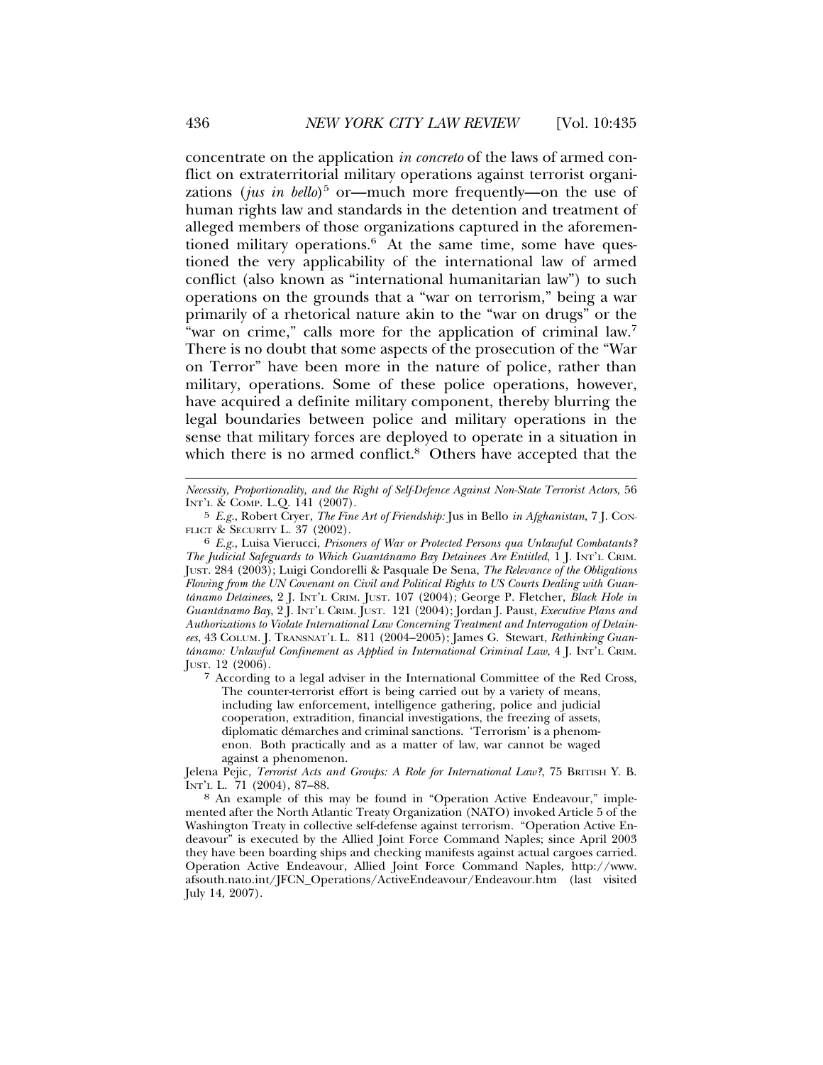concentrate on the application *in concreto* of the laws of armed conflict on extraterritorial military operations against terrorist organizations (*jus in bello*)[5] or—much more frequently—on the use of human rights law and standards in the detention and treatment of alleged members of those organizations captured in the aforementioned military operations.[6] At the same time, some have questioned the very applicability of the international law of armed conflict (also known as "international humanitarian law") to such operations on the grounds that a "war on terrorism," being a war primarily of a rhetorical nature akin to the "war on drugs" or the "war on crime," calls more for the application of criminal law.[7] There is no doubt that some aspects of the prosecution of the "War on Terror" have been more in the nature of police, rather than military, operations. Some of these police operations, however, have acquired a definite military component, thereby blurring the legal boundaries between police and military operations in the sense that military forces are deployed to operate in a situation in which there is no armed conflict.[8] Others have accepted that the

---

*Necessity, Proportionality, and the Right of Self-Defence Against Non-State Terrorist Actors*, 56 INT'L & COMP. L.Q. 141 (2007).

[5] *E.g.*, Robert Cryer, *The Fine Art of Friendship:* Jus in Bello *in Afghanistan*, 7 J. CONFLICT & SECURITY L. 37 (2002).

[6] *E.g.*, Luisa Vierucci, *Prisoners of War or Protected Persons qua Unlawful Combatants? The Judicial Safeguards to Which Guantánamo Bay Detainees Are Entitled*, 1 J. INT'L CRIM. JUST. 284 (2003); Luigi Condorelli & Pasquale De Sena, *The Relevance of the Obligations Flowing from the UN Covenant on Civil and Political Rights to US Courts Dealing with Guantánamo Detainees*, 2 J. INT'L CRIM. JUST. 107 (2004); George P. Fletcher, *Black Hole in Guantánamo Bay*, 2 J. INT'L CRIM. JUST. 121 (2004); Jordan J. Paust, *Executive Plans and Authorizations to Violate International Law Concerning Treatment and Interrogation of Detainees*, 43 COLUM. J. TRANSNAT'L L. 811 (2004–2005); James G. Stewart, *Rethinking Guantánamo: Unlawful Confinement as Applied in International Criminal Law*, 4 J. INT'L CRIM. JUST. 12 (2006).

[7] According to a legal adviser in the International Committee of the Red Cross,

> The counter-terrorist effort is being carried out by a variety of means, including law enforcement, intelligence gathering, police and judicial cooperation, extradition, financial investigations, the freezing of assets, diplomatic démarches and criminal sanctions. 'Terrorism' is a phenomenon. Both practically and as a matter of law, war cannot be waged against a phenomenon.

Jelena Pejic, *Terrorist Acts and Groups: A Role for International Law?*, 75 BRITISH Y. B. INT'L L. 71 (2004), 87–88.

[8] An example of this may be found in "Operation Active Endeavour," implemented after the North Atlantic Treaty Organization (NATO) invoked Article 5 of the Washington Treaty in collective self-defense against terrorism. "Operation Active Endeavour" is executed by the Allied Joint Force Command Naples; since April 2003 they have been boarding ships and checking manifests against actual cargoes carried. Operation Active Endeavour, Allied Joint Force Command Naples, http://www.afsouth.nato.int/JFCN_Operations/ActiveEndeavour/Endeavour.htm (last visited July 14, 2007).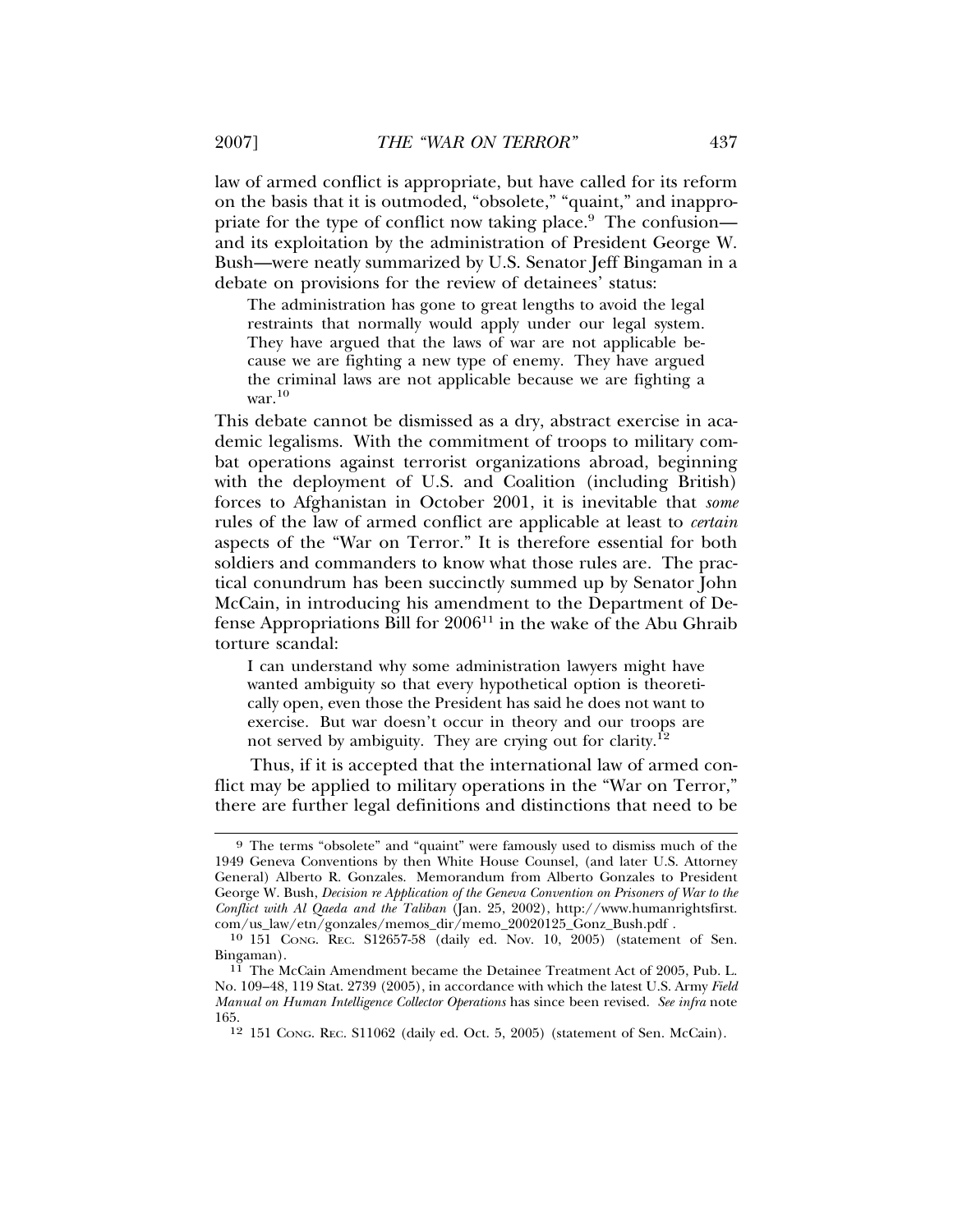law of armed conflict is appropriate, but have called for its reform on the basis that it is outmoded, "obsolete," "quaint," and inappropriate for the type of conflict now taking place.[9] The confusion—and its exploitation by the administration of President George W. Bush—were neatly summarized by U.S. Senator Jeff Bingaman in a debate on provisions for the review of detainees' status:

> The administration has gone to great lengths to avoid the legal restraints that normally would apply under our legal system. They have argued that the laws of war are not applicable because we are fighting a new type of enemy. They have argued the criminal laws are not applicable because we are fighting a war.[10]

This debate cannot be dismissed as a dry, abstract exercise in academic legalisms. With the commitment of troops to military combat operations against terrorist organizations abroad, beginning with the deployment of U.S. and Coalition (including British) forces to Afghanistan in October 2001, it is inevitable that *some* rules of the law of armed conflict are applicable at least to *certain* aspects of the "War on Terror." It is therefore essential for both soldiers and commanders to know what those rules are. The practical conundrum has been succinctly summed up by Senator John McCain, in introducing his amendment to the Department of Defense Appropriations Bill for 2006[11] in the wake of the Abu Ghraib torture scandal:

> I can understand why some administration lawyers might have wanted ambiguity so that every hypothetical option is theoretically open, even those the President has said he does not want to exercise. But war doesn't occur in theory and our troops are not served by ambiguity. They are crying out for clarity.[12]

Thus, if it is accepted that the international law of armed conflict may be applied to military operations in the "War on Terror," there are further legal definitions and distinctions that need to be

---

[9] The terms "obsolete" and "quaint" were famously used to dismiss much of the 1949 Geneva Conventions by then White House Counsel, (and later U.S. Attorney General) Alberto R. Gonzales. Memorandum from Alberto Gonzales to President George W. Bush, *Decision re Application of the Geneva Convention on Prisoners of War to the Conflict with Al Qaeda and the Taliban* (Jan. 25, 2002), http://www.humanrightsfirst.com/us_law/etn/gonzales/memos_dir/memo_20020125_Gonz_Bush.pdf .

[10] 151 CONG. REC. S12657-58 (daily ed. Nov. 10, 2005) (statement of Sen. Bingaman).

[11] The McCain Amendment became the Detainee Treatment Act of 2005, Pub. L. No. 109–48, 119 Stat. 2739 (2005), in accordance with which the latest U.S. Army *Field Manual on Human Intelligence Collector Operations* has since been revised. *See infra* note 165.

[12] 151 CONG. REC. S11062 (daily ed. Oct. 5, 2005) (statement of Sen. McCain).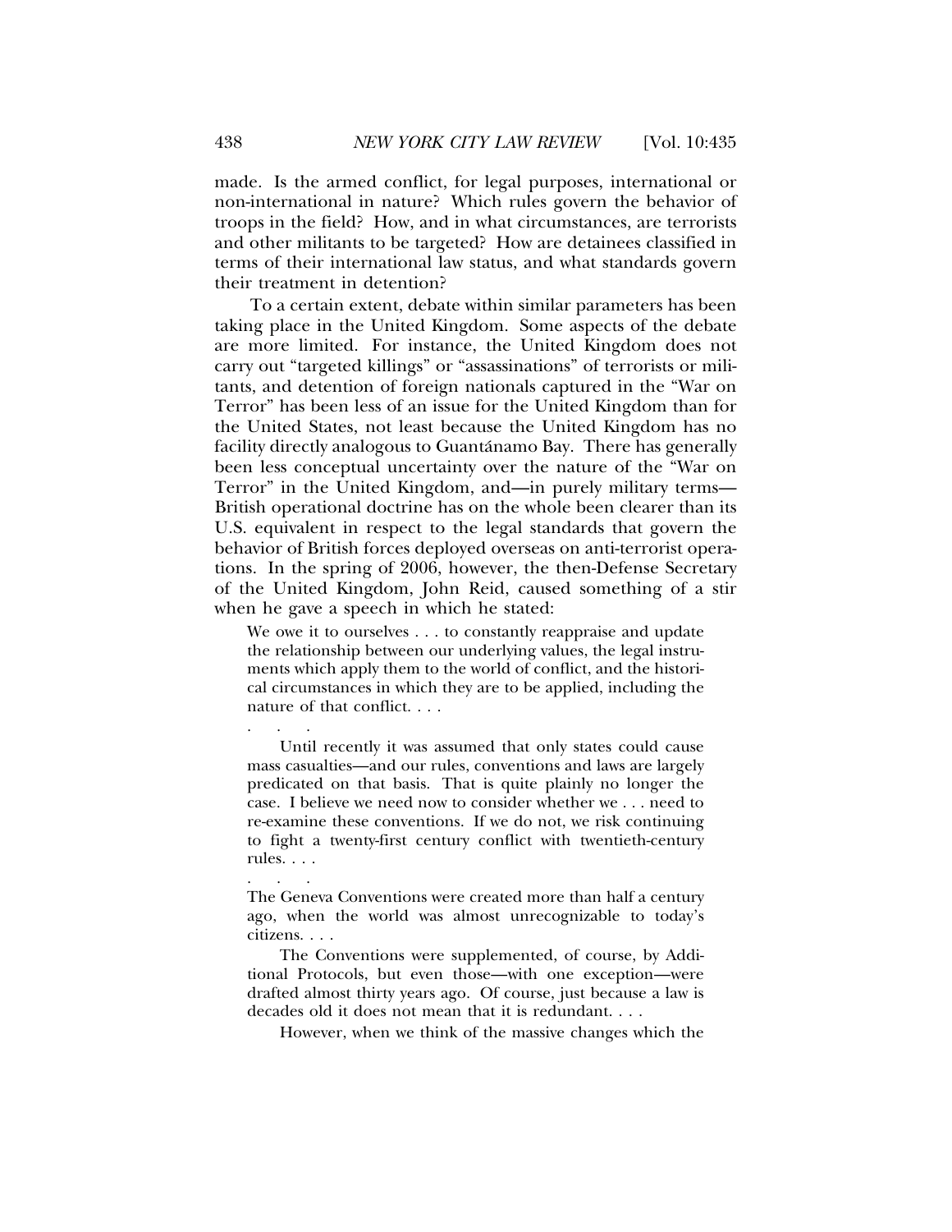made. Is the armed conflict, for legal purposes, international or non-international in nature? Which rules govern the behavior of troops in the field? How, and in what circumstances, are terrorists and other militants to be targeted? How are detainees classified in terms of their international law status, and what standards govern their treatment in detention?

To a certain extent, debate within similar parameters has been taking place in the United Kingdom. Some aspects of the debate are more limited. For instance, the United Kingdom does not carry out "targeted killings" or "assassinations" of terrorists or militants, and detention of foreign nationals captured in the "War on Terror" has been less of an issue for the United Kingdom than for the United States, not least because the United Kingdom has no facility directly analogous to Guantánamo Bay. There has generally been less conceptual uncertainty over the nature of the "War on Terror" in the United Kingdom, and—in purely military terms—British operational doctrine has on the whole been clearer than its U.S. equivalent in respect to the legal standards that govern the behavior of British forces deployed overseas on anti-terrorist operations. In the spring of 2006, however, the then-Defense Secretary of the United Kingdom, John Reid, caused something of a stir when he gave a speech in which he stated:

> We owe it to ourselves . . . to constantly reappraise and update the relationship between our underlying values, the legal instruments which apply them to the world of conflict, and the historical circumstances in which they are to be applied, including the nature of that conflict. . . .
>
> . . . .
>
> Until recently it was assumed that only states could cause mass casualties—and our rules, conventions and laws are largely predicated on that basis. That is quite plainly no longer the case. I believe we need now to consider whether we . . . need to re-examine these conventions. If we do not, we risk continuing to fight a twenty-first century conflict with twentieth-century rules. . . .
>
> . . . .
>
> The Geneva Conventions were created more than half a century ago, when the world was almost unrecognizable to today's citizens. . . .
>
> The Conventions were supplemented, of course, by Additional Protocols, but even those—with one exception—were drafted almost thirty years ago. Of course, just because a law is decades old it does not mean that it is redundant. . . .
>
> However, when we think of the massive changes which the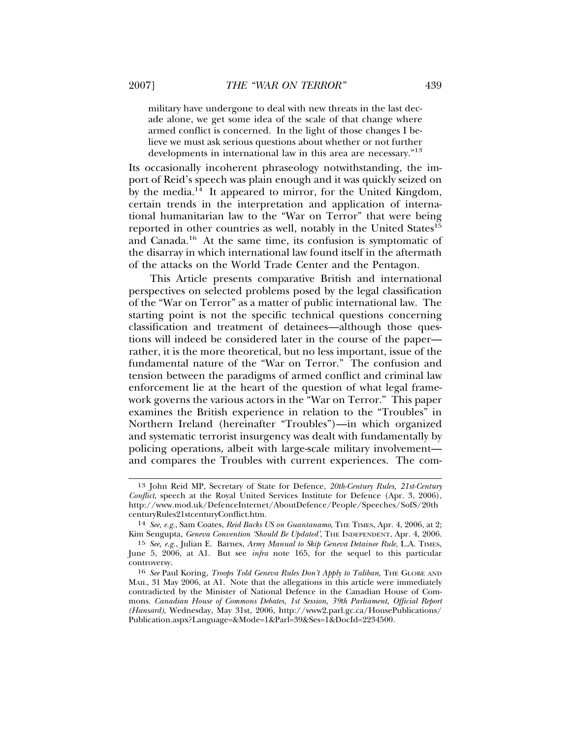> military have undergone to deal with new threats in the last decade alone, we get some idea of the scale of that change where armed conflict is concerned. In the light of those changes I believe we must ask serious questions about whether or not further developments in international law in this area are necessary."[13]

Its occasionally incoherent phraseology notwithstanding, the import of Reid's speech was plain enough and it was quickly seized on by the media.[14] It appeared to mirror, for the United Kingdom, certain trends in the interpretation and application of international humanitarian law to the "War on Terror" that were being reported in other countries as well, notably in the United States[15] and Canada.[16] At the same time, its confusion is symptomatic of the disarray in which international law found itself in the aftermath of the attacks on the World Trade Center and the Pentagon.

This Article presents comparative British and international perspectives on selected problems posed by the legal classification of the "War on Terror" as a matter of public international law. The starting point is not the specific technical questions concerning classification and treatment of detainees—although those questions will indeed be considered later in the course of the paper—rather, it is the more theoretical, but no less important, issue of the fundamental nature of the "War on Terror." The confusion and tension between the paradigms of armed conflict and criminal law enforcement lie at the heart of the question of what legal framework governs the various actors in the "War on Terror." This paper examines the British experience in relation to the "Troubles" in Northern Ireland (hereinafter "Troubles")—in which organized and systematic terrorist insurgency was dealt with fundamentally by policing operations, albeit with large-scale military involvement—and compares the Troubles with current experiences. The com-

---

13 John Reid MP, Secretary of State for Defence, *20th-Century Rules, 21st-Century Conflict*, speech at the Royal United Services Institute for Defence (Apr. 3, 2006), http://www.mod.uk/DefenceInternet/AboutDefence/People/Speeches/SofS/20thcenturyRules21stcenturyConflict.htm.

14 *See, e.g.*, Sam Coates, *Reid Backs US on Guantanamo*, THE TIMES, Apr. 4, 2006, at 2; Kim Sengupta, *Geneva Convention 'Should Be Updated'*, THE INDEPENDENT, Apr. 4, 2006.

15 *See, e.g.*, Julian E. Barnes, *Army Manual to Skip Geneva Detainee Rule*, L.A. TIMES, June 5, 2006, at A1. But see *infra* note 165, for the sequel to this particular controversy.

16 *See* Paul Koring, *Troops Told Geneva Rules Don't Apply to Taliban*, THE GLOBE AND MAIL, 31 May 2006, at A1. Note that the allegations in this article were immediately contradicted by the Minister of National Defence in the Canadian House of Commons. *Canadian House of Commons Debates, 1st Session, 39th Parliament, Official Report (Hansard)*, Wednesday, May 31st, 2006, http://www2.parl.gc.ca/HousePublications/Publication.aspx?Language=&Mode=1&Parl=39&Ses=1&DocId=2234500.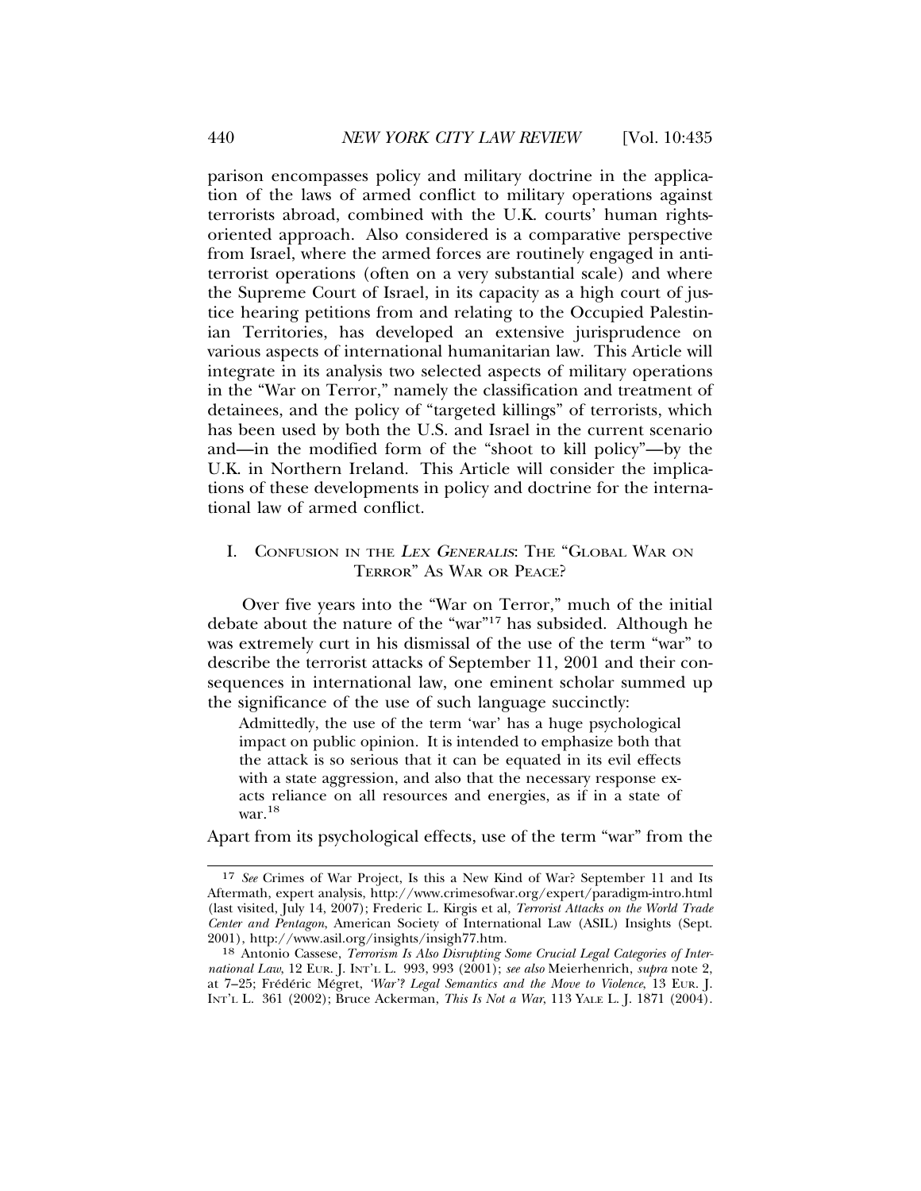parison encompasses policy and military doctrine in the application of the laws of armed conflict to military operations against terrorists abroad, combined with the U.K. courts' human rights-oriented approach. Also considered is a comparative perspective from Israel, where the armed forces are routinely engaged in anti-terrorist operations (often on a very substantial scale) and where the Supreme Court of Israel, in its capacity as a high court of justice hearing petitions from and relating to the Occupied Palestinian Territories, has developed an extensive jurisprudence on various aspects of international humanitarian law. This Article will integrate in its analysis two selected aspects of military operations in the "War on Terror," namely the classification and treatment of detainees, and the policy of "targeted killings" of terrorists, which has been used by both the U.S. and Israel in the current scenario and—in the modified form of the "shoot to kill policy"—by the U.K. in Northern Ireland. This Article will consider the implications of these developments in policy and doctrine for the international law of armed conflict.

## I. Confusion in the *Lex Generalis*: The "Global War on Terror" As War or Peace?

Over five years into the "War on Terror," much of the initial debate about the nature of the "war"[17] has subsided. Although he was extremely curt in his dismissal of the use of the term "war" to describe the terrorist attacks of September 11, 2001 and their consequences in international law, one eminent scholar summed up the significance of the use of such language succinctly:

> Admittedly, the use of the term 'war' has a huge psychological impact on public opinion. It is intended to emphasize both that the attack is so serious that it can be equated in its evil effects with a state aggression, and also that the necessary response exacts reliance on all resources and energies, as if in a state of war.[18]

Apart from its psychological effects, use of the term "war" from the

---

[17] *See* Crimes of War Project, Is this a New Kind of War? September 11 and Its Aftermath, expert analysis, http://www.crimesofwar.org/expert/paradigm-intro.html (last visited, July 14, 2007); Frederic L. Kirgis et al, *Terrorist Attacks on the World Trade Center and Pentagon*, American Society of International Law (ASIL) Insights (Sept. 2001), http://www.asil.org/insights/insigh77.htm.

[18] Antonio Cassese, *Terrorism Is Also Disrupting Some Crucial Legal Categories of International Law*, 12 Eur. J. Int'l L. 993, 993 (2001); *see also* Meierhenrich, *supra* note 2, at 7–25; Frédéric Mégret, *'War'? Legal Semantics and the Move to Violence*, 13 Eur. J. Int'l L. 361 (2002); Bruce Ackerman, *This Is Not a War*, 113 Yale L. J. 1871 (2004).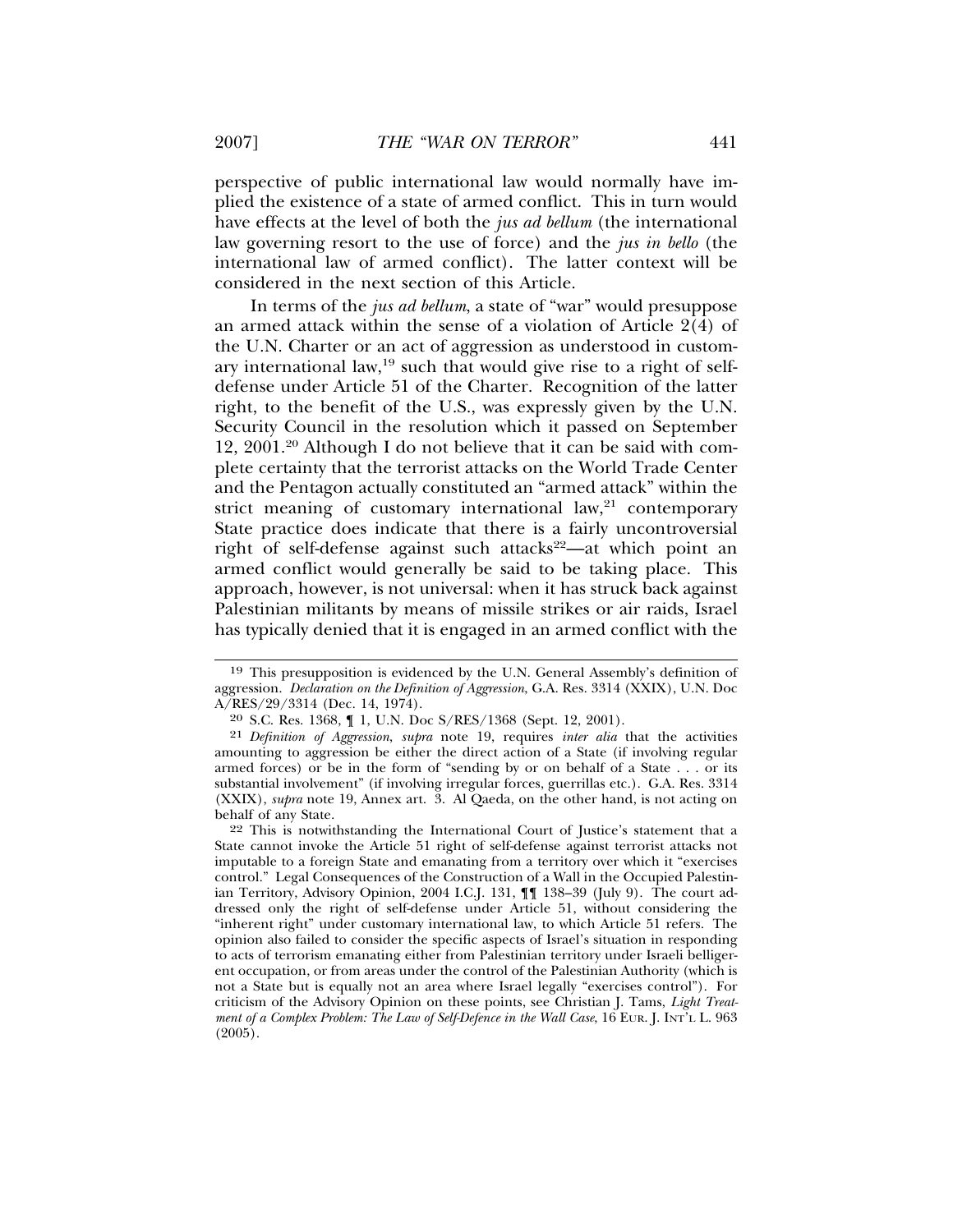perspective of public international law would normally have implied the existence of a state of armed conflict. This in turn would have effects at the level of both the *jus ad bellum* (the international law governing resort to the use of force) and the *jus in bello* (the international law of armed conflict). The latter context will be considered in the next section of this Article.

In terms of the *jus ad bellum*, a state of "war" would presuppose an armed attack within the sense of a violation of Article 2(4) of the U.N. Charter or an act of aggression as understood in customary international law,[19] such that would give rise to a right of self-defense under Article 51 of the Charter. Recognition of the latter right, to the benefit of the U.S., was expressly given by the U.N. Security Council in the resolution which it passed on September 12, 2001.[20] Although I do not believe that it can be said with complete certainty that the terrorist attacks on the World Trade Center and the Pentagon actually constituted an "armed attack" within the strict meaning of customary international law,[21] contemporary State practice does indicate that there is a fairly uncontroversial right of self-defense against such attacks[22]—at which point an armed conflict would generally be said to be taking place. This approach, however, is not universal: when it has struck back against Palestinian militants by means of missile strikes or air raids, Israel has typically denied that it is engaged in an armed conflict with the

---

[19] This presupposition is evidenced by the U.N. General Assembly's definition of aggression. *Declaration on the Definition of Aggression*, G.A. Res. 3314 (XXIX), U.N. Doc A/RES/29/3314 (Dec. 14, 1974).

[20] S.C. Res. 1368, ¶ 1, U.N. Doc S/RES/1368 (Sept. 12, 2001).

[21] *Definition of Aggression*, *supra* note 19, requires *inter alia* that the activities amounting to aggression be either the direct action of a State (if involving regular armed forces) or be in the form of "sending by or on behalf of a State . . . or its substantial involvement" (if involving irregular forces, guerrillas etc.). G.A. Res. 3314 (XXIX), *supra* note 19, Annex art. 3. Al Qaeda, on the other hand, is not acting on behalf of any State.

[22] This is notwithstanding the International Court of Justice's statement that a State cannot invoke the Article 51 right of self-defense against terrorist attacks not imputable to a foreign State and emanating from a territory over which it "exercises control." Legal Consequences of the Construction of a Wall in the Occupied Palestinian Territory, Advisory Opinion, 2004 I.C.J. 131, ¶¶ 138–39 (July 9). The court addressed only the right of self-defense under Article 51, without considering the "inherent right" under customary international law, to which Article 51 refers. The opinion also failed to consider the specific aspects of Israel's situation in responding to acts of terrorism emanating either from Palestinian territory under Israeli belligerent occupation, or from areas under the control of the Palestinian Authority (which is not a State but is equally not an area where Israel legally "exercises control"). For criticism of the Advisory Opinion on these points, see Christian J. Tams, *Light Treatment of a Complex Problem: The Law of Self-Defence in the Wall Case*, 16 EUR. J. INT'L L. 963 (2005).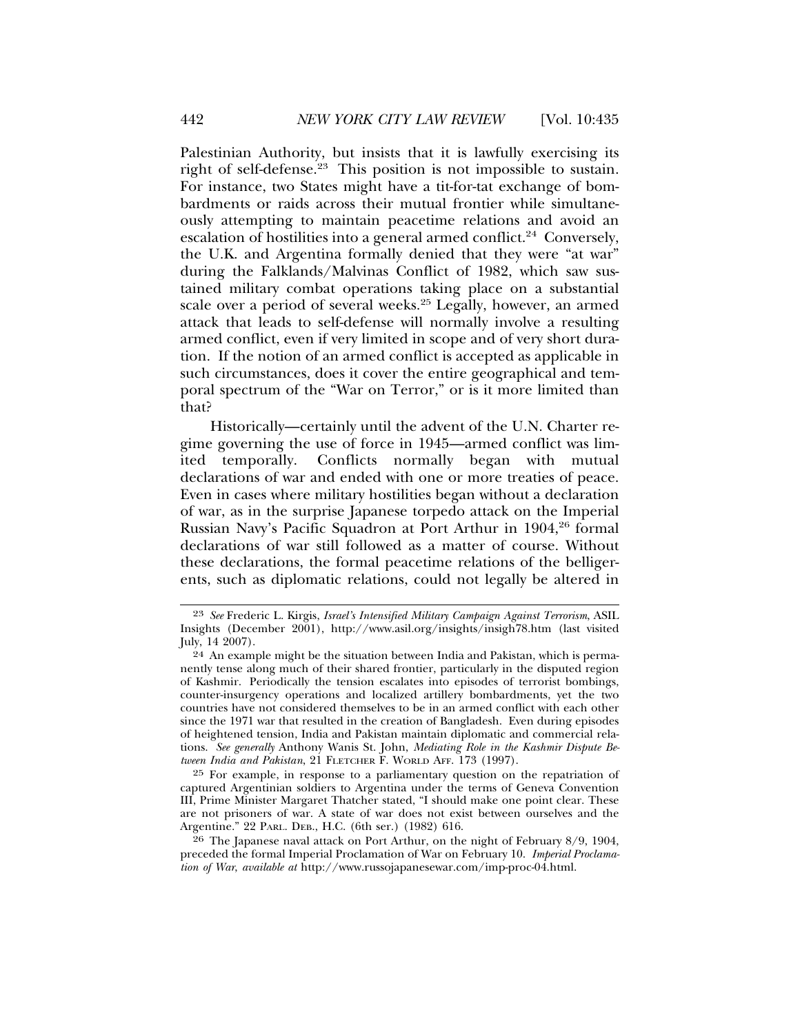Palestinian Authority, but insists that it is lawfully exercising its right of self-defense.[23] This position is not impossible to sustain. For instance, two States might have a tit-for-tat exchange of bombardments or raids across their mutual frontier while simultaneously attempting to maintain peacetime relations and avoid an escalation of hostilities into a general armed conflict.[24] Conversely, the U.K. and Argentina formally denied that they were "at war" during the Falklands/Malvinas Conflict of 1982, which saw sustained military combat operations taking place on a substantial scale over a period of several weeks.[25] Legally, however, an armed attack that leads to self-defense will normally involve a resulting armed conflict, even if very limited in scope and of very short duration. If the notion of an armed conflict is accepted as applicable in such circumstances, does it cover the entire geographical and temporal spectrum of the "War on Terror," or is it more limited than that?

Historically—certainly until the advent of the U.N. Charter regime governing the use of force in 1945—armed conflict was limited temporally. Conflicts normally began with mutual declarations of war and ended with one or more treaties of peace. Even in cases where military hostilities began without a declaration of war, as in the surprise Japanese torpedo attack on the Imperial Russian Navy's Pacific Squadron at Port Arthur in 1904,[26] formal declarations of war still followed as a matter of course. Without these declarations, the formal peacetime relations of the belligerents, such as diplomatic relations, could not legally be altered in

---

[23] *See* Frederic L. Kirgis, *Israel's Intensified Military Campaign Against Terrorism*, ASIL Insights (December 2001), http://www.asil.org/insights/insigh78.htm (last visited July, 14 2007).

[24] An example might be the situation between India and Pakistan, which is permanently tense along much of their shared frontier, particularly in the disputed region of Kashmir. Periodically the tension escalates into episodes of terrorist bombings, counter-insurgency operations and localized artillery bombardments, yet the two countries have not considered themselves to be in an armed conflict with each other since the 1971 war that resulted in the creation of Bangladesh. Even during episodes of heightened tension, India and Pakistan maintain diplomatic and commercial relations. *See generally* Anthony Wanis St. John, *Mediating Role in the Kashmir Dispute Between India and Pakistan*, 21 FLETCHER F. WORLD AFF. 173 (1997).

[25] For example, in response to a parliamentary question on the repatriation of captured Argentinian soldiers to Argentina under the terms of Geneva Convention III, Prime Minister Margaret Thatcher stated, "I should make one point clear. These are not prisoners of war. A state of war does not exist between ourselves and the Argentine." 22 PARL. DEB., H.C. (6th ser.) (1982) 616.

[26] The Japanese naval attack on Port Arthur, on the night of February 8/9, 1904, preceded the formal Imperial Proclamation of War on February 10. *Imperial Proclamation of War*, *available at* http://www.russojapanesewar.com/imp-proc-04.html.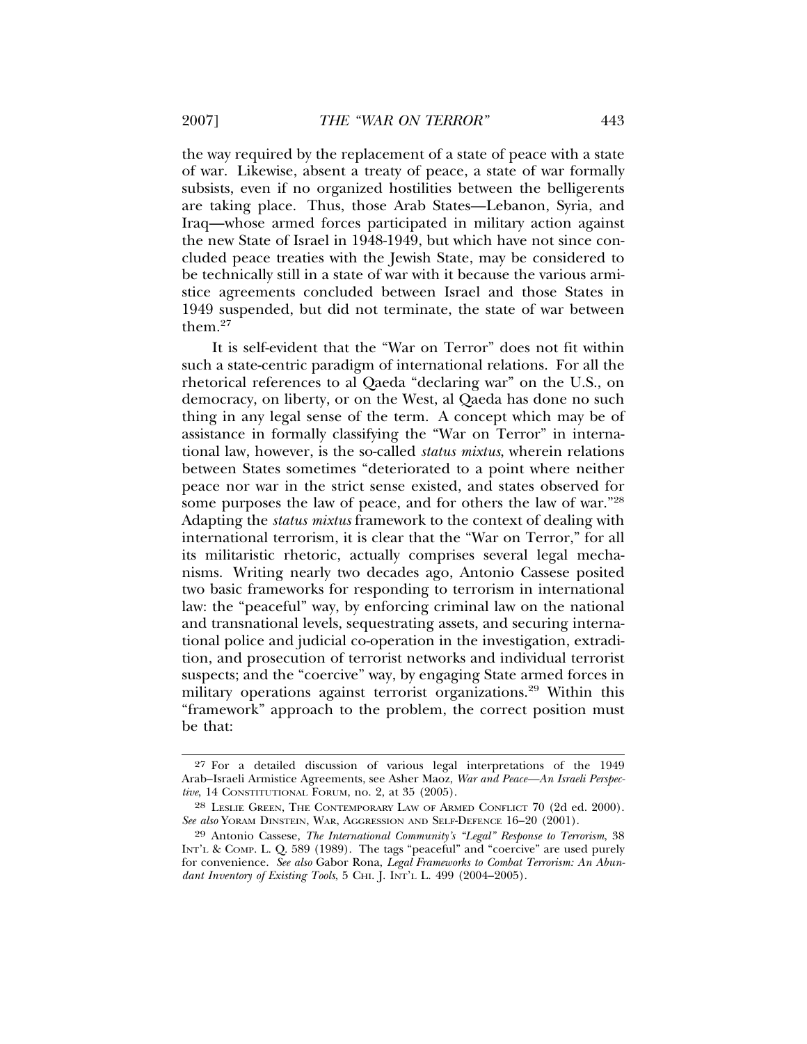the way required by the replacement of a state of peace with a state of war. Likewise, absent a treaty of peace, a state of war formally subsists, even if no organized hostilities between the belligerents are taking place. Thus, those Arab States—Lebanon, Syria, and Iraq—whose armed forces participated in military action against the new State of Israel in 1948-1949, but which have not since concluded peace treaties with the Jewish State, may be considered to be technically still in a state of war with it because the various armistice agreements concluded between Israel and those States in 1949 suspended, but did not terminate, the state of war between them.[27]

It is self-evident that the "War on Terror" does not fit within such a state-centric paradigm of international relations. For all the rhetorical references to al Qaeda "declaring war" on the U.S., on democracy, on liberty, or on the West, al Qaeda has done no such thing in any legal sense of the term. A concept which may be of assistance in formally classifying the "War on Terror" in international law, however, is the so-called *status mixtus*, wherein relations between States sometimes "deteriorated to a point where neither peace nor war in the strict sense existed, and states observed for some purposes the law of peace, and for others the law of war."[28] Adapting the *status mixtus* framework to the context of dealing with international terrorism, it is clear that the "War on Terror," for all its militaristic rhetoric, actually comprises several legal mechanisms. Writing nearly two decades ago, Antonio Cassese posited two basic frameworks for responding to terrorism in international law: the "peaceful" way, by enforcing criminal law on the national and transnational levels, sequestrating assets, and securing international police and judicial co-operation in the investigation, extradition, and prosecution of terrorist networks and individual terrorist suspects; and the "coercive" way, by engaging State armed forces in military operations against terrorist organizations.[29] Within this "framework" approach to the problem, the correct position must be that:

---

[27] For a detailed discussion of various legal interpretations of the 1949 Arab–Israeli Armistice Agreements, see Asher Maoz, *War and Peace—An Israeli Perspective*, 14 CONSTITUTIONAL FORUM, no. 2, at 35 (2005).

[28] LESLIE GREEN, THE CONTEMPORARY LAW OF ARMED CONFLICT 70 (2d ed. 2000). *See also* YORAM DINSTEIN, WAR, AGGRESSION AND SELF-DEFENCE 16–20 (2001).

[29] Antonio Cassese, *The International Community's "Legal" Response to Terrorism*, 38 INT'L & COMP. L. Q. 589 (1989). The tags "peaceful" and "coercive" are used purely for convenience. *See also* Gabor Rona, *Legal Frameworks to Combat Terrorism: An Abundant Inventory of Existing Tools*, 5 CHI. J. INT'L L. 499 (2004–2005).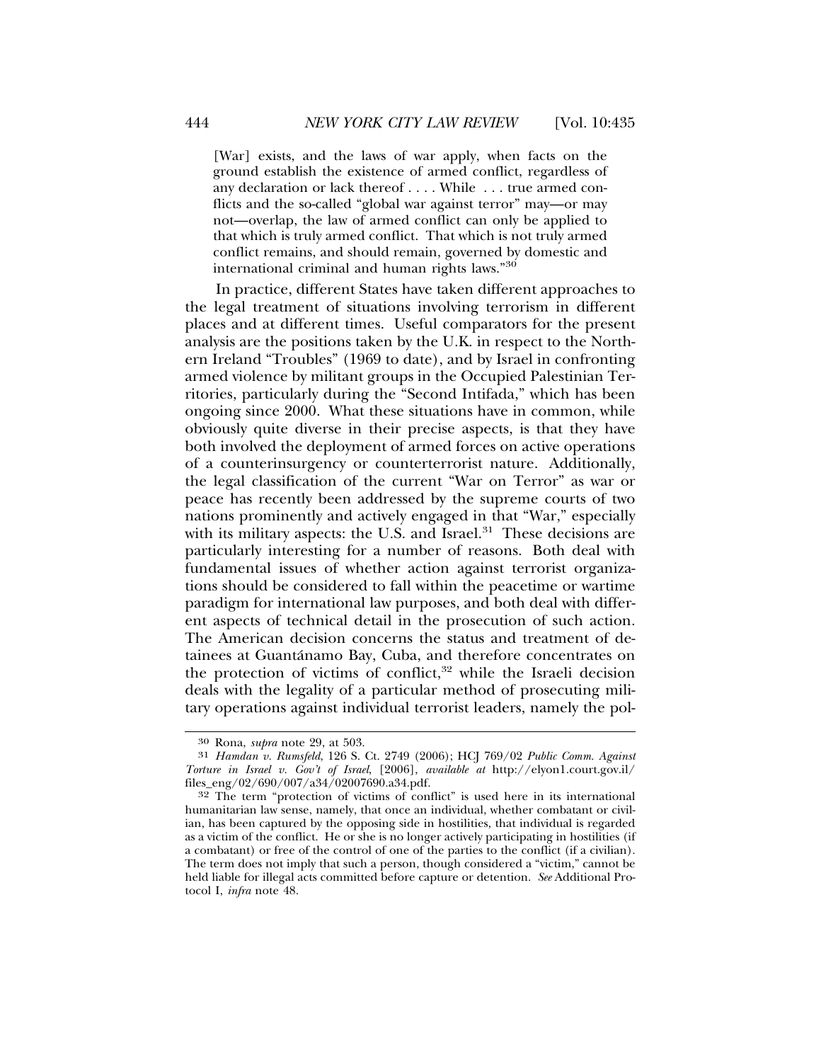> [War] exists, and the laws of war apply, when facts on the ground establish the existence of armed conflict, regardless of any declaration or lack thereof . . . . While . . . true armed conflicts and the so-called "global war against terror" may—or may not—overlap, the law of armed conflict can only be applied to that which is truly armed conflict. That which is not truly armed conflict remains, and should remain, governed by domestic and international criminal and human rights laws."[30]

In practice, different States have taken different approaches to the legal treatment of situations involving terrorism in different places and at different times. Useful comparators for the present analysis are the positions taken by the U.K. in respect to the Northern Ireland "Troubles" (1969 to date), and by Israel in confronting armed violence by militant groups in the Occupied Palestinian Territories, particularly during the "Second Intifada," which has been ongoing since 2000. What these situations have in common, while obviously quite diverse in their precise aspects, is that they have both involved the deployment of armed forces on active operations of a counterinsurgency or counterterrorist nature. Additionally, the legal classification of the current "War on Terror" as war or peace has recently been addressed by the supreme courts of two nations prominently and actively engaged in that "War," especially with its military aspects: the U.S. and Israel.[31] These decisions are particularly interesting for a number of reasons. Both deal with fundamental issues of whether action against terrorist organizations should be considered to fall within the peacetime or wartime paradigm for international law purposes, and both deal with different aspects of technical detail in the prosecution of such action. The American decision concerns the status and treatment of detainees at Guantánamo Bay, Cuba, and therefore concentrates on the protection of victims of conflict,[32] while the Israeli decision deals with the legality of a particular method of prosecuting military operations against individual terrorist leaders, namely the pol-

---

[30] Rona, *supra* note 29, at 503.

[31] *Hamdan v. Rumsfeld*, 126 S. Ct. 2749 (2006); HCJ 769/02 *Public Comm. Against Torture in Israel v. Gov't of Israel*, [2006], *available at* http://elyon1.court.gov.il/files_eng/02/690/007/a34/02007690.a34.pdf.

[32] The term "protection of victims of conflict" is used here in its international humanitarian law sense, namely, that once an individual, whether combatant or civilian, has been captured by the opposing side in hostilities, that individual is regarded as a victim of the conflict. He or she is no longer actively participating in hostilities (if a combatant) or free of the control of one of the parties to the conflict (if a civilian). The term does not imply that such a person, though considered a "victim," cannot be held liable for illegal acts committed before capture or detention. *See* Additional Protocol I, *infra* note 48.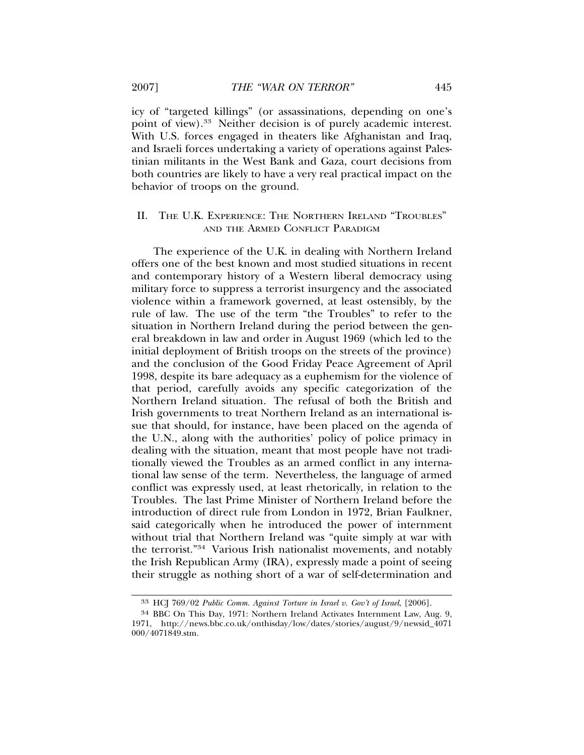icy of "targeted killings" (or assassinations, depending on one's point of view).[33] Neither decision is of purely academic interest. With U.S. forces engaged in theaters like Afghanistan and Iraq, and Israeli forces undertaking a variety of operations against Palestinian militants in the West Bank and Gaza, court decisions from both countries are likely to have a very real practical impact on the behavior of troops on the ground.

## II. The U.K. Experience: The Northern Ireland "Troubles" and the Armed Conflict Paradigm

The experience of the U.K. in dealing with Northern Ireland offers one of the best known and most studied situations in recent and contemporary history of a Western liberal democracy using military force to suppress a terrorist insurgency and the associated violence within a framework governed, at least ostensibly, by the rule of law. The use of the term "the Troubles" to refer to the situation in Northern Ireland during the period between the general breakdown in law and order in August 1969 (which led to the initial deployment of British troops on the streets of the province) and the conclusion of the Good Friday Peace Agreement of April 1998, despite its bare adequacy as a euphemism for the violence of that period, carefully avoids any specific categorization of the Northern Ireland situation. The refusal of both the British and Irish governments to treat Northern Ireland as an international issue that should, for instance, have been placed on the agenda of the U.N., along with the authorities' policy of police primacy in dealing with the situation, meant that most people have not traditionally viewed the Troubles as an armed conflict in any international law sense of the term. Nevertheless, the language of armed conflict was expressly used, at least rhetorically, in relation to the Troubles. The last Prime Minister of Northern Ireland before the introduction of direct rule from London in 1972, Brian Faulkner, said categorically when he introduced the power of internment without trial that Northern Ireland was "quite simply at war with the terrorist."[34] Various Irish nationalist movements, and notably the Irish Republican Army (IRA), expressly made a point of seeing their struggle as nothing short of a war of self-determination and

---

[33] HCJ 769/02 *Public Comm. Against Torture in Israel v. Gov't of Israel*, [2006].

[34] BBC On This Day, 1971: Northern Ireland Activates Internment Law, Aug. 9, 1971, http://news.bbc.co.uk/onthisday/low/dates/stories/august/9/newsid_4071000/4071849.stm.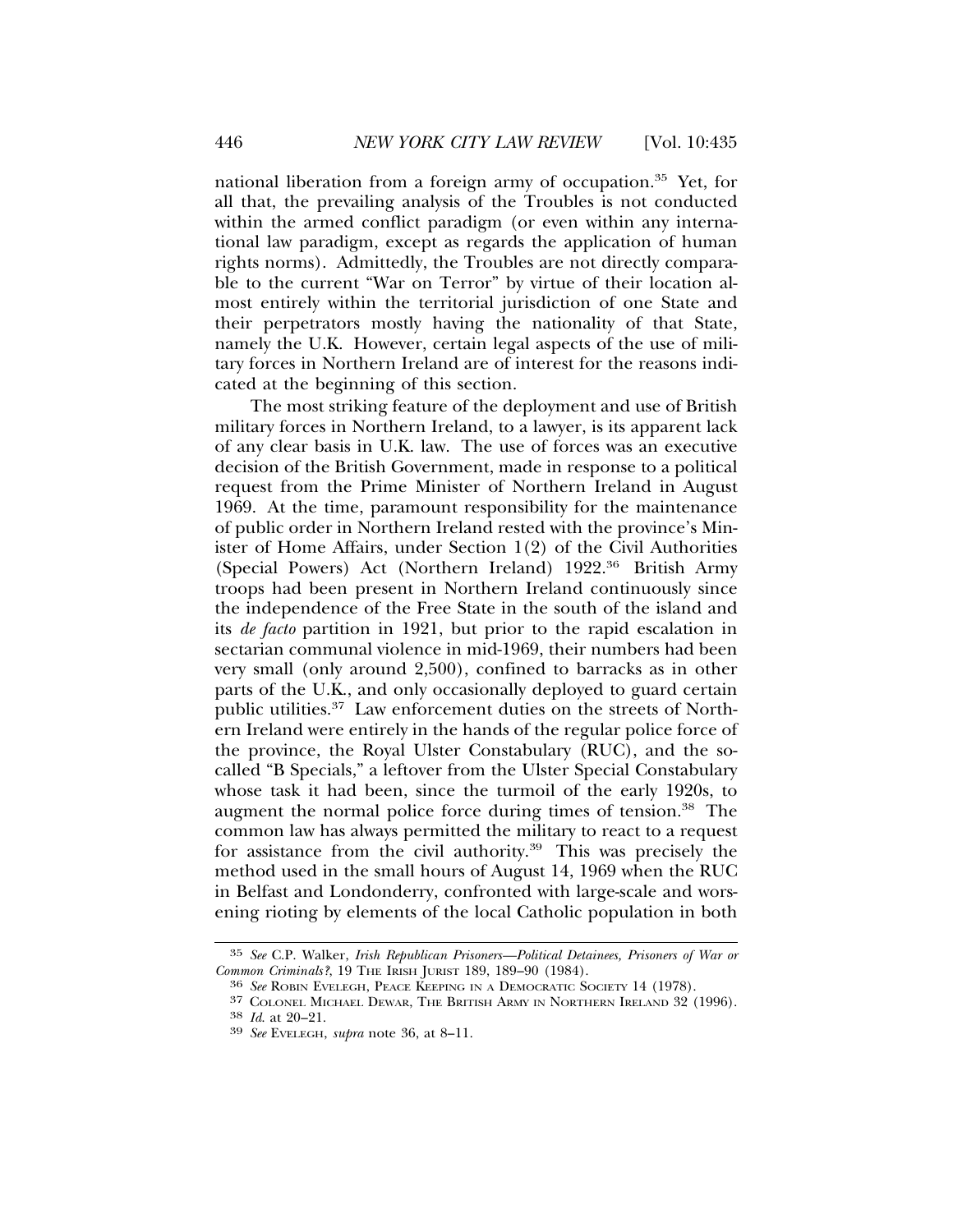national liberation from a foreign army of occupation.[35] Yet, for all that, the prevailing analysis of the Troubles is not conducted within the armed conflict paradigm (or even within any international law paradigm, except as regards the application of human rights norms). Admittedly, the Troubles are not directly comparable to the current "War on Terror" by virtue of their location almost entirely within the territorial jurisdiction of one State and their perpetrators mostly having the nationality of that State, namely the U.K. However, certain legal aspects of the use of military forces in Northern Ireland are of interest for the reasons indicated at the beginning of this section.

The most striking feature of the deployment and use of British military forces in Northern Ireland, to a lawyer, is its apparent lack of any clear basis in U.K. law. The use of forces was an executive decision of the British Government, made in response to a political request from the Prime Minister of Northern Ireland in August 1969. At the time, paramount responsibility for the maintenance of public order in Northern Ireland rested with the province's Minister of Home Affairs, under Section 1(2) of the Civil Authorities (Special Powers) Act (Northern Ireland) 1922.[36] British Army troops had been present in Northern Ireland continuously since the independence of the Free State in the south of the island and its *de facto* partition in 1921, but prior to the rapid escalation in sectarian communal violence in mid-1969, their numbers had been very small (only around 2,500), confined to barracks as in other parts of the U.K., and only occasionally deployed to guard certain public utilities.[37] Law enforcement duties on the streets of Northern Ireland were entirely in the hands of the regular police force of the province, the Royal Ulster Constabulary (RUC), and the so-called "B Specials," a leftover from the Ulster Special Constabulary whose task it had been, since the turmoil of the early 1920s, to augment the normal police force during times of tension.[38] The common law has always permitted the military to react to a request for assistance from the civil authority.[39] This was precisely the method used in the small hours of August 14, 1969 when the RUC in Belfast and Londonderry, confronted with large-scale and worsening rioting by elements of the local Catholic population in both

---

[35] *See* C.P. Walker, *Irish Republican Prisoners—Political Detainees, Prisoners of War or Common Criminals?*, 19 THE IRISH JURIST 189, 189–90 (1984).

[36] *See* ROBIN EVELEGH, PEACE KEEPING IN A DEMOCRATIC SOCIETY 14 (1978).

[37] COLONEL MICHAEL DEWAR, THE BRITISH ARMY IN NORTHERN IRELAND 32 (1996).

[38] *Id.* at 20–21.

[39] *See* EVELEGH, *supra* note 36, at 8–11.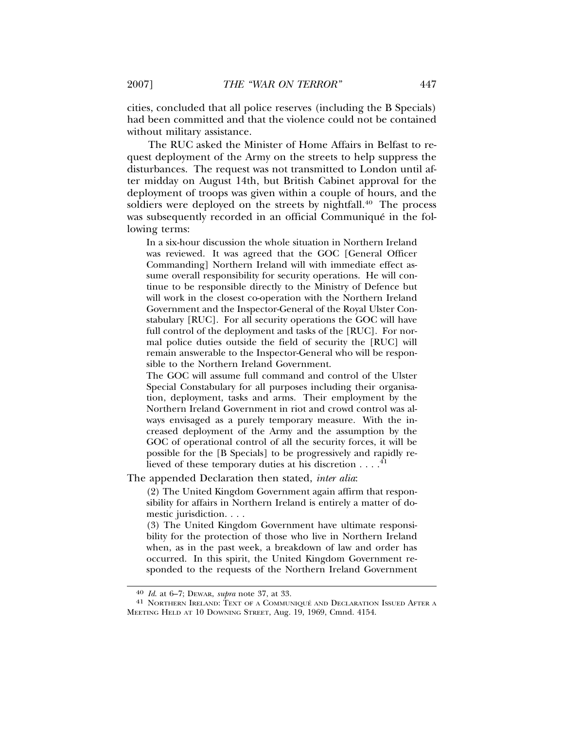cities, concluded that all police reserves (including the B Specials) had been committed and that the violence could not be contained without military assistance.

The RUC asked the Minister of Home Affairs in Belfast to request deployment of the Army on the streets to help suppress the disturbances. The request was not transmitted to London until after midday on August 14th, but British Cabinet approval for the deployment of troops was given within a couple of hours, and the soldiers were deployed on the streets by nightfall.[40] The process was subsequently recorded in an official Communiqué in the following terms:

> In a six-hour discussion the whole situation in Northern Ireland was reviewed. It was agreed that the GOC [General Officer Commanding] Northern Ireland will with immediate effect assume overall responsibility for security operations. He will continue to be responsible directly to the Ministry of Defence but will work in the closest co-operation with the Northern Ireland Government and the Inspector-General of the Royal Ulster Constabulary [RUC]. For all security operations the GOC will have full control of the deployment and tasks of the [RUC]. For normal police duties outside the field of security the [RUC] will remain answerable to the Inspector-General who will be responsible to the Northern Ireland Government.
>
> The GOC will assume full command and control of the Ulster Special Constabulary for all purposes including their organisation, deployment, tasks and arms. Their employment by the Northern Ireland Government in riot and crowd control was always envisaged as a purely temporary measure. With the increased deployment of the Army and the assumption by the GOC of operational control of all the security forces, it will be possible for the [B Specials] to be progressively and rapidly relieved of these temporary duties at his discretion . . . .[41]

The appended Declaration then stated, *inter alia*:

> (2) The United Kingdom Government again affirm that responsibility for affairs in Northern Ireland is entirely a matter of domestic jurisdiction. . . .
>
> (3) The United Kingdom Government have ultimate responsibility for the protection of those who live in Northern Ireland when, as in the past week, a breakdown of law and order has occurred. In this spirit, the United Kingdom Government responded to the requests of the Northern Ireland Government

---

[40] *Id.* at 6–7; DEWAR, *supra* note 37, at 33.

[41] NORTHERN IRELAND: TEXT OF A COMMUNIQUÉ AND DECLARATION ISSUED AFTER A MEETING HELD AT 10 DOWNING STREET, Aug. 19, 1969, Cmnd. 4154.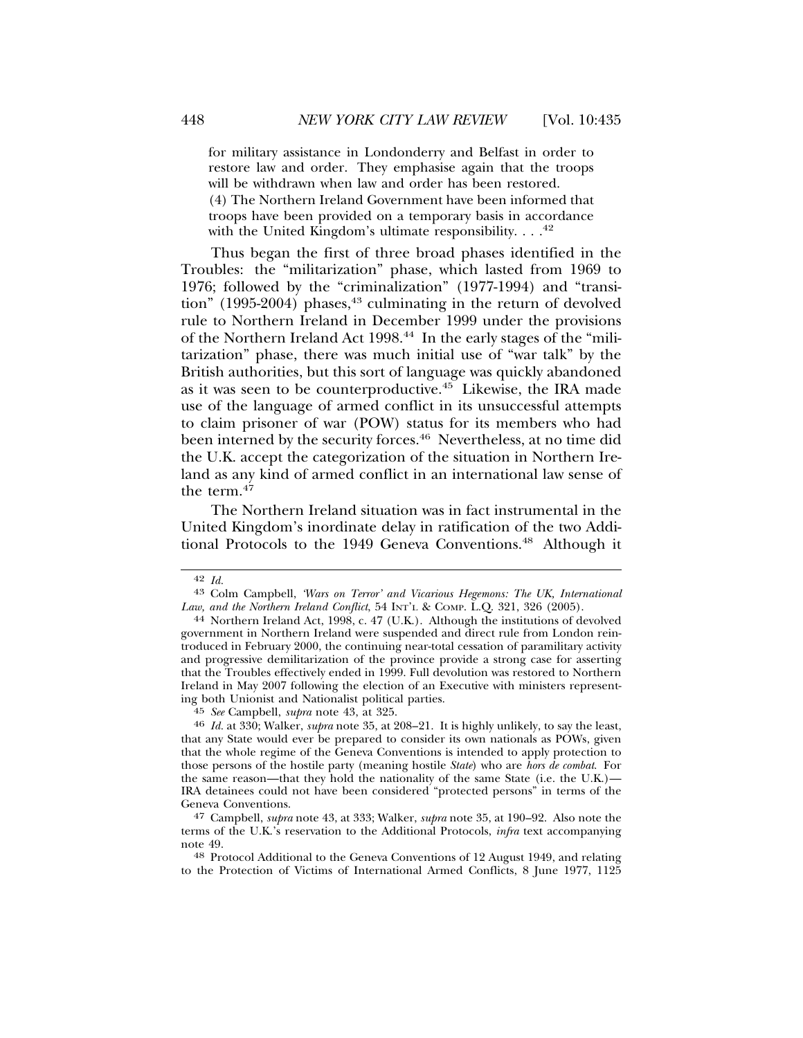for military assistance in Londonderry and Belfast in order to restore law and order. They emphasise again that the troops will be withdrawn when law and order has been restored.

(4) The Northern Ireland Government have been informed that troops have been provided on a temporary basis in accordance with the United Kingdom's ultimate responsibility. . . .[42]

Thus began the first of three broad phases identified in the Troubles: the "militarization" phase, which lasted from 1969 to 1976; followed by the "criminalization" (1977-1994) and "transition" (1995-2004) phases,[43] culminating in the return of devolved rule to Northern Ireland in December 1999 under the provisions of the Northern Ireland Act 1998.[44] In the early stages of the "militarization" phase, there was much initial use of "war talk" by the British authorities, but this sort of language was quickly abandoned as it was seen to be counterproductive.[45] Likewise, the IRA made use of the language of armed conflict in its unsuccessful attempts to claim prisoner of war (POW) status for its members who had been interned by the security forces.[46] Nevertheless, at no time did the U.K. accept the categorization of the situation in Northern Ireland as any kind of armed conflict in an international law sense of the term.[47]

The Northern Ireland situation was in fact instrumental in the United Kingdom's inordinate delay in ratification of the two Additional Protocols to the 1949 Geneva Conventions.[48] Although it

---

[42] *Id.*

[43] Colm Campbell, *'Wars on Terror' and Vicarious Hegemons: The UK, International Law, and the Northern Ireland Conflict*, 54 INT'L & COMP. L.Q. 321, 326 (2005).

[44] Northern Ireland Act, 1998, c. 47 (U.K.). Although the institutions of devolved government in Northern Ireland were suspended and direct rule from London reintroduced in February 2000, the continuing near-total cessation of paramilitary activity and progressive demilitarization of the province provide a strong case for asserting that the Troubles effectively ended in 1999. Full devolution was restored to Northern Ireland in May 2007 following the election of an Executive with ministers representing both Unionist and Nationalist political parties.

[45] *See* Campbell, *supra* note 43, at 325.

[46] *Id.* at 330; Walker, *supra* note 35, at 208–21. It is highly unlikely, to say the least, that any State would ever be prepared to consider its own nationals as POWs, given that the whole regime of the Geneva Conventions is intended to apply protection to those persons of the hostile party (meaning hostile *State*) who are *hors de combat*. For the same reason—that they hold the nationality of the same State (i.e. the U.K.)—IRA detainees could not have been considered "protected persons" in terms of the Geneva Conventions.

[47] Campbell, *supra* note 43, at 333; Walker, *supra* note 35, at 190–92. Also note the terms of the U.K.'s reservation to the Additional Protocols, *infra* text accompanying note 49.

[48] Protocol Additional to the Geneva Conventions of 12 August 1949, and relating to the Protection of Victims of International Armed Conflicts, 8 June 1977, 1125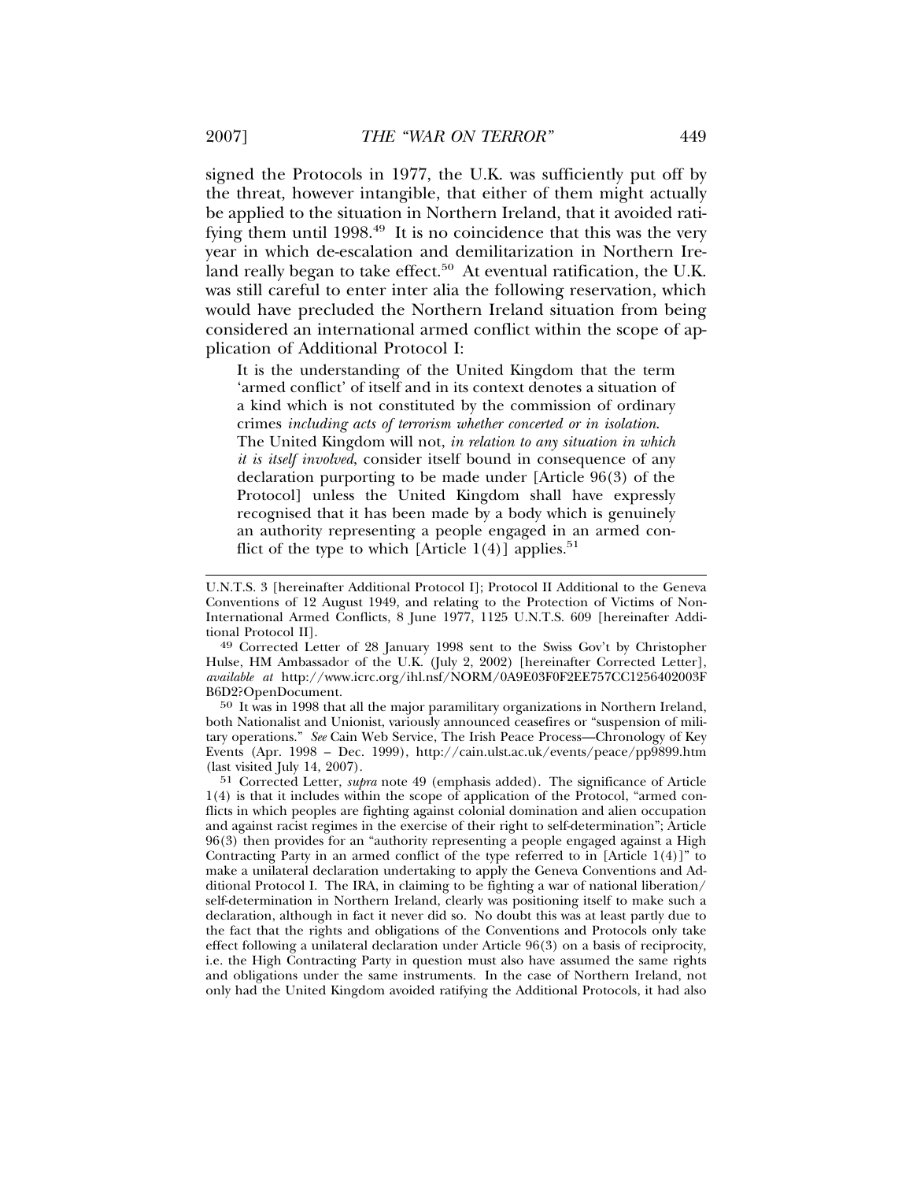signed the Protocols in 1977, the U.K. was sufficiently put off by the threat, however intangible, that either of them might actually be applied to the situation in Northern Ireland, that it avoided ratifying them until 1998.[49] It is no coincidence that this was the very year in which de-escalation and demilitarization in Northern Ireland really began to take effect.[50] At eventual ratification, the U.K. was still careful to enter inter alia the following reservation, which would have precluded the Northern Ireland situation from being considered an international armed conflict within the scope of application of Additional Protocol I:

> It is the understanding of the United Kingdom that the term 'armed conflict' of itself and in its context denotes a situation of a kind which is not constituted by the commission of ordinary crimes *including acts of terrorism whether concerted or in isolation*.
> The United Kingdom will not, *in relation to any situation in which it is itself involved*, consider itself bound in consequence of any declaration purporting to be made under [Article 96(3) of the Protocol] unless the United Kingdom shall have expressly recognised that it has been made by a body which is genuinely an authority representing a people engaged in an armed conflict of the type to which [Article 1(4)] applies.[51]

---

U.N.T.S. 3 [hereinafter Additional Protocol I]; Protocol II Additional to the Geneva Conventions of 12 August 1949, and relating to the Protection of Victims of Non-International Armed Conflicts, 8 June 1977, 1125 U.N.T.S. 609 [hereinafter Additional Protocol II].

[49] Corrected Letter of 28 January 1998 sent to the Swiss Gov't by Christopher Hulse, HM Ambassador of the U.K. (July 2, 2002) [hereinafter Corrected Letter], *available at* http://www.icrc.org/ihl.nsf/NORM/0A9E03F0F2EE757CC1256402003FB6D2?OpenDocument.

[50] It was in 1998 that all the major paramilitary organizations in Northern Ireland, both Nationalist and Unionist, variously announced ceasefires or "suspension of military operations." *See* Cain Web Service, The Irish Peace Process—Chronology of Key Events (Apr. 1998 – Dec. 1999), http://cain.ulst.ac.uk/events/peace/pp9899.htm (last visited July 14, 2007).

[51] Corrected Letter, *supra* note 49 (emphasis added). The significance of Article 1(4) is that it includes within the scope of application of the Protocol, "armed conflicts in which peoples are fighting against colonial domination and alien occupation and against racist regimes in the exercise of their right to self-determination"; Article 96(3) then provides for an "authority representing a people engaged against a High Contracting Party in an armed conflict of the type referred to in [Article 1(4)]" to make a unilateral declaration undertaking to apply the Geneva Conventions and Additional Protocol I. The IRA, in claiming to be fighting a war of national liberation/self-determination in Northern Ireland, clearly was positioning itself to make such a declaration, although in fact it never did so. No doubt this was at least partly due to the fact that the rights and obligations of the Conventions and Protocols only take effect following a unilateral declaration under Article 96(3) on a basis of reciprocity, i.e. the High Contracting Party in question must also have assumed the same rights and obligations under the same instruments. In the case of Northern Ireland, not only had the United Kingdom avoided ratifying the Additional Protocols, it had also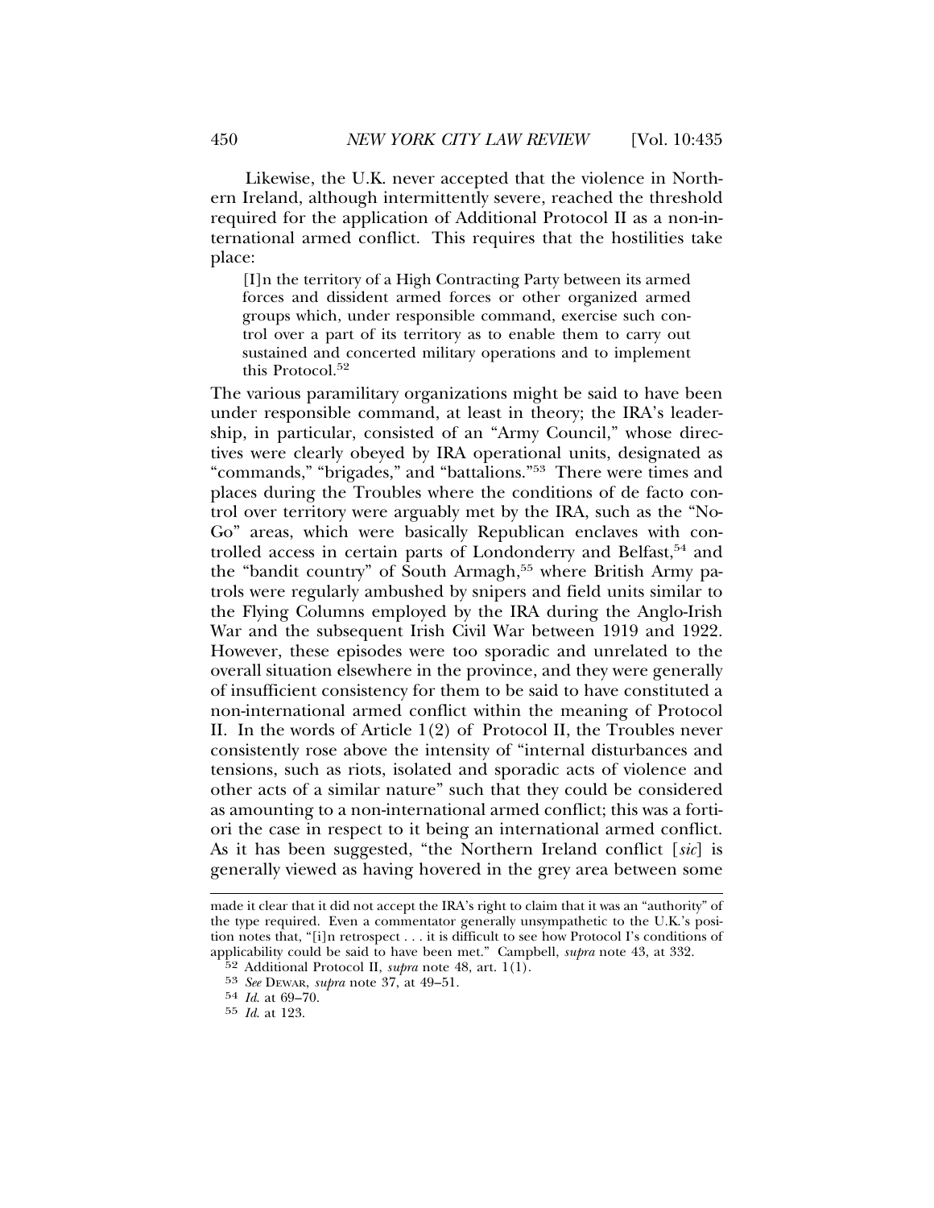Likewise, the U.K. never accepted that the violence in Northern Ireland, although intermittently severe, reached the threshold required for the application of Additional Protocol II as a non-international armed conflict. This requires that the hostilities take place:

> [I]n the territory of a High Contracting Party between its armed forces and dissident armed forces or other organized armed groups which, under responsible command, exercise such control over a part of its territory as to enable them to carry out sustained and concerted military operations and to implement this Protocol.[52]

The various paramilitary organizations might be said to have been under responsible command, at least in theory; the IRA's leadership, in particular, consisted of an "Army Council," whose directives were clearly obeyed by IRA operational units, designated as "commands," "brigades," and "battalions."[53] There were times and places during the Troubles where the conditions of de facto control over territory were arguably met by the IRA, such as the "No-Go" areas, which were basically Republican enclaves with controlled access in certain parts of Londonderry and Belfast,[54] and the "bandit country" of South Armagh,[55] where British Army patrols were regularly ambushed by snipers and field units similar to the Flying Columns employed by the IRA during the Anglo-Irish War and the subsequent Irish Civil War between 1919 and 1922. However, these episodes were too sporadic and unrelated to the overall situation elsewhere in the province, and they were generally of insufficient consistency for them to be said to have constituted a non-international armed conflict within the meaning of Protocol II. In the words of Article 1(2) of Protocol II, the Troubles never consistently rose above the intensity of "internal disturbances and tensions, such as riots, isolated and sporadic acts of violence and other acts of a similar nature" such that they could be considered as amounting to a non-international armed conflict; this was a fortiori the case in respect to it being an international armed conflict. As it has been suggested, "the Northern Ireland conflict [*sic*] is generally viewed as having hovered in the grey area between some

---

made it clear that it did not accept the IRA's right to claim that it was an "authority" of the type required. Even a commentator generally unsympathetic to the U.K.'s position notes that, "[i]n retrospect . . . it is difficult to see how Protocol I's conditions of applicability could be said to have been met." Campbell, *supra* note 43, at 332.

52 Additional Protocol II, *supra* note 48, art. 1(1).

53 *See* DEWAR, *supra* note 37, at 49–51.

54 *Id.* at 69–70.

55 *Id.* at 123.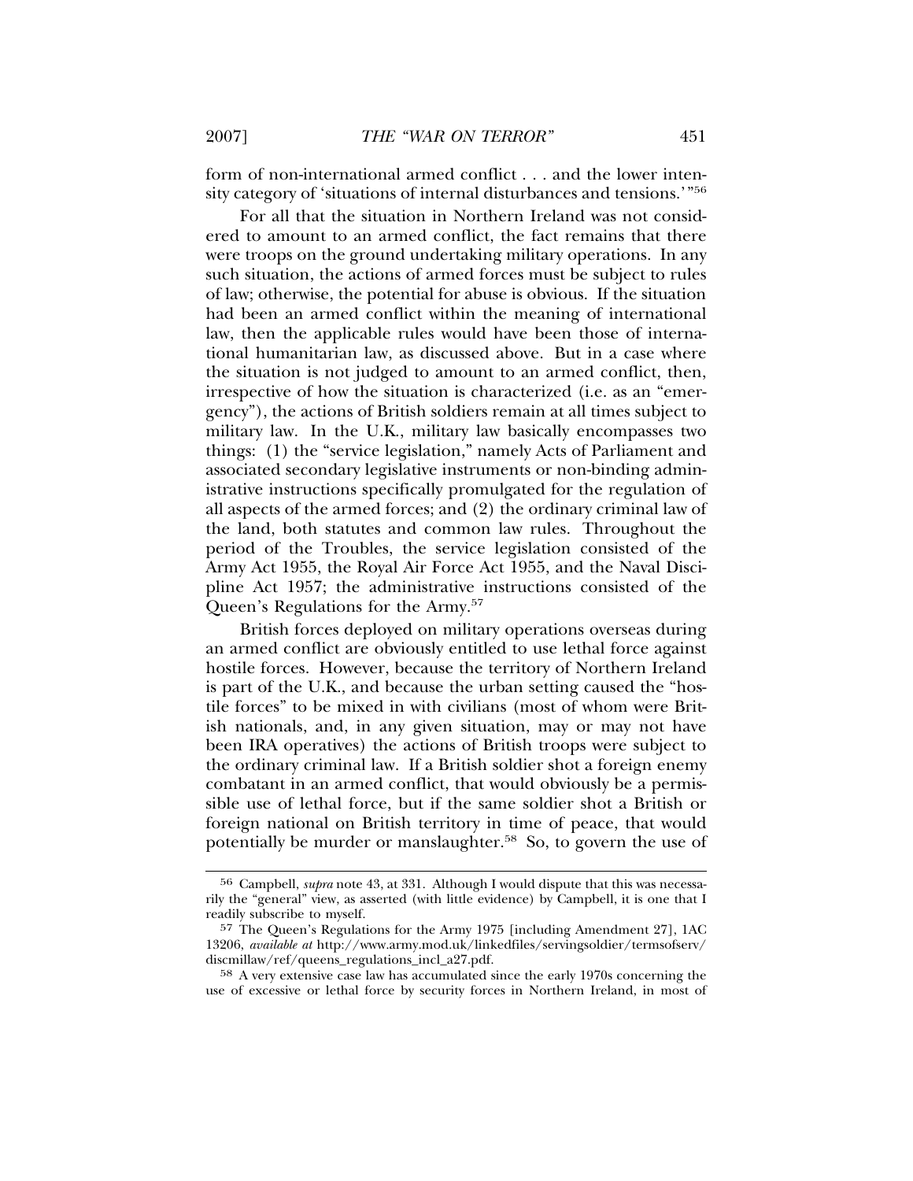form of non-international armed conflict . . . and the lower intensity category of 'situations of internal disturbances and tensions.' "[56]

For all that the situation in Northern Ireland was not considered to amount to an armed conflict, the fact remains that there were troops on the ground undertaking military operations. In any such situation, the actions of armed forces must be subject to rules of law; otherwise, the potential for abuse is obvious. If the situation had been an armed conflict within the meaning of international law, then the applicable rules would have been those of international humanitarian law, as discussed above. But in a case where the situation is not judged to amount to an armed conflict, then, irrespective of how the situation is characterized (i.e. as an "emergency"), the actions of British soldiers remain at all times subject to military law. In the U.K., military law basically encompasses two things: (1) the "service legislation," namely Acts of Parliament and associated secondary legislative instruments or non-binding administrative instructions specifically promulgated for the regulation of all aspects of the armed forces; and (2) the ordinary criminal law of the land, both statutes and common law rules. Throughout the period of the Troubles, the service legislation consisted of the Army Act 1955, the Royal Air Force Act 1955, and the Naval Discipline Act 1957; the administrative instructions consisted of the Queen's Regulations for the Army.[57]

British forces deployed on military operations overseas during an armed conflict are obviously entitled to use lethal force against hostile forces. However, because the territory of Northern Ireland is part of the U.K., and because the urban setting caused the "hostile forces" to be mixed in with civilians (most of whom were British nationals, and, in any given situation, may or may not have been IRA operatives) the actions of British troops were subject to the ordinary criminal law. If a British soldier shot a foreign enemy combatant in an armed conflict, that would obviously be a permissible use of lethal force, but if the same soldier shot a British or foreign national on British territory in time of peace, that would potentially be murder or manslaughter.[58] So, to govern the use of

---

[56] Campbell, *supra* note 43, at 331. Although I would dispute that this was necessarily the "general" view, as asserted (with little evidence) by Campbell, it is one that I readily subscribe to myself.

[57] The Queen's Regulations for the Army 1975 [including Amendment 27], 1AC 13206, *available at* http://www.army.mod.uk/linkedfiles/servingsoldier/termsofserv/discmillaw/ref/queens_regulations_incl_a27.pdf.

[58] A very extensive case law has accumulated since the early 1970s concerning the use of excessive or lethal force by security forces in Northern Ireland, in most of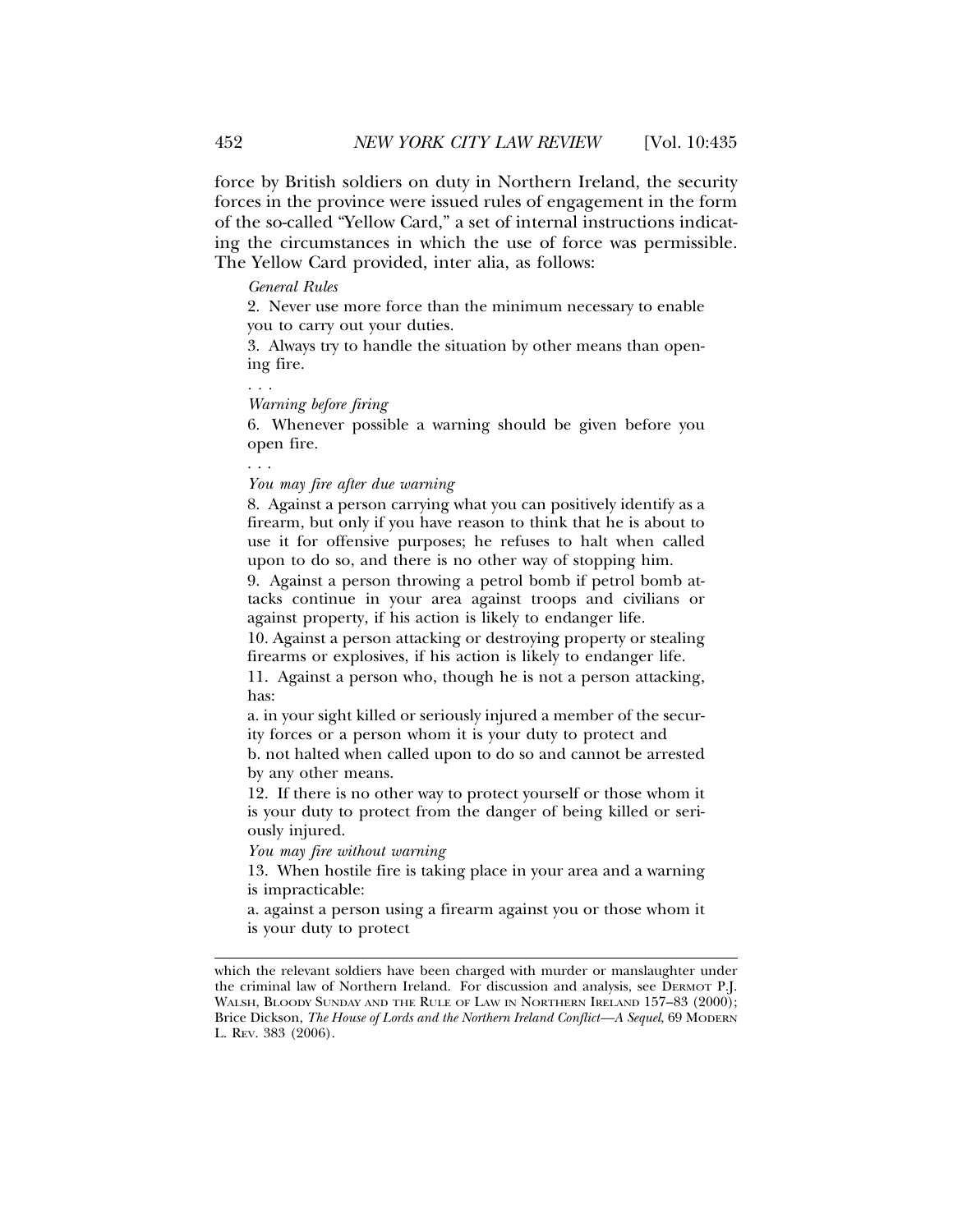force by British soldiers on duty in Northern Ireland, the security forces in the province were issued rules of engagement in the form of the so-called "Yellow Card," a set of internal instructions indicating the circumstances in which the use of force was permissible. The Yellow Card provided, inter alia, as follows:

> *General Rules*
>
> 2. Never use more force than the minimum necessary to enable you to carry out your duties.
>
> 3. Always try to handle the situation by other means than opening fire.
>
> . . .
>
> *Warning before firing*
>
> 6. Whenever possible a warning should be given before you open fire.
>
> . . .
>
> *You may fire after due warning*
>
> 8. Against a person carrying what you can positively identify as a firearm, but only if you have reason to think that he is about to use it for offensive purposes; he refuses to halt when called upon to do so, and there is no other way of stopping him.
>
> 9. Against a person throwing a petrol bomb if petrol bomb attacks continue in your area against troops and civilians or against property, if his action is likely to endanger life.
>
> 10. Against a person attacking or destroying property or stealing firearms or explosives, if his action is likely to endanger life.
>
> 11. Against a person who, though he is not a person attacking, has:
>
> a. in your sight killed or seriously injured a member of the security forces or a person whom it is your duty to protect and
>
> b. not halted when called upon to do so and cannot be arrested by any other means.
>
> 12. If there is no other way to protect yourself or those whom it is your duty to protect from the danger of being killed or seriously injured.
>
> *You may fire without warning*
>
> 13. When hostile fire is taking place in your area and a warning is impracticable:
>
> a. against a person using a firearm against you or those whom it is your duty to protect

---

which the relevant soldiers have been charged with murder or manslaughter under the criminal law of Northern Ireland. For discussion and analysis, see DERMOT P.J. WALSH, BLOODY SUNDAY AND THE RULE OF LAW IN NORTHERN IRELAND 157–83 (2000); Brice Dickson, *The House of Lords and the Northern Ireland Conflict—A Sequel*, 69 MODERN L. REV. 383 (2006).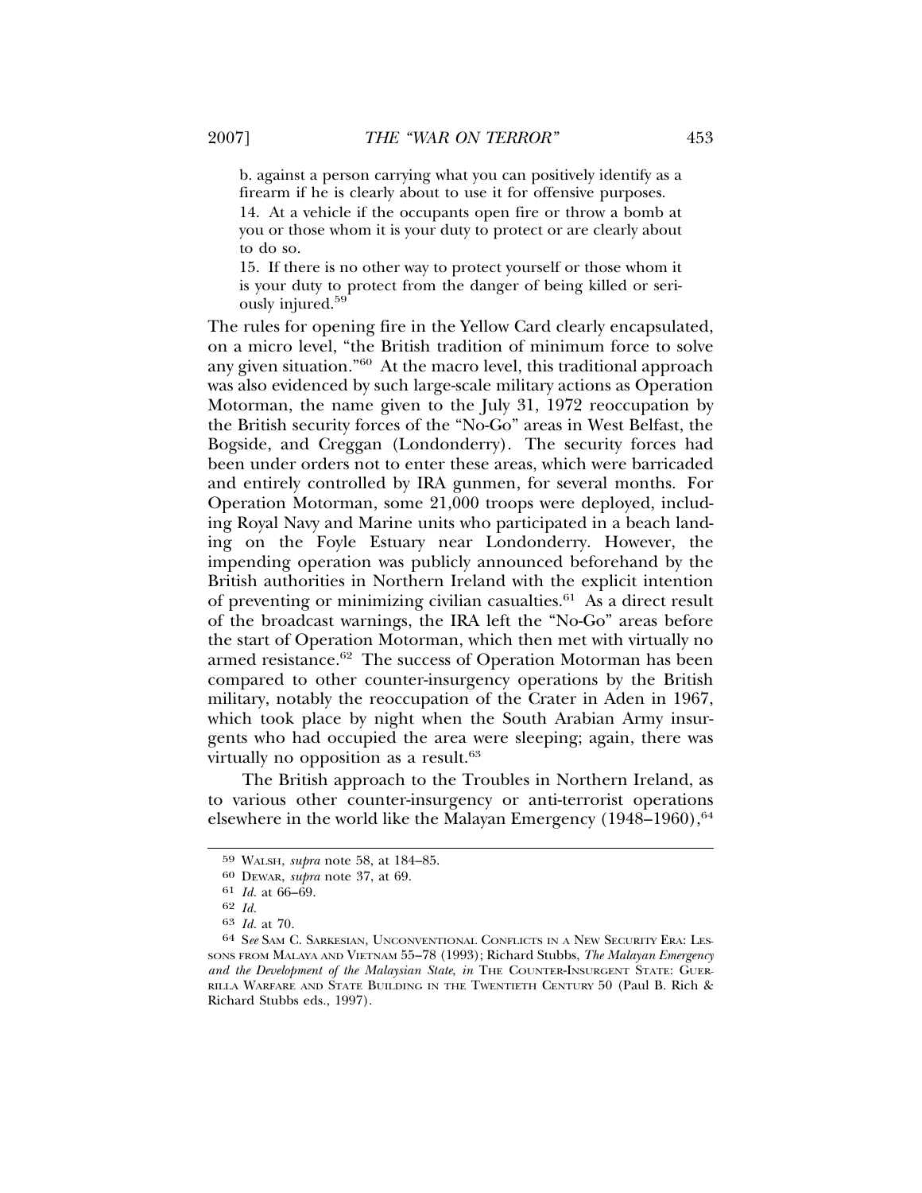b. against a person carrying what you can positively identify as a firearm if he is clearly about to use it for offensive purposes.

14. At a vehicle if the occupants open fire or throw a bomb at you or those whom it is your duty to protect or are clearly about to do so.

15. If there is no other way to protect yourself or those whom it is your duty to protect from the danger of being killed or seriously injured.[59]

The rules for opening fire in the Yellow Card clearly encapsulated, on a micro level, "the British tradition of minimum force to solve any given situation."[60] At the macro level, this traditional approach was also evidenced by such large-scale military actions as Operation Motorman, the name given to the July 31, 1972 reoccupation by the British security forces of the "No-Go" areas in West Belfast, the Bogside, and Creggan (Londonderry). The security forces had been under orders not to enter these areas, which were barricaded and entirely controlled by IRA gunmen, for several months. For Operation Motorman, some 21,000 troops were deployed, including Royal Navy and Marine units who participated in a beach landing on the Foyle Estuary near Londonderry. However, the impending operation was publicly announced beforehand by the British authorities in Northern Ireland with the explicit intention of preventing or minimizing civilian casualties.[61] As a direct result of the broadcast warnings, the IRA left the "No-Go" areas before the start of Operation Motorman, which then met with virtually no armed resistance.[62] The success of Operation Motorman has been compared to other counter-insurgency operations by the British military, notably the reoccupation of the Crater in Aden in 1967, which took place by night when the South Arabian Army insurgents who had occupied the area were sleeping; again, there was virtually no opposition as a result.[63]

The British approach to the Troubles in Northern Ireland, as to various other counter-insurgency or anti-terrorist operations elsewhere in the world like the Malayan Emergency (1948–1960),[64]

---

59 WALSH, *supra* note 58, at 184–85.

60 DEWAR, *supra* note 37, at 69.

61 *Id.* at 66–69.

62 *Id.*

63 *Id.* at 70.

64 S*ee* SAM C. SARKESIAN, UNCONVENTIONAL CONFLICTS IN A NEW SECURITY ERA: LESSONS FROM MALAYA AND VIETNAM 55–78 (1993); Richard Stubbs, *The Malayan Emergency and the Development of the Malaysian State*, *in* THE COUNTER-INSURGENT STATE: GUERRILLA WARFARE AND STATE BUILDING IN THE TWENTIETH CENTURY 50 (Paul B. Rich & Richard Stubbs eds., 1997).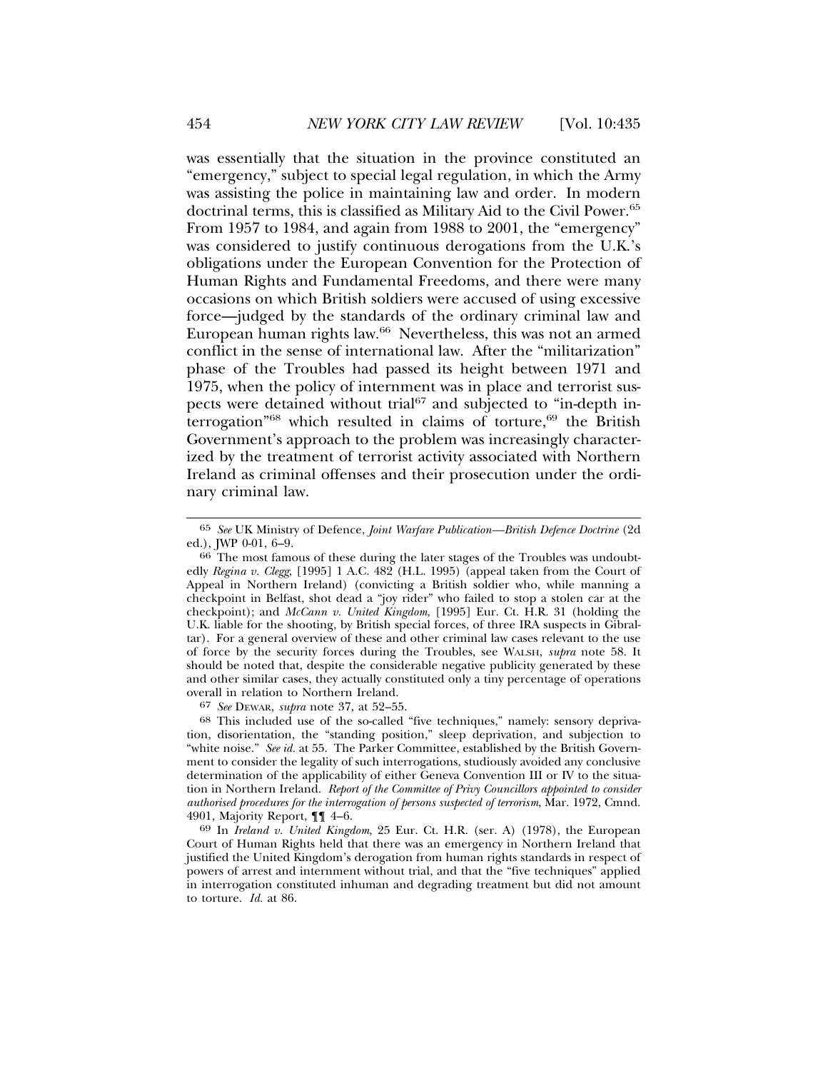was essentially that the situation in the province constituted an "emergency," subject to special legal regulation, in which the Army was assisting the police in maintaining law and order. In modern doctrinal terms, this is classified as Military Aid to the Civil Power.[65] From 1957 to 1984, and again from 1988 to 2001, the "emergency" was considered to justify continuous derogations from the U.K.'s obligations under the European Convention for the Protection of Human Rights and Fundamental Freedoms, and there were many occasions on which British soldiers were accused of using excessive force—judged by the standards of the ordinary criminal law and European human rights law.[66] Nevertheless, this was not an armed conflict in the sense of international law. After the "militarization" phase of the Troubles had passed its height between 1971 and 1975, when the policy of internment was in place and terrorist suspects were detained without trial[67] and subjected to "in-depth interrogation"[68] which resulted in claims of torture,[69] the British Government's approach to the problem was increasingly characterized by the treatment of terrorist activity associated with Northern Ireland as criminal offenses and their prosecution under the ordinary criminal law.

---

65 *See* UK Ministry of Defence, *Joint Warfare Publication—British Defence Doctrine* (2d ed.), JWP 0-01, 6–9.

66 The most famous of these during the later stages of the Troubles was undoubtedly *Regina v. Clegg*, [1995] 1 A.C. 482 (H.L. 1995) (appeal taken from the Court of Appeal in Northern Ireland) (convicting a British soldier who, while manning a checkpoint in Belfast, shot dead a "joy rider" who failed to stop a stolen car at the checkpoint); and *McCann v. United Kingdom*, [1995] Eur. Ct. H.R. 31 (holding the U.K. liable for the shooting, by British special forces, of three IRA suspects in Gibraltar). For a general overview of these and other criminal law cases relevant to the use of force by the security forces during the Troubles, see WALSH, *supra* note 58. It should be noted that, despite the considerable negative publicity generated by these and other similar cases, they actually constituted only a tiny percentage of operations overall in relation to Northern Ireland.

67 *See* DEWAR, *supra* note 37, at 52–55.

68 This included use of the so-called "five techniques," namely: sensory deprivation, disorientation, the "standing position," sleep deprivation, and subjection to "white noise." *See id.* at 55. The Parker Committee, established by the British Government to consider the legality of such interrogations, studiously avoided any conclusive determination of the applicability of either Geneva Convention III or IV to the situation in Northern Ireland. *Report of the Committee of Privy Councillors appointed to consider authorised procedures for the interrogation of persons suspected of terrorism*, Mar. 1972, Cmnd. 4901, Majority Report, ¶¶ 4–6.

69 In *Ireland v. United Kingdom*, 25 Eur. Ct. H.R. (ser. A) (1978), the European Court of Human Rights held that there was an emergency in Northern Ireland that justified the United Kingdom's derogation from human rights standards in respect of powers of arrest and internment without trial, and that the "five techniques" applied in interrogation constituted inhuman and degrading treatment but did not amount to torture. *Id.* at 86.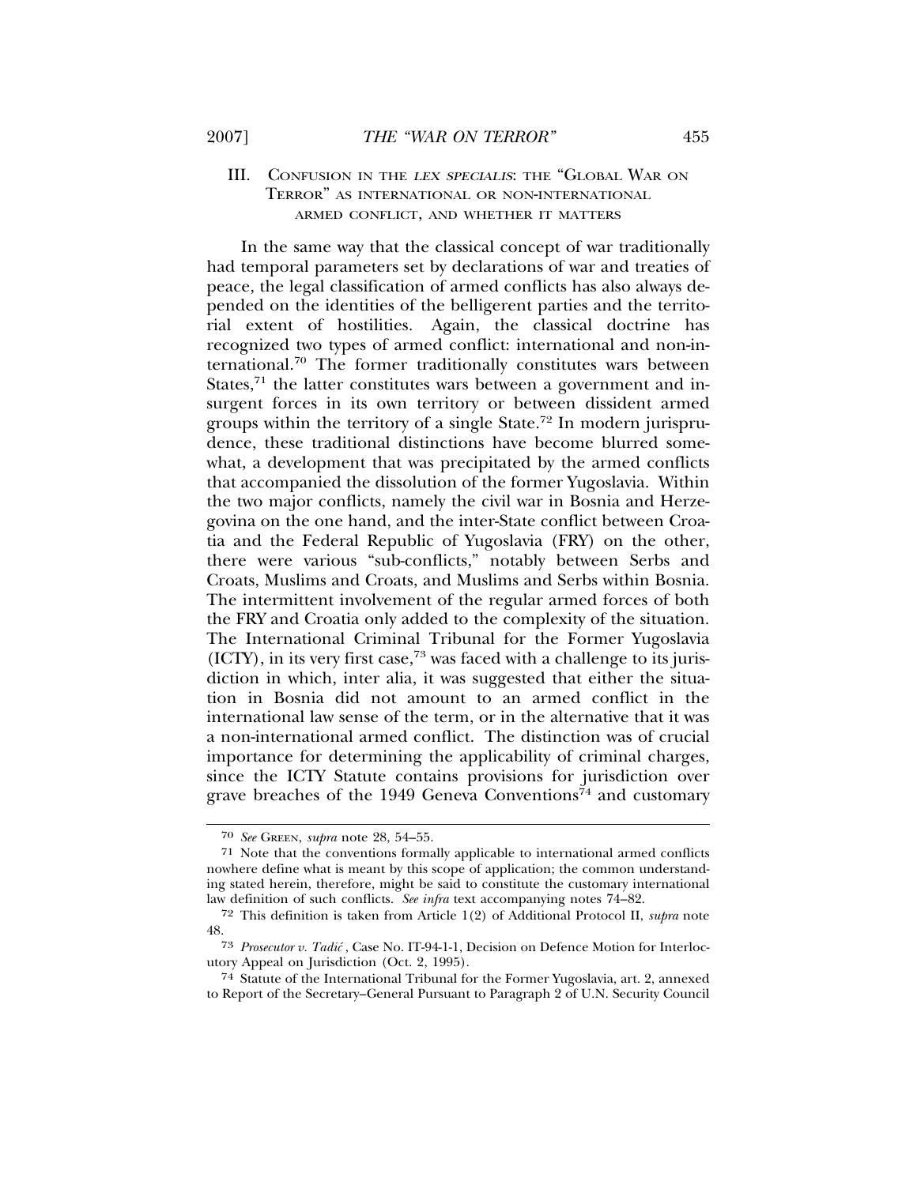## III. Confusion in the *lex specialis*: the "Global War on Terror" as international or non-international armed conflict, and whether it matters

In the same way that the classical concept of war traditionally had temporal parameters set by declarations of war and treaties of peace, the legal classification of armed conflicts has also always depended on the identities of the belligerent parties and the territorial extent of hostilities. Again, the classical doctrine has recognized two types of armed conflict: international and non-international.[70] The former traditionally constitutes wars between States,[71] the latter constitutes wars between a government and insurgent forces in its own territory or between dissident armed groups within the territory of a single State.[72] In modern jurisprudence, these traditional distinctions have become blurred somewhat, a development that was precipitated by the armed conflicts that accompanied the dissolution of the former Yugoslavia. Within the two major conflicts, namely the civil war in Bosnia and Herzegovina on the one hand, and the inter-State conflict between Croatia and the Federal Republic of Yugoslavia (FRY) on the other, there were various "sub-conflicts," notably between Serbs and Croats, Muslims and Croats, and Muslims and Serbs within Bosnia. The intermittent involvement of the regular armed forces of both the FRY and Croatia only added to the complexity of the situation. The International Criminal Tribunal for the Former Yugoslavia (ICTY), in its very first case,[73] was faced with a challenge to its jurisdiction in which, inter alia, it was suggested that either the situation in Bosnia did not amount to an armed conflict in the international law sense of the term, or in the alternative that it was a non-international armed conflict. The distinction was of crucial importance for determining the applicability of criminal charges, since the ICTY Statute contains provisions for jurisdiction over grave breaches of the 1949 Geneva Conventions[74] and customary

---

70 *See* Green, *supra* note 28, 54–55.

71 Note that the conventions formally applicable to international armed conflicts nowhere define what is meant by this scope of application; the common understanding stated herein, therefore, might be said to constitute the customary international law definition of such conflicts. *See infra* text accompanying notes 74–82.

72 This definition is taken from Article 1(2) of Additional Protocol II, *supra* note 48.

73 *Prosecutor v. Tadić*, Case No. IT-94-1-1, Decision on Defence Motion for Interlocutory Appeal on Jurisdiction (Oct. 2, 1995).

74 Statute of the International Tribunal for the Former Yugoslavia, art. 2, annexed to Report of the Secretary–General Pursuant to Paragraph 2 of U.N. Security Council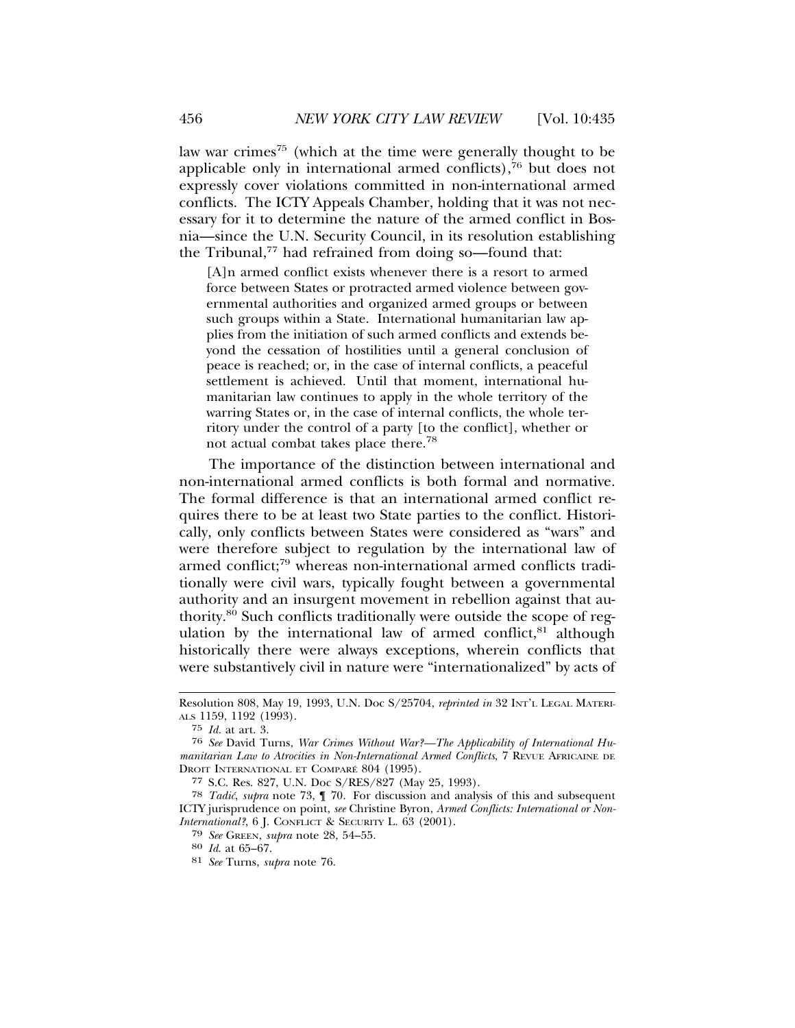law war crimes[75] (which at the time were generally thought to be applicable only in international armed conflicts),[76] but does not expressly cover violations committed in non-international armed conflicts. The ICTY Appeals Chamber, holding that it was not necessary for it to determine the nature of the armed conflict in Bosnia—since the U.N. Security Council, in its resolution establishing the Tribunal,[77] had refrained from doing so—found that:

> [A]n armed conflict exists whenever there is a resort to armed force between States or protracted armed violence between governmental authorities and organized armed groups or between such groups within a State. International humanitarian law applies from the initiation of such armed conflicts and extends beyond the cessation of hostilities until a general conclusion of peace is reached; or, in the case of internal conflicts, a peaceful settlement is achieved. Until that moment, international humanitarian law continues to apply in the whole territory of the warring States or, in the case of internal conflicts, the whole territory under the control of a party [to the conflict], whether or not actual combat takes place there.[78]

The importance of the distinction between international and non-international armed conflicts is both formal and normative. The formal difference is that an international armed conflict requires there to be at least two State parties to the conflict. Historically, only conflicts between States were considered as "wars" and were therefore subject to regulation by the international law of armed conflict;[79] whereas non-international armed conflicts traditionally were civil wars, typically fought between a governmental authority and an insurgent movement in rebellion against that authority.[80] Such conflicts traditionally were outside the scope of regulation by the international law of armed conflict,[81] although historically there were always exceptions, wherein conflicts that were substantively civil in nature were "internationalized" by acts of

---

Resolution 808, May 19, 1993, U.N. Doc S/25704, *reprinted in* 32 INT'L LEGAL MATERIALS 1159, 1192 (1993).

[75] *Id.* at art. 3.

[76] *See* David Turns, *War Crimes Without War?—The Applicability of International Humanitarian Law to Atrocities in Non-International Armed Conflicts*, 7 REVUE AFRICAINE DE DROIT INTERNATIONAL ET COMPARÉ 804 (1995).

[77] S.C. Res. 827, U.N. Doc S/RES/827 (May 25, 1993).

[78] *Tadić*, *supra* note 73, ¶ 70. For discussion and analysis of this and subsequent ICTY jurisprudence on point, *see* Christine Byron, *Armed Conflicts: International or Non-International?*, 6 J. CONFLICT & SECURITY L. 63 (2001).

[79] *See* GREEN, *supra* note 28, 54–55.

[80] *Id.* at 65–67.

[81] *See* Turns, *supra* note 76.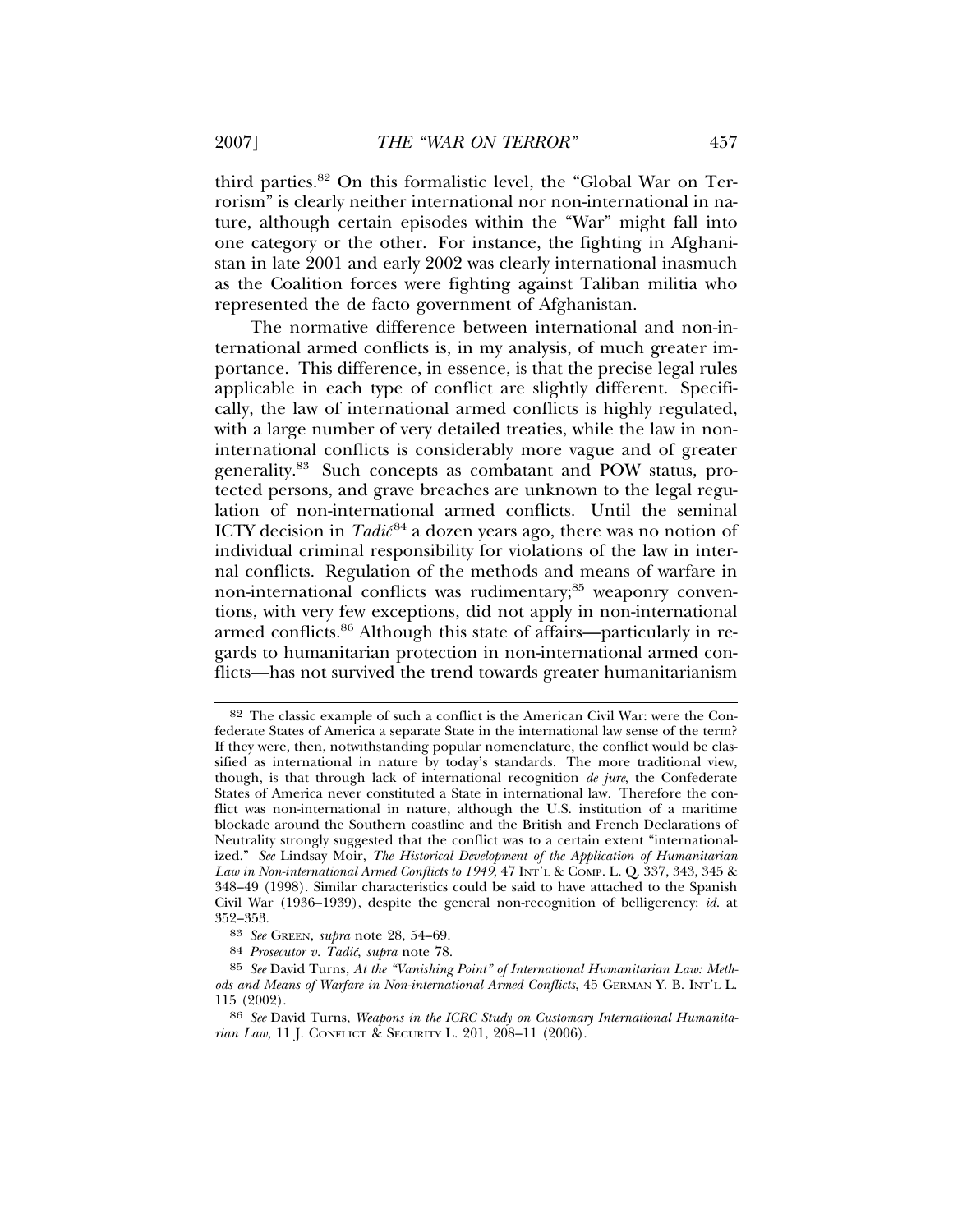third parties.[82] On this formalistic level, the "Global War on Terrorism" is clearly neither international nor non-international in nature, although certain episodes within the "War" might fall into one category or the other. For instance, the fighting in Afghanistan in late 2001 and early 2002 was clearly international inasmuch as the Coalition forces were fighting against Taliban militia who represented the de facto government of Afghanistan.

The normative difference between international and non-international armed conflicts is, in my analysis, of much greater importance. This difference, in essence, is that the precise legal rules applicable in each type of conflict are slightly different. Specifically, the law of international armed conflicts is highly regulated, with a large number of very detailed treaties, while the law in non-international conflicts is considerably more vague and of greater generality.[83] Such concepts as combatant and POW status, protected persons, and grave breaches are unknown to the legal regulation of non-international armed conflicts. Until the seminal ICTY decision in *Tadić*[84] a dozen years ago, there was no notion of individual criminal responsibility for violations of the law in internal conflicts. Regulation of the methods and means of warfare in non-international conflicts was rudimentary;[85] weaponry conventions, with very few exceptions, did not apply in non-international armed conflicts.[86] Although this state of affairs—particularly in regards to humanitarian protection in non-international armed conflicts—has not survived the trend towards greater humanitarianism

---

[82] The classic example of such a conflict is the American Civil War: were the Confederate States of America a separate State in the international law sense of the term? If they were, then, notwithstanding popular nomenclature, the conflict would be classified as international in nature by today's standards. The more traditional view, though, is that through lack of international recognition *de jure*, the Confederate States of America never constituted a State in international law. Therefore the conflict was non-international in nature, although the U.S. institution of a maritime blockade around the Southern coastline and the British and French Declarations of Neutrality strongly suggested that the conflict was to a certain extent "internationalized." *See* Lindsay Moir, *The Historical Development of the Application of Humanitarian Law in Non-international Armed Conflicts to 1949*, 47 INT'L & COMP. L. Q. 337, 343, 345 & 348–49 (1998). Similar characteristics could be said to have attached to the Spanish Civil War (1936–1939), despite the general non-recognition of belligerency: *id.* at 352–353.

[83] *See* GREEN, *supra* note 28, 54–69.

[84] *Prosecutor v. Tadić*, *supra* note 78.

[85] *See* David Turns, *At the "Vanishing Point" of International Humanitarian Law: Methods and Means of Warfare in Non-international Armed Conflicts*, 45 GERMAN Y. B. INT'L L. 115 (2002).

[86] *See* David Turns, *Weapons in the ICRC Study on Customary International Humanitarian Law*, 11 J. CONFLICT & SECURITY L. 201, 208–11 (2006).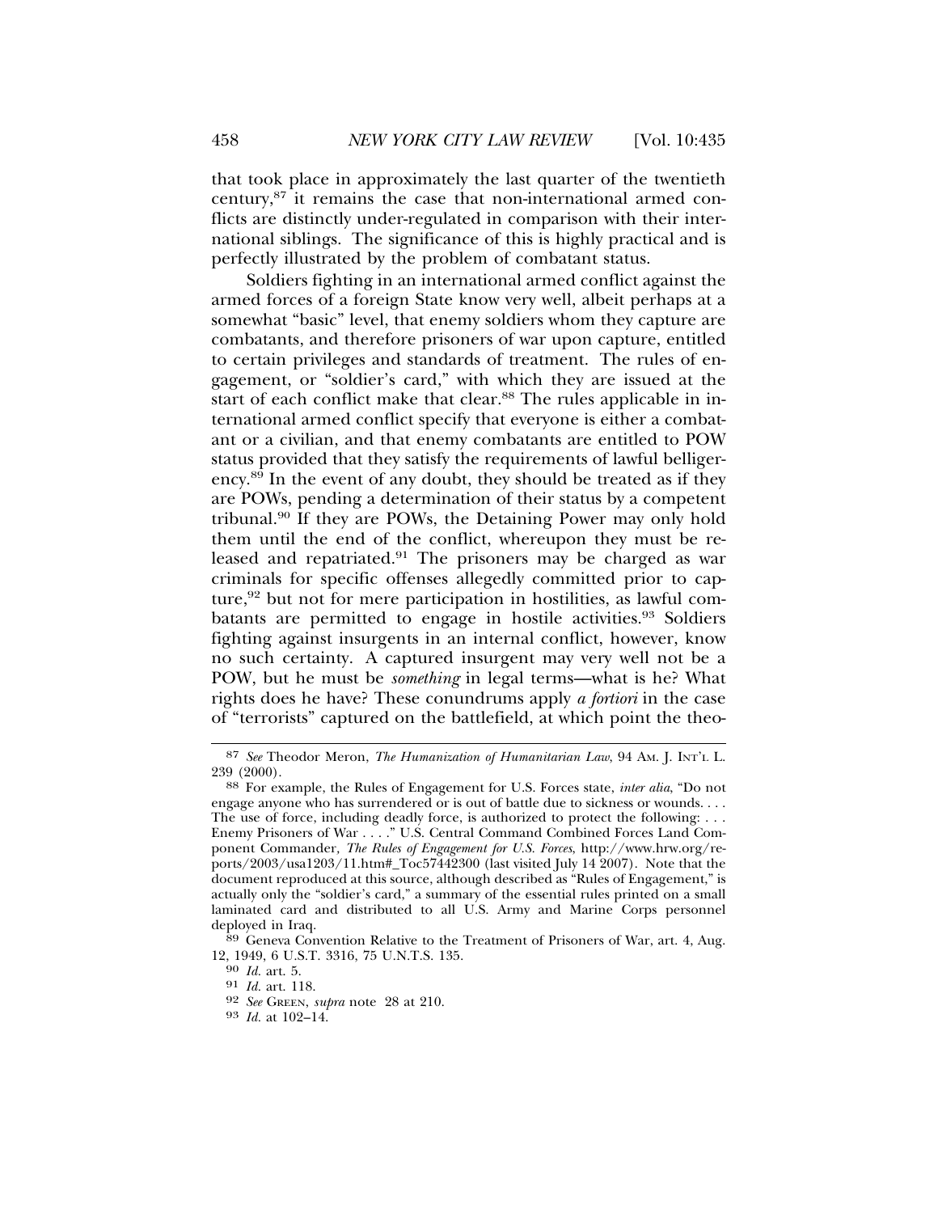that took place in approximately the last quarter of the twentieth century,[87] it remains the case that non-international armed conflicts are distinctly under-regulated in comparison with their international siblings. The significance of this is highly practical and is perfectly illustrated by the problem of combatant status.

Soldiers fighting in an international armed conflict against the armed forces of a foreign State know very well, albeit perhaps at a somewhat "basic" level, that enemy soldiers whom they capture are combatants, and therefore prisoners of war upon capture, entitled to certain privileges and standards of treatment. The rules of engagement, or "soldier's card," with which they are issued at the start of each conflict make that clear.[88] The rules applicable in international armed conflict specify that everyone is either a combatant or a civilian, and that enemy combatants are entitled to POW status provided that they satisfy the requirements of lawful belligerency.[89] In the event of any doubt, they should be treated as if they are POWs, pending a determination of their status by a competent tribunal.[90] If they are POWs, the Detaining Power may only hold them until the end of the conflict, whereupon they must be released and repatriated.[91] The prisoners may be charged as war criminals for specific offenses allegedly committed prior to capture,[92] but not for mere participation in hostilities, as lawful combatants are permitted to engage in hostile activities.[93] Soldiers fighting against insurgents in an internal conflict, however, know no such certainty. A captured insurgent may very well not be a POW, but he must be *something* in legal terms—what is he? What rights does he have? These conundrums apply *a fortiori* in the case of "terrorists" captured on the battlefield, at which point the theo-

---

87 *See* Theodor Meron, *The Humanization of Humanitarian Law*, 94 AM. J. INT'L L. 239 (2000).

88 For example, the Rules of Engagement for U.S. Forces state, *inter alia*, "Do not engage anyone who has surrendered or is out of battle due to sickness or wounds. . . . The use of force, including deadly force, is authorized to protect the following: . . . Enemy Prisoners of War . . . ." U.S. Central Command Combined Forces Land Component Commander, *The Rules of Engagement for U.S. Forces*, http://www.hrw.org/reports/2003/usa1203/11.htm#_Toc57442300 (last visited July 14 2007). Note that the document reproduced at this source, although described as "Rules of Engagement," is actually only the "soldier's card," a summary of the essential rules printed on a small laminated card and distributed to all U.S. Army and Marine Corps personnel deployed in Iraq.

89 Geneva Convention Relative to the Treatment of Prisoners of War, art. 4, Aug. 12, 1949, 6 U.S.T. 3316, 75 U.N.T.S. 135.

90 *Id.* art. 5.

91 *Id.* art. 118.

92 *See* GREEN, *supra* note 28 at 210.

93 *Id.* at 102–14.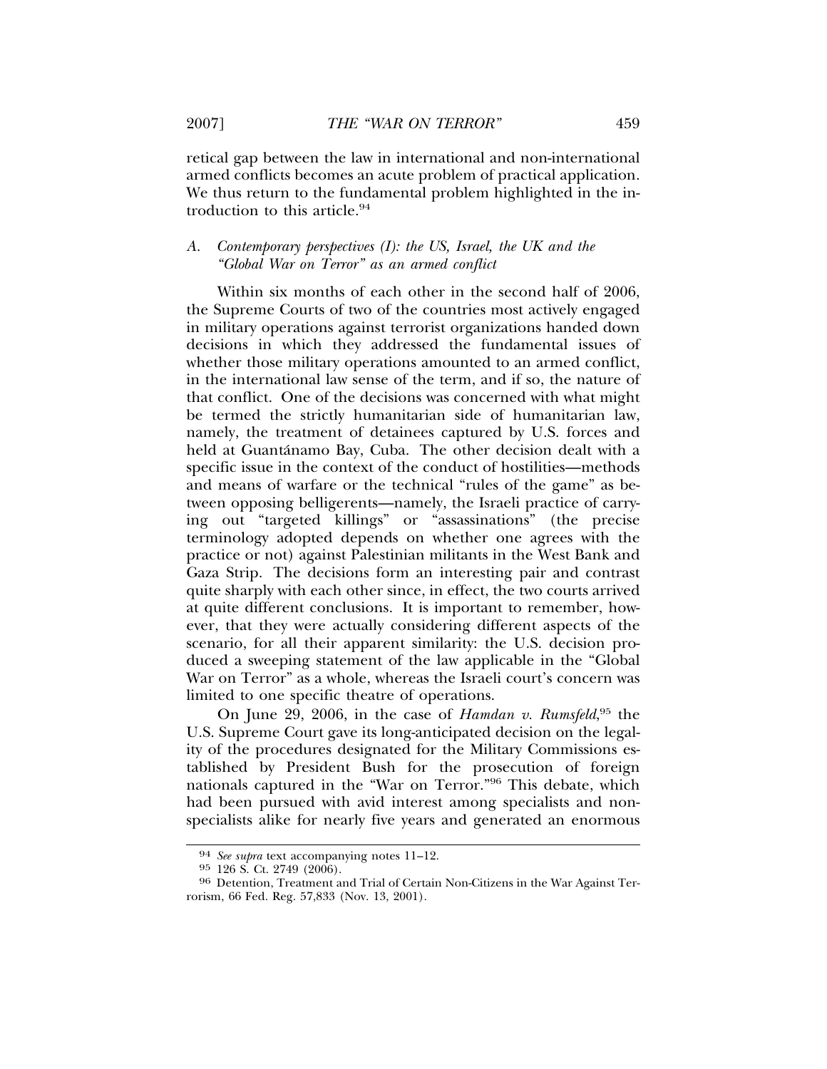retical gap between the law in international and non-international armed conflicts becomes an acute problem of practical application. We thus return to the fundamental problem highlighted in the introduction to this article.[94]

### A. *Contemporary perspectives (I): the US, Israel, the UK and the "Global War on Terror" as an armed conflict*

Within six months of each other in the second half of 2006, the Supreme Courts of two of the countries most actively engaged in military operations against terrorist organizations handed down decisions in which they addressed the fundamental issues of whether those military operations amounted to an armed conflict, in the international law sense of the term, and if so, the nature of that conflict. One of the decisions was concerned with what might be termed the strictly humanitarian side of humanitarian law, namely, the treatment of detainees captured by U.S. forces and held at Guantánamo Bay, Cuba. The other decision dealt with a specific issue in the context of the conduct of hostilities—methods and means of warfare or the technical "rules of the game" as between opposing belligerents—namely, the Israeli practice of carrying out "targeted killings" or "assassinations" (the precise terminology adopted depends on whether one agrees with the practice or not) against Palestinian militants in the West Bank and Gaza Strip. The decisions form an interesting pair and contrast quite sharply with each other since, in effect, the two courts arrived at quite different conclusions. It is important to remember, however, that they were actually considering different aspects of the scenario, for all their apparent similarity: the U.S. decision produced a sweeping statement of the law applicable in the "Global War on Terror" as a whole, whereas the Israeli court's concern was limited to one specific theatre of operations.

On June 29, 2006, in the case of *Hamdan v. Rumsfeld*,[95] the U.S. Supreme Court gave its long-anticipated decision on the legality of the procedures designated for the Military Commissions established by President Bush for the prosecution of foreign nationals captured in the "War on Terror."[96] This debate, which had been pursued with avid interest among specialists and non-specialists alike for nearly five years and generated an enormous

---

94 *See supra* text accompanying notes 11–12.

95 126 S. Ct. 2749 (2006).

96 Detention, Treatment and Trial of Certain Non-Citizens in the War Against Terrorism, 66 Fed. Reg. 57,833 (Nov. 13, 2001).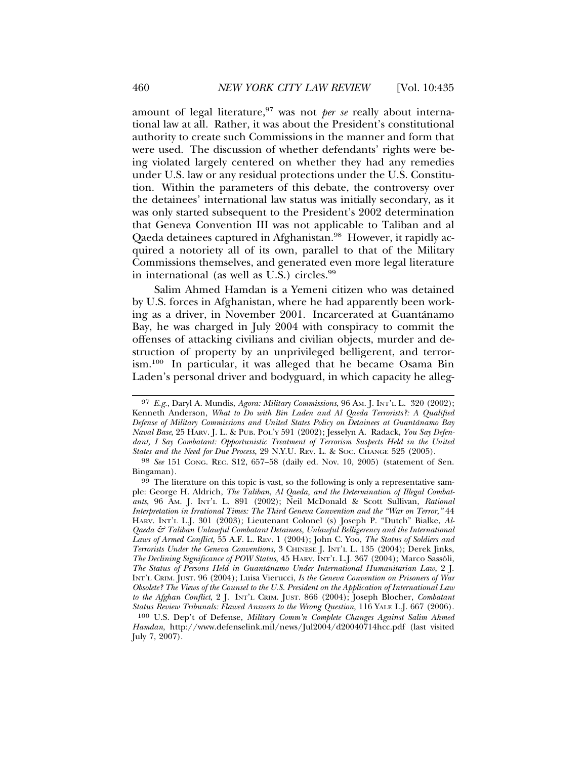amount of legal literature,[97] was not *per se* really about international law at all. Rather, it was about the President's constitutional authority to create such Commissions in the manner and form that were used. The discussion of whether defendants' rights were being violated largely centered on whether they had any remedies under U.S. law or any residual protections under the U.S. Constitution. Within the parameters of this debate, the controversy over the detainees' international law status was initially secondary, as it was only started subsequent to the President's 2002 determination that Geneva Convention III was not applicable to Taliban and al Qaeda detainees captured in Afghanistan.[98] However, it rapidly acquired a notoriety all of its own, parallel to that of the Military Commissions themselves, and generated even more legal literature in international (as well as U.S.) circles.[99]

Salim Ahmed Hamdan is a Yemeni citizen who was detained by U.S. forces in Afghanistan, where he had apparently been working as a driver, in November 2001. Incarcerated at Guantánamo Bay, he was charged in July 2004 with conspiracy to commit the offenses of attacking civilians and civilian objects, murder and destruction of property by an unprivileged belligerent, and terrorism.[100] In particular, it was alleged that he became Osama Bin Laden's personal driver and bodyguard, in which capacity he alleg-

---

97 *E.g.*, Daryl A. Mundis, *Agora: Military Commissions*, 96 AM. J. INT'L L. 320 (2002); Kenneth Anderson, *What to Do with Bin Laden and Al Qaeda Terrorists?: A Qualified Defense of Military Commissions and United States Policy on Detainees at Guantánamo Bay Naval Base*, 25 HARV. J. L. & PUB. POL'Y 591 (2002); Jesselyn A. Radack, *You Say Defendant, I Say Combatant: Opportunistic Treatment of Terrorism Suspects Held in the United States and the Need for Due Process*, 29 N.Y.U. REV. L. & SOC. CHANGE 525 (2005).

98 *See* 151 CONG. REC. S12, 657–58 (daily ed. Nov. 10, 2005) (statement of Sen. Bingaman).

99 The literature on this topic is vast, so the following is only a representative sample: George H. Aldrich, *The Taliban, Al Qaeda, and the Determination of Illegal Combatants*, 96 AM. J. INT'L L. 891 (2002); Neil McDonald & Scott Sullivan, *Rational Interpretation in Irrational Times: The Third Geneva Convention and the "War on Terror,"* 44 HARV. INT'L L.J. 301 (2003); Lieutenant Colonel (s) Joseph P. "Dutch" Bialke, *Al-Qaeda & Taliban Unlawful Combatant Detainees, Unlawful Belligerency and the International Laws of Armed Conflict*, 55 A.F. L. REV. 1 (2004); John C. Yoo, *The Status of Soldiers and Terrorists Under the Geneva Conventions*, 3 CHINESE J. INT'L L. 135 (2004); Derek Jinks, *The Declining Significance of POW Status*, 45 HARV. INT'L L.J. 367 (2004); Marco Sassòli, *The Status of Persons Held in Guantánamo Under International Humanitarian Law*, 2 J. INT'L CRIM. JUST. 96 (2004); Luisa Vierucci, *Is the Geneva Convention on Prisoners of War Obsolete? The Views of the Counsel to the U.S. President on the Application of International Law to the Afghan Conflict*, 2 J. INT'L CRIM. JUST. 866 (2004); Joseph Blocher, *Combatant Status Review Tribunals: Flawed Answers to the Wrong Question*, 116 YALE L.J. 667 (2006).

100 U.S. Dep't of Defense, *Military Comm'n Complete Changes Against Salim Ahmed Hamdan*, http://www.defenselink.mil/news/Jul2004/d20040714hcc.pdf (last visited July 7, 2007).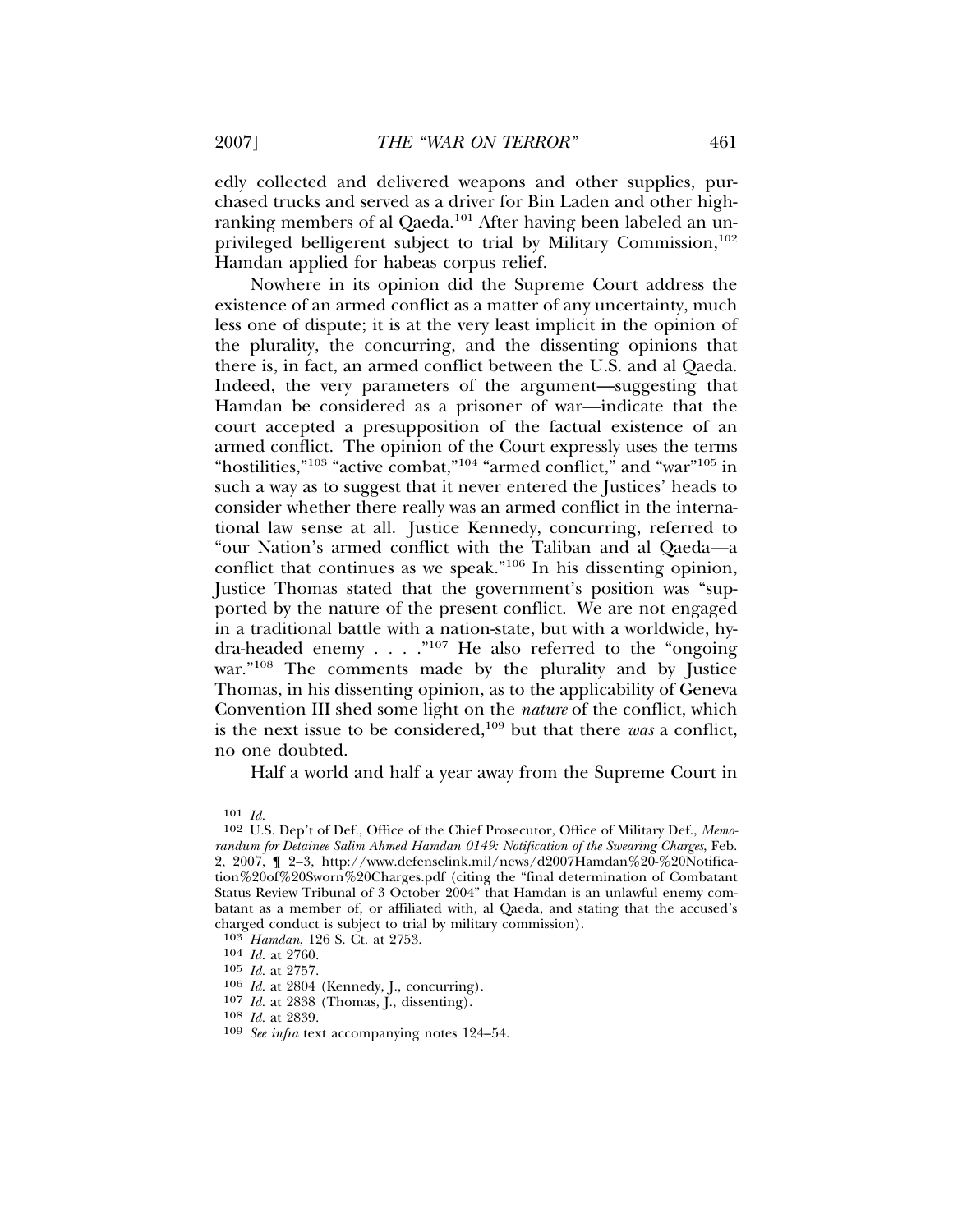edly collected and delivered weapons and other supplies, purchased trucks and served as a driver for Bin Laden and other high-ranking members of al Qaeda.[101] After having been labeled an unprivileged belligerent subject to trial by Military Commission,[102] Hamdan applied for habeas corpus relief.

Nowhere in its opinion did the Supreme Court address the existence of an armed conflict as a matter of any uncertainty, much less one of dispute; it is at the very least implicit in the opinion of the plurality, the concurring, and the dissenting opinions that there is, in fact, an armed conflict between the U.S. and al Qaeda. Indeed, the very parameters of the argument—suggesting that Hamdan be considered as a prisoner of war—indicate that the court accepted a presupposition of the factual existence of an armed conflict. The opinion of the Court expressly uses the terms "hostilities,"[103] "active combat,"[104] "armed conflict," and "war"[105] in such a way as to suggest that it never entered the Justices' heads to consider whether there really was an armed conflict in the international law sense at all. Justice Kennedy, concurring, referred to "our Nation's armed conflict with the Taliban and al Qaeda—a conflict that continues as we speak."[106] In his dissenting opinion, Justice Thomas stated that the government's position was "supported by the nature of the present conflict. We are not engaged in a traditional battle with a nation-state, but with a worldwide, hydra-headed enemy . . . ."[107] He also referred to the "ongoing war."[108] The comments made by the plurality and by Justice Thomas, in his dissenting opinion, as to the applicability of Geneva Convention III shed some light on the *nature* of the conflict, which is the next issue to be considered,[109] but that there *was* a conflict, no one doubted.

Half a world and half a year away from the Supreme Court in

---

[101] *Id.*

[102] U.S. Dep't of Def., Office of the Chief Prosecutor, Office of Military Def., *Memorandum for Detainee Salim Ahmed Hamdan 0149: Notification of the Swearing Charges*, Feb. 2, 2007, ¶ 2–3, http://www.defenselink.mil/news/d2007Hamdan%20-%20Notification%20of%20Sworn%20Charges.pdf (citing the "final determination of Combatant Status Review Tribunal of 3 October 2004" that Hamdan is an unlawful enemy combatant as a member of, or affiliated with, al Qaeda, and stating that the accused's charged conduct is subject to trial by military commission).

[103] *Hamdan*, 126 S. Ct. at 2753.

[104] *Id.* at 2760.

[105] *Id.* at 2757.

[106] *Id.* at 2804 (Kennedy, J., concurring).

[107] *Id.* at 2838 (Thomas, J., dissenting).

[108] *Id.* at 2839.

[109] *See infra* text accompanying notes 124–54.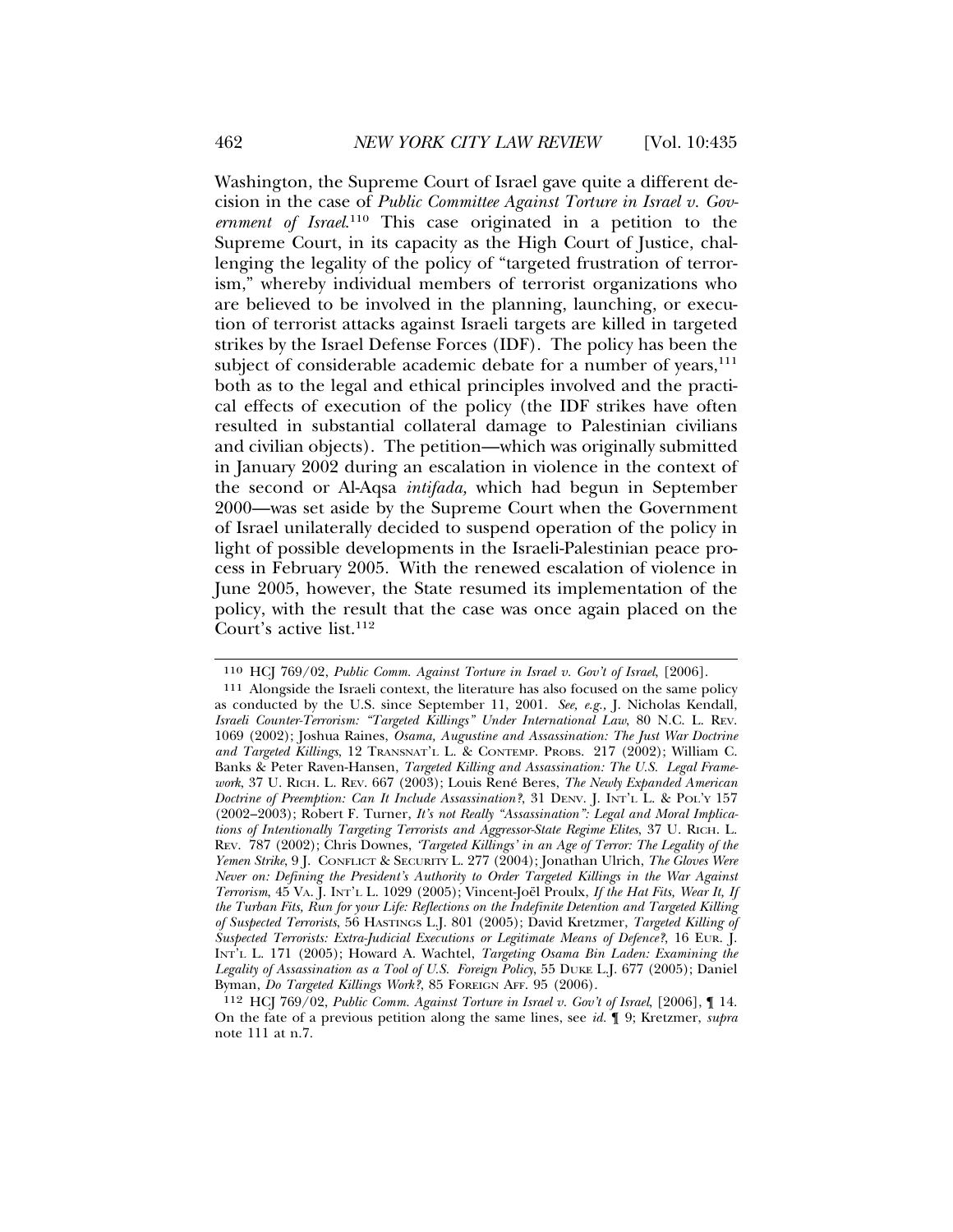Washington, the Supreme Court of Israel gave quite a different decision in the case of *Public Committee Against Torture in Israel v. Government of Israel*.[110] This case originated in a petition to the Supreme Court, in its capacity as the High Court of Justice, challenging the legality of the policy of "targeted frustration of terrorism," whereby individual members of terrorist organizations who are believed to be involved in the planning, launching, or execution of terrorist attacks against Israeli targets are killed in targeted strikes by the Israel Defense Forces (IDF). The policy has been the subject of considerable academic debate for a number of years,[111] both as to the legal and ethical principles involved and the practical effects of execution of the policy (the IDF strikes have often resulted in substantial collateral damage to Palestinian civilians and civilian objects). The petition—which was originally submitted in January 2002 during an escalation in violence in the context of the second or Al-Aqsa *intifada,* which had begun in September 2000—was set aside by the Supreme Court when the Government of Israel unilaterally decided to suspend operation of the policy in light of possible developments in the Israeli-Palestinian peace process in February 2005. With the renewed escalation of violence in June 2005, however, the State resumed its implementation of the policy, with the result that the case was once again placed on the Court's active list.[112]

---

[110] HCJ 769/02, *Public Comm. Against Torture in Israel v. Gov't of Israel*, [2006].

[111] Alongside the Israeli context, the literature has also focused on the same policy as conducted by the U.S. since September 11, 2001. *See, e.g.,* J. Nicholas Kendall, *Israeli Counter-Terrorism: "Targeted Killings" Under International Law*, 80 N.C. L. REV. 1069 (2002); Joshua Raines, *Osama, Augustine and Assassination: The Just War Doctrine and Targeted Killings*, 12 TRANSNAT'L L. & CONTEMP. PROBS. 217 (2002); William C. Banks & Peter Raven-Hansen, *Targeted Killing and Assassination: The U.S. Legal Framework*, 37 U. RICH. L. REV. 667 (2003); Louis René Beres, *The Newly Expanded American Doctrine of Preemption: Can It Include Assassination?*, 31 DENV. J. INT'L L. & POL'Y 157 (2002–2003); Robert F. Turner, *It's not Really "Assassination": Legal and Moral Implications of Intentionally Targeting Terrorists and Aggressor-State Regime Elites*, 37 U. RICH. L. REV. 787 (2002); Chris Downes, *'Targeted Killings' in an Age of Terror: The Legality of the Yemen Strike*, 9 J. CONFLICT & SECURITY L. 277 (2004); Jonathan Ulrich, *The Gloves Were Never on: Defining the President's Authority to Order Targeted Killings in the War Against Terrorism*, 45 VA. J. INT'L L. 1029 (2005); Vincent-Joël Proulx, *If the Hat Fits, Wear It, If the Turban Fits, Run for your Life: Reflections on the Indefinite Detention and Targeted Killing of Suspected Terrorists*, 56 HASTINGS L.J. 801 (2005); David Kretzmer, *Targeted Killing of Suspected Terrorists: Extra-Judicial Executions or Legitimate Means of Defence?*, 16 EUR. J. INT'L L. 171 (2005); Howard A. Wachtel, *Targeting Osama Bin Laden: Examining the Legality of Assassination as a Tool of U.S. Foreign Policy*, 55 DUKE L.J. 677 (2005); Daniel Byman, *Do Targeted Killings Work?*, 85 FOREIGN AFF. 95 (2006).

[112] HCJ 769/02, *Public Comm. Against Torture in Israel v. Gov't of Israel*, [2006], ¶ 14. On the fate of a previous petition along the same lines, see *id.* ¶ 9; Kretzmer, *supra* note 111 at n.7.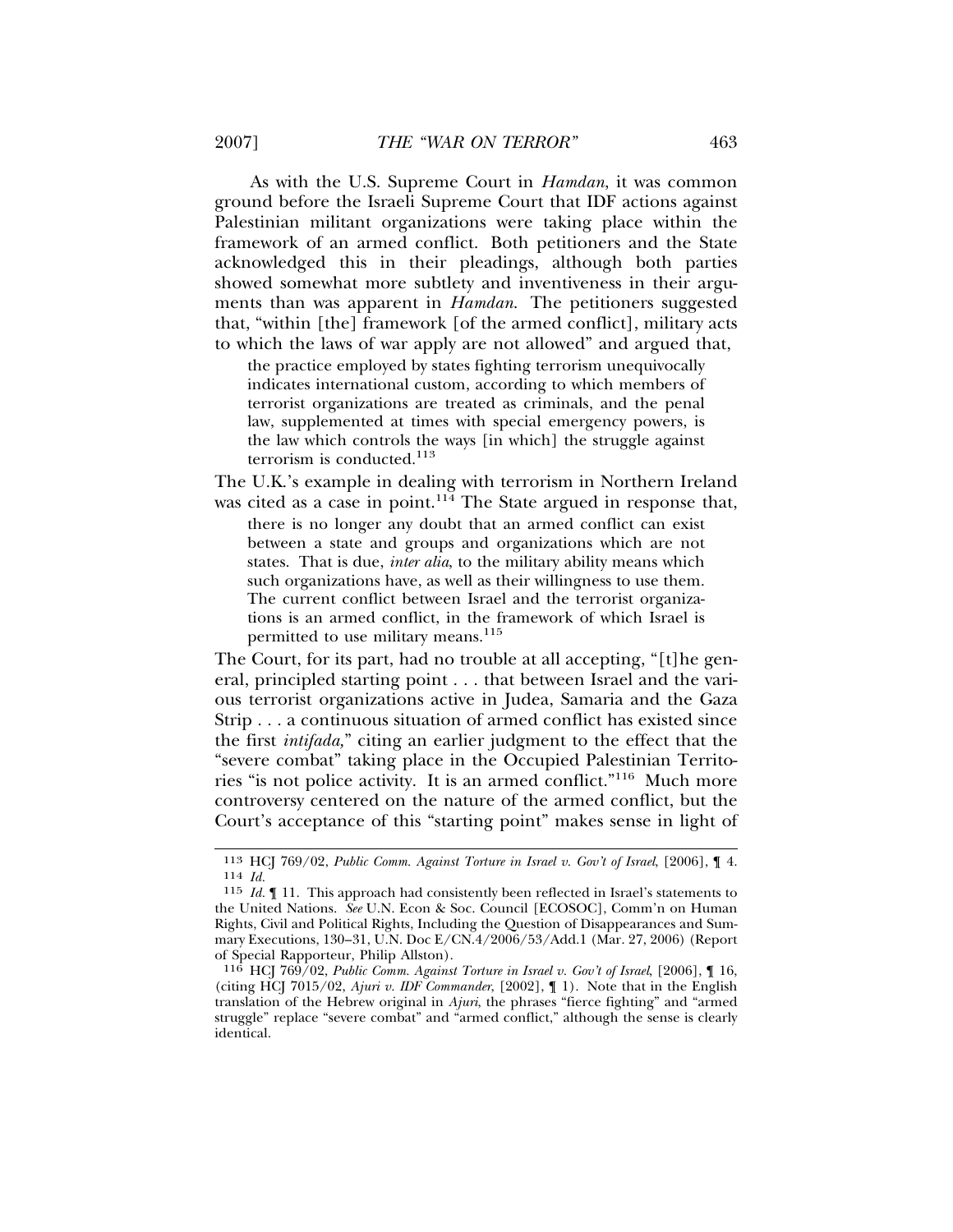As with the U.S. Supreme Court in *Hamdan*, it was common ground before the Israeli Supreme Court that IDF actions against Palestinian militant organizations were taking place within the framework of an armed conflict. Both petitioners and the State acknowledged this in their pleadings, although both parties showed somewhat more subtlety and inventiveness in their arguments than was apparent in *Hamdan*. The petitioners suggested that, "within [the] framework [of the armed conflict], military acts to which the laws of war apply are not allowed" and argued that,

> the practice employed by states fighting terrorism unequivocally indicates international custom, according to which members of terrorist organizations are treated as criminals, and the penal law, supplemented at times with special emergency powers, is the law which controls the ways [in which] the struggle against terrorism is conducted.[113]

The U.K.'s example in dealing with terrorism in Northern Ireland was cited as a case in point.[114] The State argued in response that,

> there is no longer any doubt that an armed conflict can exist between a state and groups and organizations which are not states. That is due, *inter alia*, to the military ability means which such organizations have, as well as their willingness to use them. The current conflict between Israel and the terrorist organizations is an armed conflict, in the framework of which Israel is permitted to use military means.[115]

The Court, for its part, had no trouble at all accepting, "[t]he general, principled starting point . . . that between Israel and the various terrorist organizations active in Judea, Samaria and the Gaza Strip . . . a continuous situation of armed conflict has existed since the first *intifada*," citing an earlier judgment to the effect that the "severe combat" taking place in the Occupied Palestinian Territories "is not police activity. It is an armed conflict."[116] Much more controversy centered on the nature of the armed conflict, but the Court's acceptance of this "starting point" makes sense in light of

---

113 HCJ 769/02, *Public Comm. Against Torture in Israel v. Gov't of Israel*, [2006], ¶ 4.

114 *Id.*

115 *Id.* ¶ 11. This approach had consistently been reflected in Israel's statements to the United Nations. *See* U.N. Econ & Soc. Council [ECOSOC], Comm'n on Human Rights, Civil and Political Rights, Including the Question of Disappearances and Summary Executions, 130–31, U.N. Doc E/CN.4/2006/53/Add.1 (Mar. 27, 2006) (Report of Special Rapporteur, Philip Allston).

116 HCJ 769/02, *Public Comm. Against Torture in Israel v. Gov't of Israel*, [2006], ¶ 16, (citing HCJ 7015/02, *Ajuri v. IDF Commander*, [2002], ¶ 1). Note that in the English translation of the Hebrew original in *Ajuri*, the phrases "fierce fighting" and "armed struggle" replace "severe combat" and "armed conflict," although the sense is clearly identical.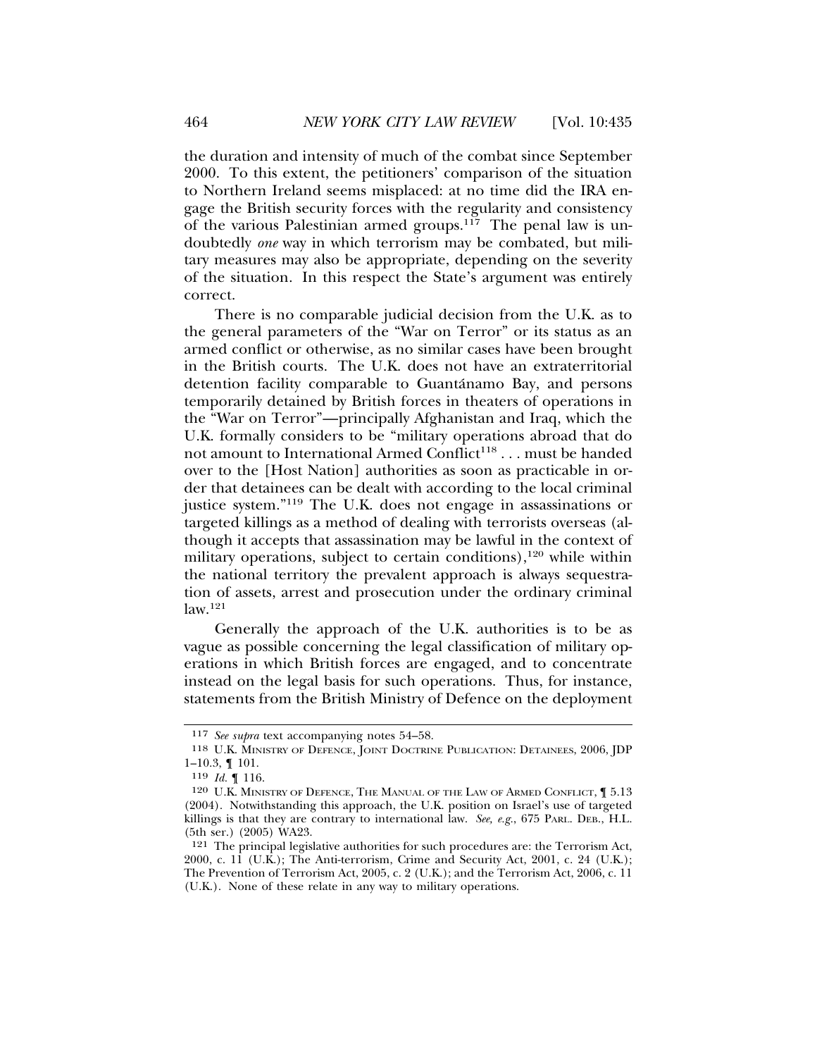the duration and intensity of much of the combat since September 2000. To this extent, the petitioners' comparison of the situation to Northern Ireland seems misplaced: at no time did the IRA engage the British security forces with the regularity and consistency of the various Palestinian armed groups.[117] The penal law is undoubtedly *one* way in which terrorism may be combated, but military measures may also be appropriate, depending on the severity of the situation. In this respect the State's argument was entirely correct.

There is no comparable judicial decision from the U.K. as to the general parameters of the "War on Terror" or its status as an armed conflict or otherwise, as no similar cases have been brought in the British courts. The U.K. does not have an extraterritorial detention facility comparable to Guantánamo Bay, and persons temporarily detained by British forces in theaters of operations in the "War on Terror"—principally Afghanistan and Iraq, which the U.K. formally considers to be "military operations abroad that do not amount to International Armed Conflict[118] . . . must be handed over to the [Host Nation] authorities as soon as practicable in order that detainees can be dealt with according to the local criminal justice system."[119] The U.K. does not engage in assassinations or targeted killings as a method of dealing with terrorists overseas (although it accepts that assassination may be lawful in the context of military operations, subject to certain conditions),[120] while within the national territory the prevalent approach is always sequestration of assets, arrest and prosecution under the ordinary criminal law.[121]

Generally the approach of the U.K. authorities is to be as vague as possible concerning the legal classification of military operations in which British forces are engaged, and to concentrate instead on the legal basis for such operations. Thus, for instance, statements from the British Ministry of Defence on the deployment

---

117 *See supra* text accompanying notes 54–58.

118 U.K. MINISTRY OF DEFENCE, JOINT DOCTRINE PUBLICATION: DETAINEES, 2006, JDP 1–10.3, ¶ 101.

119 *Id.* ¶ 116.

120 U.K. MINISTRY OF DEFENCE, THE MANUAL OF THE LAW OF ARMED CONFLICT, ¶ 5.13 (2004). Notwithstanding this approach, the U.K. position on Israel's use of targeted killings is that they are contrary to international law. *See, e.g.*, 675 PARL. DEB., H.L. (5th ser.) (2005) WA23.

121 The principal legislative authorities for such procedures are: the Terrorism Act, 2000, c. 11 (U.K.); The Anti-terrorism, Crime and Security Act, 2001, c. 24 (U.K.); The Prevention of Terrorism Act, 2005, c. 2 (U.K.); and the Terrorism Act, 2006, c. 11 (U.K.). None of these relate in any way to military operations.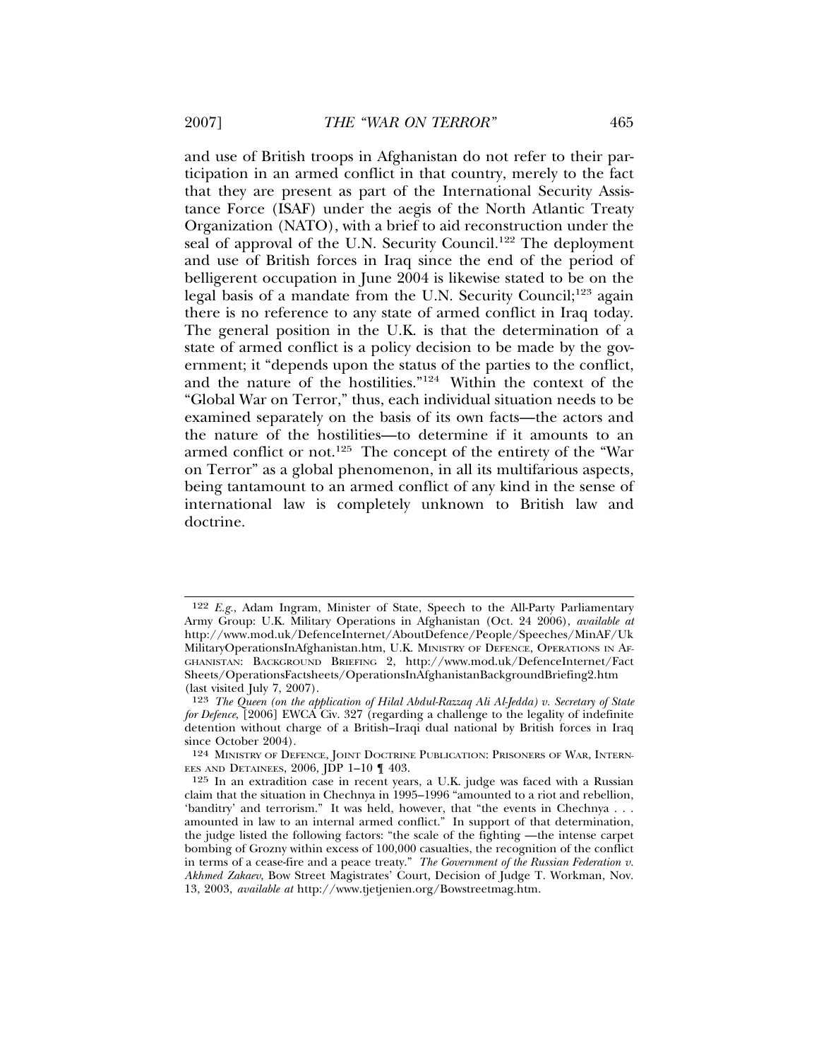and use of British troops in Afghanistan do not refer to their participation in an armed conflict in that country, merely to the fact that they are present as part of the International Security Assistance Force (ISAF) under the aegis of the North Atlantic Treaty Organization (NATO), with a brief to aid reconstruction under the seal of approval of the U.N. Security Council.[122] The deployment and use of British forces in Iraq since the end of the period of belligerent occupation in June 2004 is likewise stated to be on the legal basis of a mandate from the U.N. Security Council;[123] again there is no reference to any state of armed conflict in Iraq today. The general position in the U.K. is that the determination of a state of armed conflict is a policy decision to be made by the government; it "depends upon the status of the parties to the conflict, and the nature of the hostilities."[124] Within the context of the "Global War on Terror," thus, each individual situation needs to be examined separately on the basis of its own facts—the actors and the nature of the hostilities—to determine if it amounts to an armed conflict or not.[125] The concept of the entirety of the "War on Terror" as a global phenomenon, in all its multifarious aspects, being tantamount to an armed conflict of any kind in the sense of international law is completely unknown to British law and doctrine.

---

122 *E.g.*, Adam Ingram, Minister of State, Speech to the All-Party Parliamentary Army Group: U.K. Military Operations in Afghanistan (Oct. 24 2006), *available at* http://www.mod.uk/DefenceInternet/AboutDefence/People/Speeches/MinAF/UkMilitaryOperationsInAfghanistan.htm, U.K. MINISTRY OF DEFENCE, OPERATIONS IN AFGHANISTAN: BACKGROUND BRIEFING 2, http://www.mod.uk/DefenceInternet/FactSheets/OperationsFactsheets/OperationsInAfghanistanBackgroundBriefing2.htm (last visited July 7, 2007).

123 *The Queen (on the application of Hilal Abdul-Razzaq Ali Al-Jedda) v. Secretary of State for Defence*, [2006] EWCA Civ. 327 (regarding a challenge to the legality of indefinite detention without charge of a British–Iraqi dual national by British forces in Iraq since October 2004).

124 MINISTRY OF DEFENCE, JOINT DOCTRINE PUBLICATION: PRISONERS OF WAR, INTERNEES AND DETAINEES, 2006, JDP 1–10 ¶ 403.

125 In an extradition case in recent years, a U.K. judge was faced with a Russian claim that the situation in Chechnya in 1995–1996 "amounted to a riot and rebellion, 'banditry' and terrorism." It was held, however, that "the events in Chechnya . . . amounted in law to an internal armed conflict." In support of that determination, the judge listed the following factors: "the scale of the fighting —the intense carpet bombing of Grozny within excess of 100,000 casualties, the recognition of the conflict in terms of a cease-fire and a peace treaty." *The Government of the Russian Federation v. Akhmed Zakaev*, Bow Street Magistrates' Court, Decision of Judge T. Workman, Nov. 13, 2003, *available at* http://www.tjetjenien.org/Bowstreetmag.htm.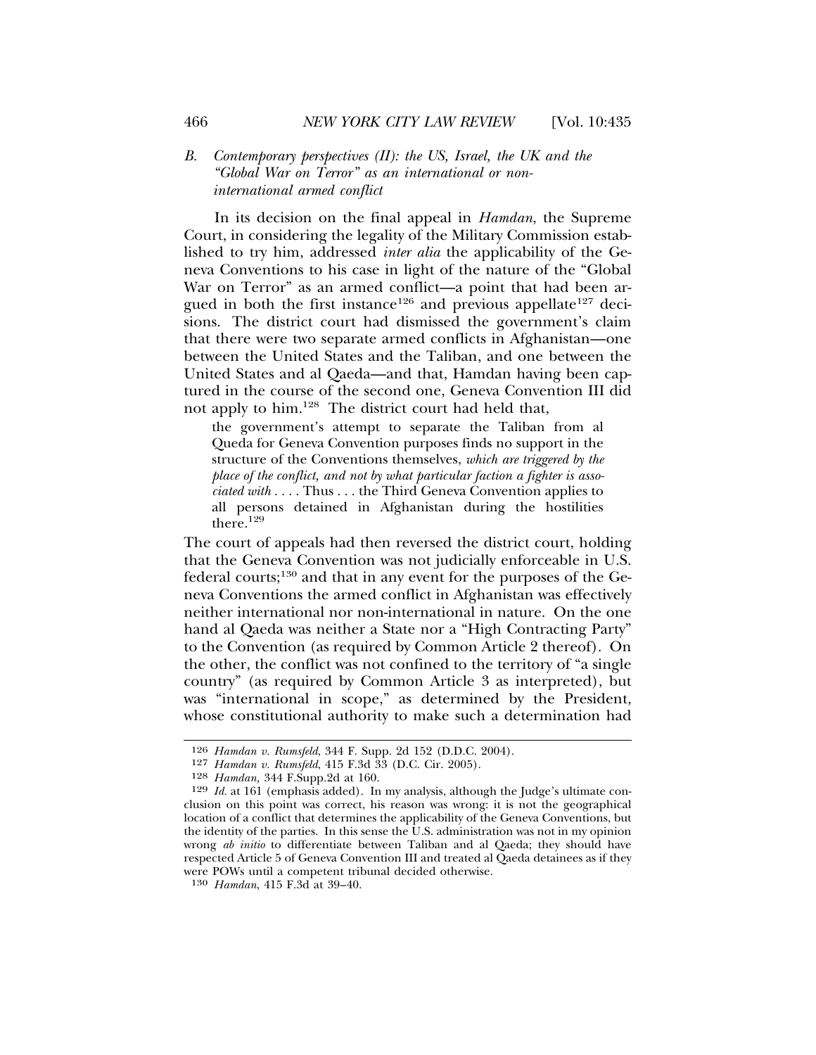### B. *Contemporary perspectives (II): the US, Israel, the UK and the "Global War on Terror" as an international or non-international armed conflict*

In its decision on the final appeal in *Hamdan*, the Supreme Court, in considering the legality of the Military Commission established to try him, addressed *inter alia* the applicability of the Geneva Conventions to his case in light of the nature of the "Global War on Terror" as an armed conflict—a point that had been argued in both the first instance[126] and previous appellate[127] decisions. The district court had dismissed the government's claim that there were two separate armed conflicts in Afghanistan—one between the United States and the Taliban, and one between the United States and al Qaeda—and that, Hamdan having been captured in the course of the second one, Geneva Convention III did not apply to him.[128] The district court had held that,

> the government's attempt to separate the Taliban from al Queda for Geneva Convention purposes finds no support in the structure of the Conventions themselves, *which are triggered by the place of the conflict, and not by what particular faction a fighter is associated with* . . . . Thus . . . the Third Geneva Convention applies to all persons detained in Afghanistan during the hostilities there.[129]

The court of appeals had then reversed the district court, holding that the Geneva Convention was not judicially enforceable in U.S. federal courts;[130] and that in any event for the purposes of the Geneva Conventions the armed conflict in Afghanistan was effectively neither international nor non-international in nature. On the one hand al Qaeda was neither a State nor a "High Contracting Party" to the Convention (as required by Common Article 2 thereof). On the other, the conflict was not confined to the territory of "a single country" (as required by Common Article 3 as interpreted), but was "international in scope," as determined by the President, whose constitutional authority to make such a determination had

---

[126] *Hamdan v. Rumsfeld*, 344 F. Supp. 2d 152 (D.D.C. 2004).

[127] *Hamdan v. Rumsfeld*, 415 F.3d 33 (D.C. Cir. 2005).

[128] *Hamdan,* 344 F.Supp.2d at 160.

[129] *Id.* at 161 (emphasis added). In my analysis, although the Judge's ultimate conclusion on this point was correct, his reason was wrong: it is not the geographical location of a conflict that determines the applicability of the Geneva Conventions, but the identity of the parties. In this sense the U.S. administration was not in my opinion wrong *ab initio* to differentiate between Taliban and al Qaeda; they should have respected Article 5 of Geneva Convention III and treated al Qaeda detainees as if they were POWs until a competent tribunal decided otherwise.

[130] *Hamdan*, 415 F.3d at 39–40.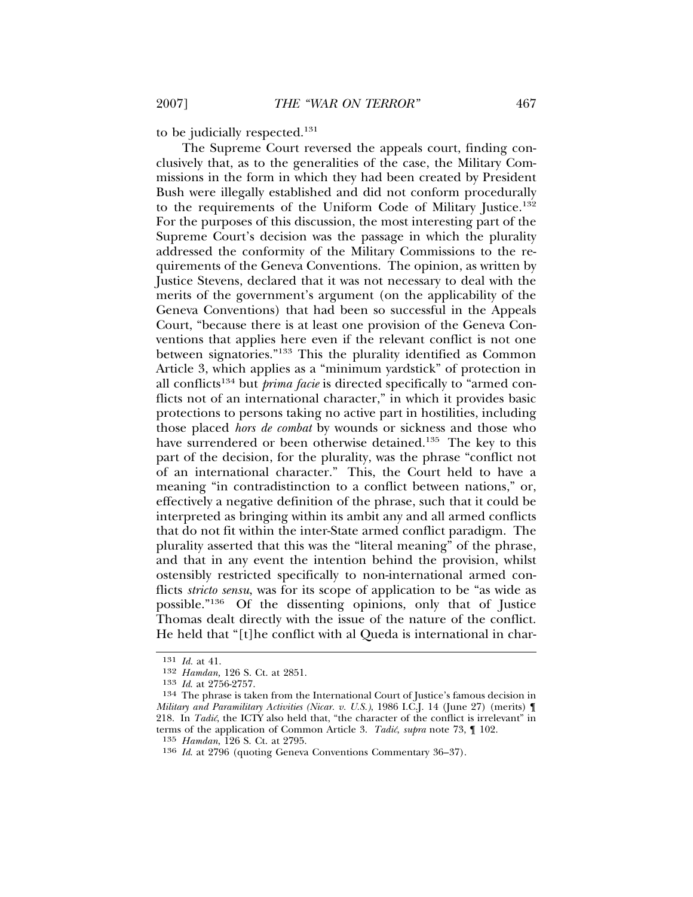to be judicially respected.[131]

The Supreme Court reversed the appeals court, finding conclusively that, as to the generalities of the case, the Military Commissions in the form in which they had been created by President Bush were illegally established and did not conform procedurally to the requirements of the Uniform Code of Military Justice.[132] For the purposes of this discussion, the most interesting part of the Supreme Court's decision was the passage in which the plurality addressed the conformity of the Military Commissions to the requirements of the Geneva Conventions. The opinion, as written by Justice Stevens, declared that it was not necessary to deal with the merits of the government's argument (on the applicability of the Geneva Conventions) that had been so successful in the Appeals Court, "because there is at least one provision of the Geneva Conventions that applies here even if the relevant conflict is not one between signatories."[133] This the plurality identified as Common Article 3, which applies as a "minimum yardstick" of protection in all conflicts[134] but *prima facie* is directed specifically to "armed conflicts not of an international character," in which it provides basic protections to persons taking no active part in hostilities, including those placed *hors de combat* by wounds or sickness and those who have surrendered or been otherwise detained.[135] The key to this part of the decision, for the plurality, was the phrase "conflict not of an international character." This, the Court held to have a meaning "in contradistinction to a conflict between nations," or, effectively a negative definition of the phrase, such that it could be interpreted as bringing within its ambit any and all armed conflicts that do not fit within the inter-State armed conflict paradigm. The plurality asserted that this was the "literal meaning" of the phrase, and that in any event the intention behind the provision, whilst ostensibly restricted specifically to non-international armed conflicts *stricto sensu*, was for its scope of application to be "as wide as possible."[136] Of the dissenting opinions, only that of Justice Thomas dealt directly with the issue of the nature of the conflict. He held that "[t]he conflict with al Queda is international in char-

---

131 *Id.* at 41.

132 *Hamdan,* 126 S. Ct. at 2851.

133 *Id.* at 2756-2757.

134 The phrase is taken from the International Court of Justice's famous decision in *Military and Paramilitary Activities (Nicar. v. U.S.)*, 1986 I.C.J. 14 (June 27) (merits) ¶ 218. In *Tadić*, the ICTY also held that, "the character of the conflict is irrelevant" in terms of the application of Common Article 3. *Tadić*, *supra* note 73, ¶ 102.

135 *Hamdan*, 126 S. Ct. at 2795.

136 *Id.* at 2796 (quoting Geneva Conventions Commentary 36–37).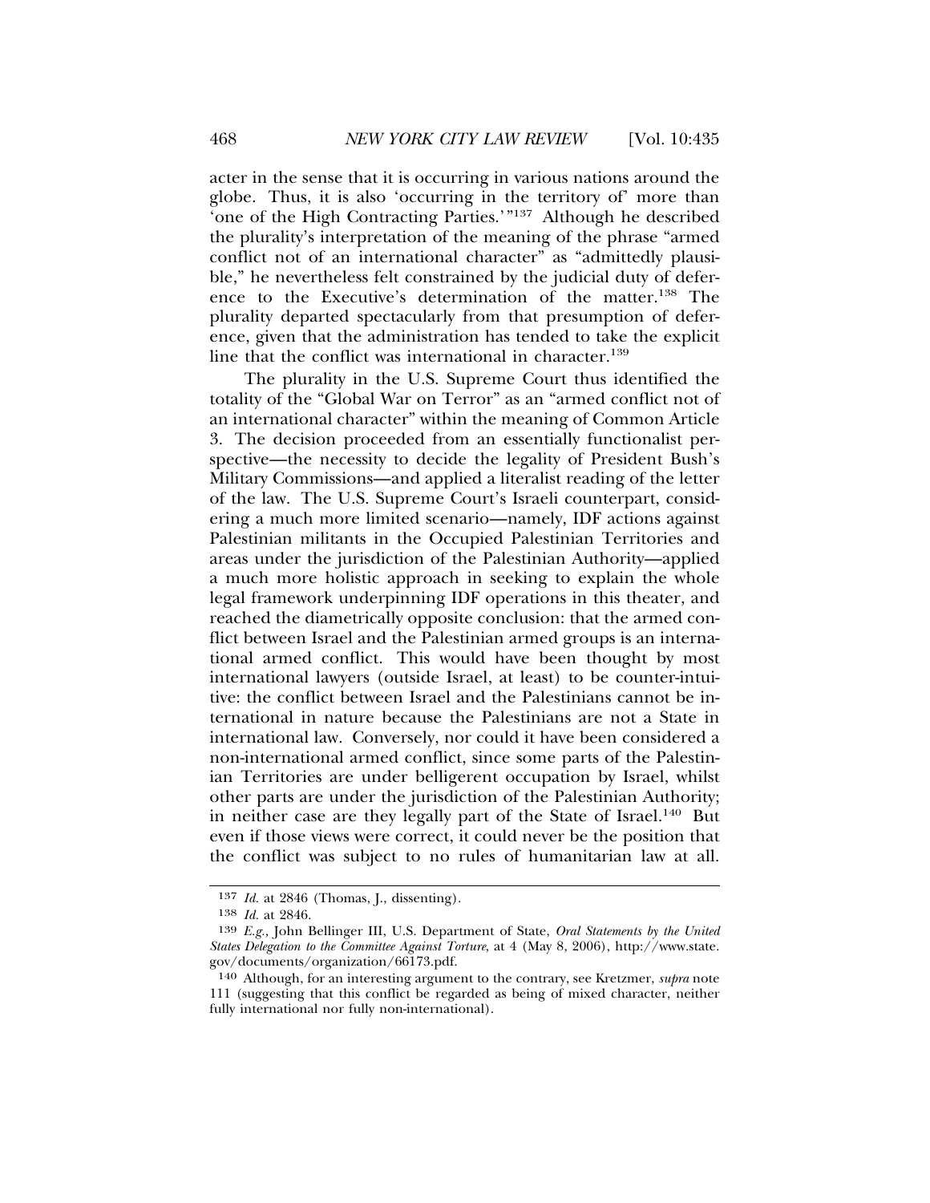acter in the sense that it is occurring in various nations around the globe. Thus, it is also 'occurring in the territory of' more than 'one of the High Contracting Parties.'"[137] Although he described the plurality's interpretation of the meaning of the phrase "armed conflict not of an international character" as "admittedly plausible," he nevertheless felt constrained by the judicial duty of deference to the Executive's determination of the matter.[138] The plurality departed spectacularly from that presumption of deference, given that the administration has tended to take the explicit line that the conflict was international in character.[139]

The plurality in the U.S. Supreme Court thus identified the totality of the "Global War on Terror" as an "armed conflict not of an international character" within the meaning of Common Article 3. The decision proceeded from an essentially functionalist perspective—the necessity to decide the legality of President Bush's Military Commissions—and applied a literalist reading of the letter of the law. The U.S. Supreme Court's Israeli counterpart, considering a much more limited scenario—namely, IDF actions against Palestinian militants in the Occupied Palestinian Territories and areas under the jurisdiction of the Palestinian Authority—applied a much more holistic approach in seeking to explain the whole legal framework underpinning IDF operations in this theater, and reached the diametrically opposite conclusion: that the armed conflict between Israel and the Palestinian armed groups is an international armed conflict. This would have been thought by most international lawyers (outside Israel, at least) to be counter-intuitive: the conflict between Israel and the Palestinians cannot be international in nature because the Palestinians are not a State in international law. Conversely, nor could it have been considered a non-international armed conflict, since some parts of the Palestinian Territories are under belligerent occupation by Israel, whilst other parts are under the jurisdiction of the Palestinian Authority; in neither case are they legally part of the State of Israel.[140] But even if those views were correct, it could never be the position that the conflict was subject to no rules of humanitarian law at all.

---

[137] *Id.* at 2846 (Thomas, J., dissenting).

[138] *Id.* at 2846.

[139] *E.g.*, John Bellinger III, U.S. Department of State, *Oral Statements by the United States Delegation to the Committee Against Torture*, at 4 (May 8, 2006), http://www.state.gov/documents/organization/66173.pdf.

[140] Although, for an interesting argument to the contrary, see Kretzmer, *supra* note 111 (suggesting that this conflict be regarded as being of mixed character, neither fully international nor fully non-international).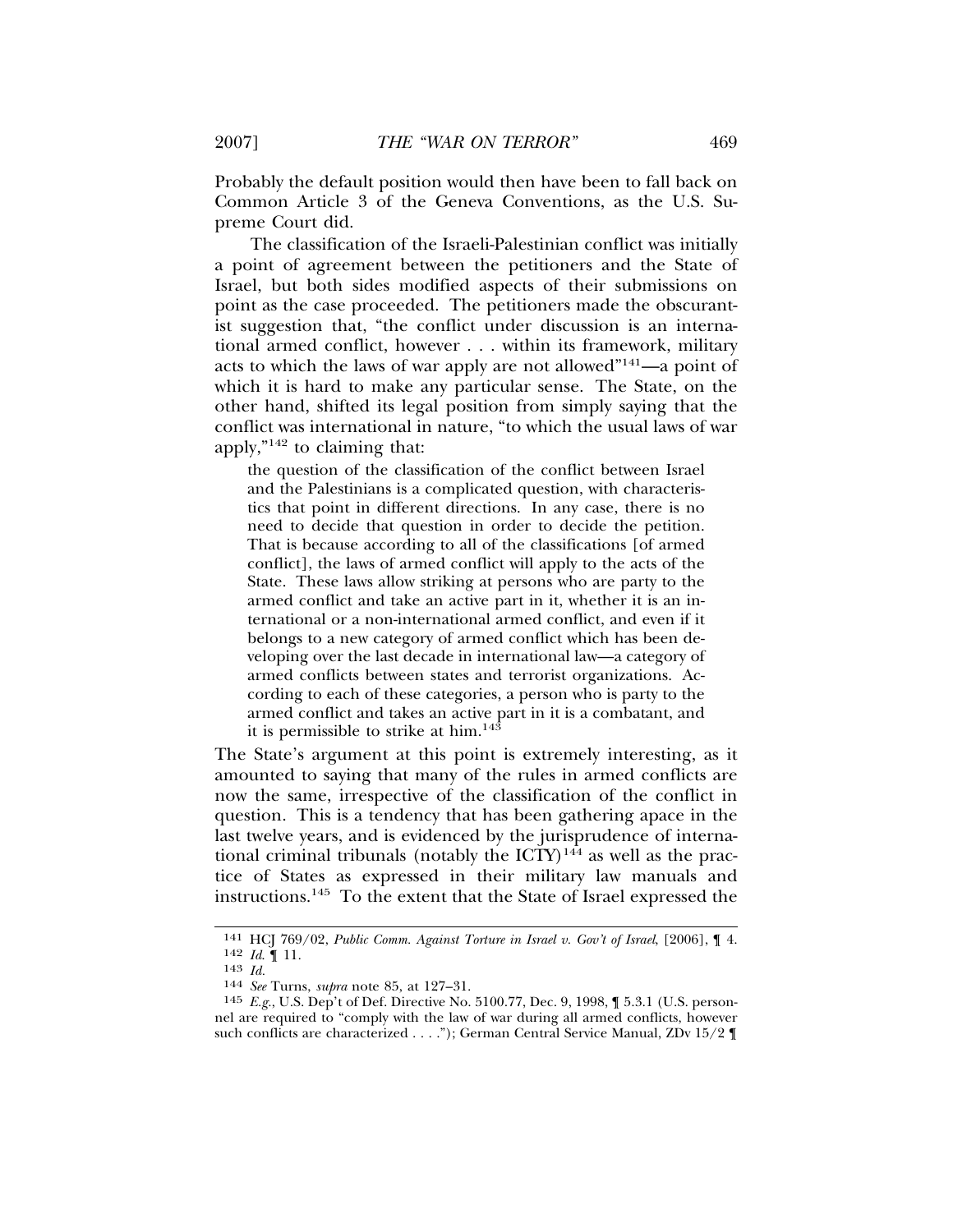Probably the default position would then have been to fall back on Common Article 3 of the Geneva Conventions, as the U.S. Supreme Court did.

The classification of the Israeli-Palestinian conflict was initially a point of agreement between the petitioners and the State of Israel, but both sides modified aspects of their submissions on point as the case proceeded. The petitioners made the obscurantist suggestion that, "the conflict under discussion is an international armed conflict, however . . . within its framework, military acts to which the laws of war apply are not allowed"[141]—a point of which it is hard to make any particular sense. The State, on the other hand, shifted its legal position from simply saying that the conflict was international in nature, "to which the usual laws of war apply,"[142] to claiming that:

> the question of the classification of the conflict between Israel and the Palestinians is a complicated question, with characteristics that point in different directions. In any case, there is no need to decide that question in order to decide the petition. That is because according to all of the classifications [of armed conflict], the laws of armed conflict will apply to the acts of the State. These laws allow striking at persons who are party to the armed conflict and take an active part in it, whether it is an international or a non-international armed conflict, and even if it belongs to a new category of armed conflict which has been developing over the last decade in international law—a category of armed conflicts between states and terrorist organizations. According to each of these categories, a person who is party to the armed conflict and takes an active part in it is a combatant, and it is permissible to strike at him.[143]

The State's argument at this point is extremely interesting, as it amounted to saying that many of the rules in armed conflicts are now the same, irrespective of the classification of the conflict in question. This is a tendency that has been gathering apace in the last twelve years, and is evidenced by the jurisprudence of international criminal tribunals (notably the ICTY)[144] as well as the practice of States as expressed in their military law manuals and instructions.[145] To the extent that the State of Israel expressed the

---

141 HCJ 769/02, *Public Comm. Against Torture in Israel v. Gov't of Israel*, [2006], ¶ 4.

142 *Id.* ¶ 11.

143 *Id.*

144 *See* Turns, *supra* note 85, at 127–31.

145 *E.g.*, U.S. Dep't of Def. Directive No. 5100.77, Dec. 9, 1998, ¶ 5.3.1 (U.S. personnel are required to "comply with the law of war during all armed conflicts, however such conflicts are characterized . . . ."); German Central Service Manual, ZDv 15/2 ¶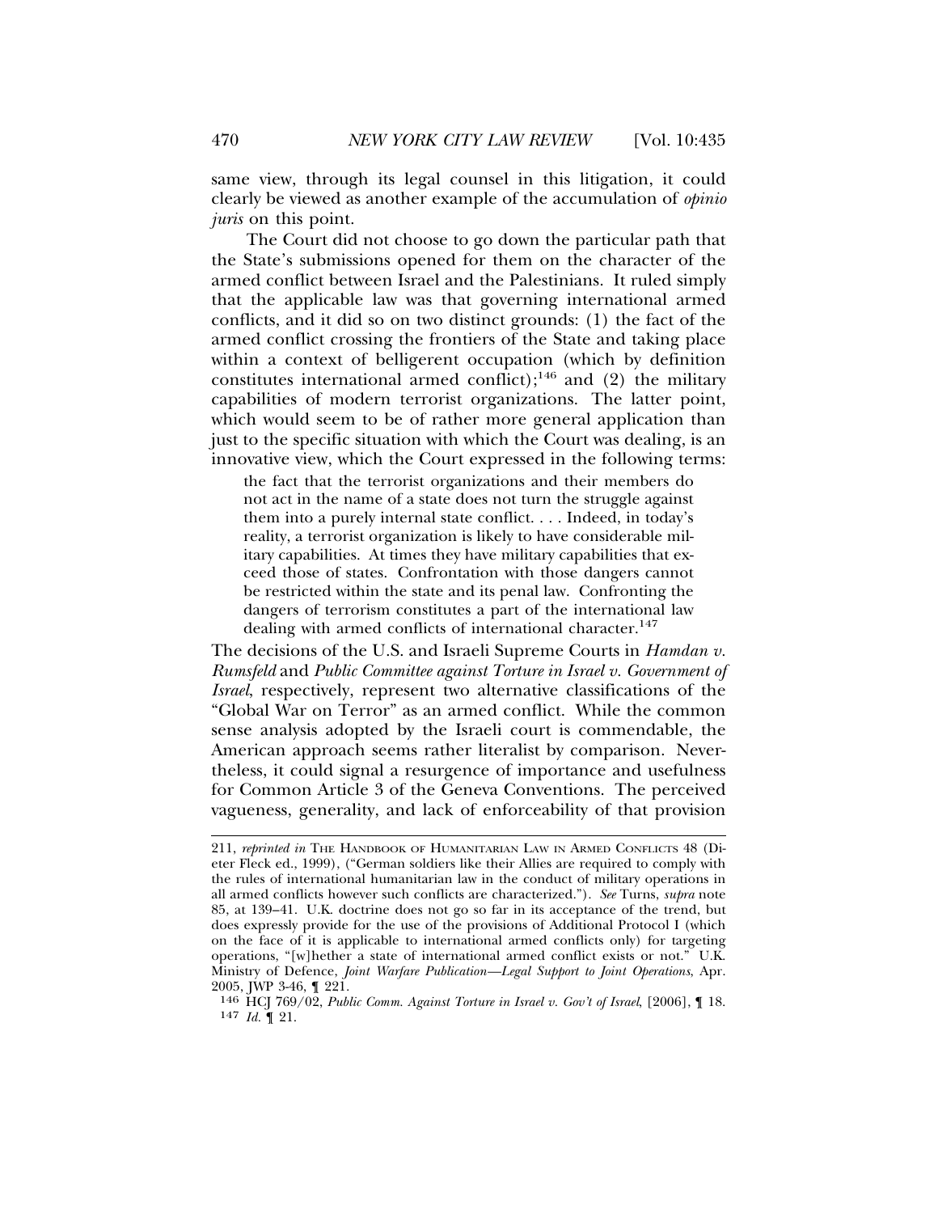same view, through its legal counsel in this litigation, it could clearly be viewed as another example of the accumulation of *opinio juris* on this point.

The Court did not choose to go down the particular path that the State's submissions opened for them on the character of the armed conflict between Israel and the Palestinians. It ruled simply that the applicable law was that governing international armed conflicts, and it did so on two distinct grounds: (1) the fact of the armed conflict crossing the frontiers of the State and taking place within a context of belligerent occupation (which by definition constitutes international armed conflict);[146] and (2) the military capabilities of modern terrorist organizations. The latter point, which would seem to be of rather more general application than just to the specific situation with which the Court was dealing, is an innovative view, which the Court expressed in the following terms:

> the fact that the terrorist organizations and their members do not act in the name of a state does not turn the struggle against them into a purely internal state conflict. . . . Indeed, in today's reality, a terrorist organization is likely to have considerable military capabilities. At times they have military capabilities that exceed those of states. Confrontation with those dangers cannot be restricted within the state and its penal law. Confronting the dangers of terrorism constitutes a part of the international law dealing with armed conflicts of international character.[147]

The decisions of the U.S. and Israeli Supreme Courts in *Hamdan v. Rumsfeld* and *Public Committee against Torture in Israel v. Government of Israel*, respectively, represent two alternative classifications of the "Global War on Terror" as an armed conflict. While the common sense analysis adopted by the Israeli court is commendable, the American approach seems rather literalist by comparison. Nevertheless, it could signal a resurgence of importance and usefulness for Common Article 3 of the Geneva Conventions. The perceived vagueness, generality, and lack of enforceability of that provision

---

211, *reprinted in* THE HANDBOOK OF HUMANITARIAN LAW IN ARMED CONFLICTS 48 (Dieter Fleck ed., 1999), ("German soldiers like their Allies are required to comply with the rules of international humanitarian law in the conduct of military operations in all armed conflicts however such conflicts are characterized."). *See* Turns, *supra* note 85, at 139–41. U.K. doctrine does not go so far in its acceptance of the trend, but does expressly provide for the use of the provisions of Additional Protocol I (which on the face of it is applicable to international armed conflicts only) for targeting operations, "[w]hether a state of international armed conflict exists or not." U.K. Ministry of Defence, *Joint Warfare Publication—Legal Support to Joint Operations*, Apr. 2005, JWP 3-46, ¶ 221.

[146] HCJ 769/02, *Public Comm. Against Torture in Israel v. Gov't of Israel*, [2006], ¶ 18.

[147] *Id.* ¶ 21.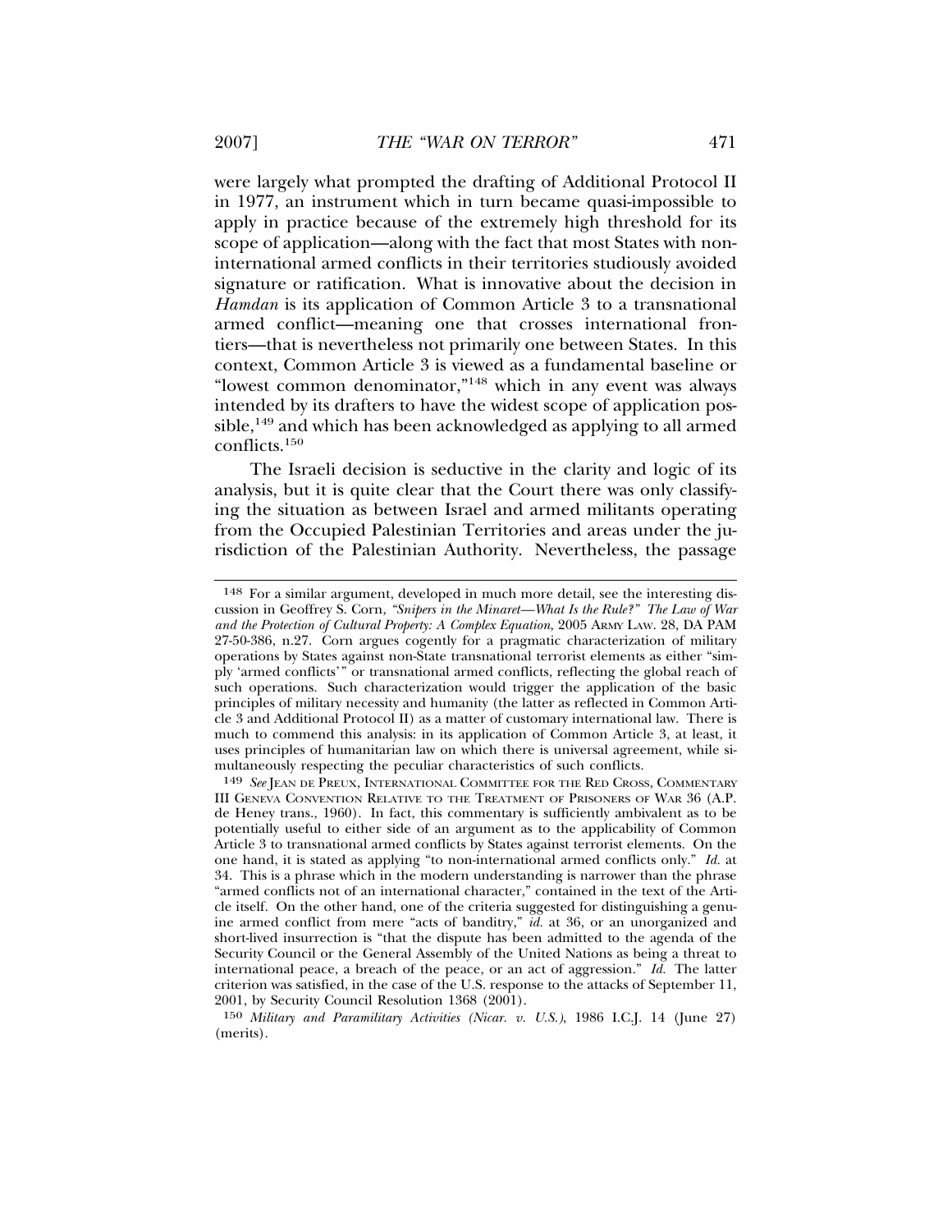were largely what prompted the drafting of Additional Protocol II in 1977, an instrument which in turn became quasi-impossible to apply in practice because of the extremely high threshold for its scope of application—along with the fact that most States with non-international armed conflicts in their territories studiously avoided signature or ratification. What is innovative about the decision in *Hamdan* is its application of Common Article 3 to a transnational armed conflict—meaning one that crosses international frontiers—that is nevertheless not primarily one between States. In this context, Common Article 3 is viewed as a fundamental baseline or "lowest common denominator,"[148] which in any event was always intended by its drafters to have the widest scope of application possible,[149] and which has been acknowledged as applying to all armed conflicts.[150]

The Israeli decision is seductive in the clarity and logic of its analysis, but it is quite clear that the Court there was only classifying the situation as between Israel and armed militants operating from the Occupied Palestinian Territories and areas under the jurisdiction of the Palestinian Authority. Nevertheless, the passage

---

[148] For a similar argument, developed in much more detail, see the interesting discussion in Geoffrey S. Corn, *"Snipers in the Minaret—What Is the Rule?" The Law of War and the Protection of Cultural Property: A Complex Equation*, 2005 ARMY LAW. 28, DA PAM 27-50-386, n.27. Corn argues cogently for a pragmatic characterization of military operations by States against non-State transnational terrorist elements as either "simply 'armed conflicts'" or transnational armed conflicts, reflecting the global reach of such operations. Such characterization would trigger the application of the basic principles of military necessity and humanity (the latter as reflected in Common Article 3 and Additional Protocol II) as a matter of customary international law. There is much to commend this analysis: in its application of Common Article 3, at least, it uses principles of humanitarian law on which there is universal agreement, while simultaneously respecting the peculiar characteristics of such conflicts.

[149] *See* JEAN DE PREUX, INTERNATIONAL COMMITTEE FOR THE RED CROSS, COMMENTARY III GENEVA CONVENTION RELATIVE TO THE TREATMENT OF PRISONERS OF WAR 36 (A.P. de Heney trans., 1960). In fact, this commentary is sufficiently ambivalent as to be potentially useful to either side of an argument as to the applicability of Common Article 3 to transnational armed conflicts by States against terrorist elements. On the one hand, it is stated as applying "to non-international armed conflicts only." *Id.* at 34. This is a phrase which in the modern understanding is narrower than the phrase "armed conflicts not of an international character," contained in the text of the Article itself. On the other hand, one of the criteria suggested for distinguishing a genuine armed conflict from mere "acts of banditry," *id.* at 36, or an unorganized and short-lived insurrection is "that the dispute has been admitted to the agenda of the Security Council or the General Assembly of the United Nations as being a threat to international peace, a breach of the peace, or an act of aggression." *Id.* The latter criterion was satisfied, in the case of the U.S. response to the attacks of September 11, 2001, by Security Council Resolution 1368 (2001).

[150] *Military and Paramilitary Activities (Nicar. v. U.S.)*, 1986 I.C.J. 14 (June 27) (merits).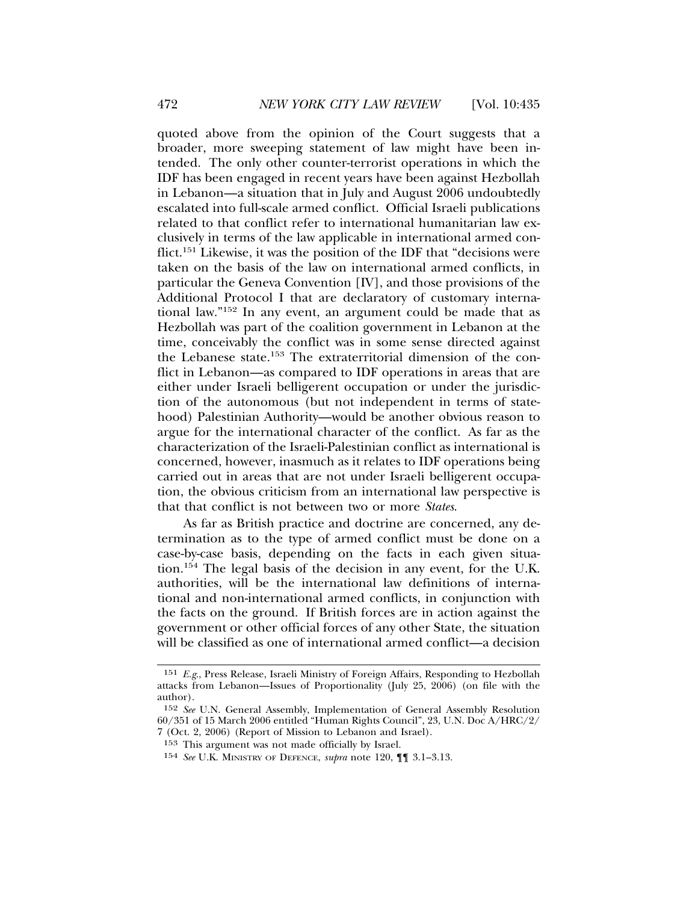quoted above from the opinion of the Court suggests that a broader, more sweeping statement of law might have been intended. The only other counter-terrorist operations in which the IDF has been engaged in recent years have been against Hezbollah in Lebanon—a situation that in July and August 2006 undoubtedly escalated into full-scale armed conflict. Official Israeli publications related to that conflict refer to international humanitarian law exclusively in terms of the law applicable in international armed conflict.[151] Likewise, it was the position of the IDF that "decisions were taken on the basis of the law on international armed conflicts, in particular the Geneva Convention [IV], and those provisions of the Additional Protocol I that are declaratory of customary international law."[152] In any event, an argument could be made that as Hezbollah was part of the coalition government in Lebanon at the time, conceivably the conflict was in some sense directed against the Lebanese state.[153] The extraterritorial dimension of the conflict in Lebanon—as compared to IDF operations in areas that are either under Israeli belligerent occupation or under the jurisdiction of the autonomous (but not independent in terms of statehood) Palestinian Authority—would be another obvious reason to argue for the international character of the conflict. As far as the characterization of the Israeli-Palestinian conflict as international is concerned, however, inasmuch as it relates to IDF operations being carried out in areas that are not under Israeli belligerent occupation, the obvious criticism from an international law perspective is that that conflict is not between two or more *States*.

As far as British practice and doctrine are concerned, any determination as to the type of armed conflict must be done on a case-by-case basis, depending on the facts in each given situation.[154] The legal basis of the decision in any event, for the U.K. authorities, will be the international law definitions of international and non-international armed conflicts, in conjunction with the facts on the ground. If British forces are in action against the government or other official forces of any other State, the situation will be classified as one of international armed conflict—a decision

---

151 *E.g.*, Press Release, Israeli Ministry of Foreign Affairs, Responding to Hezbollah attacks from Lebanon—Issues of Proportionality (July 25, 2006) (on file with the author).

152 *See* U.N. General Assembly, Implementation of General Assembly Resolution 60/351 of 15 March 2006 entitled "Human Rights Council", 23, U.N. Doc A/HRC/2/7 (Oct. 2, 2006) (Report of Mission to Lebanon and Israel).

153 This argument was not made officially by Israel.

154 *See* U.K. MINISTRY OF DEFENCE, *supra* note 120, ¶¶ 3.1–3.13.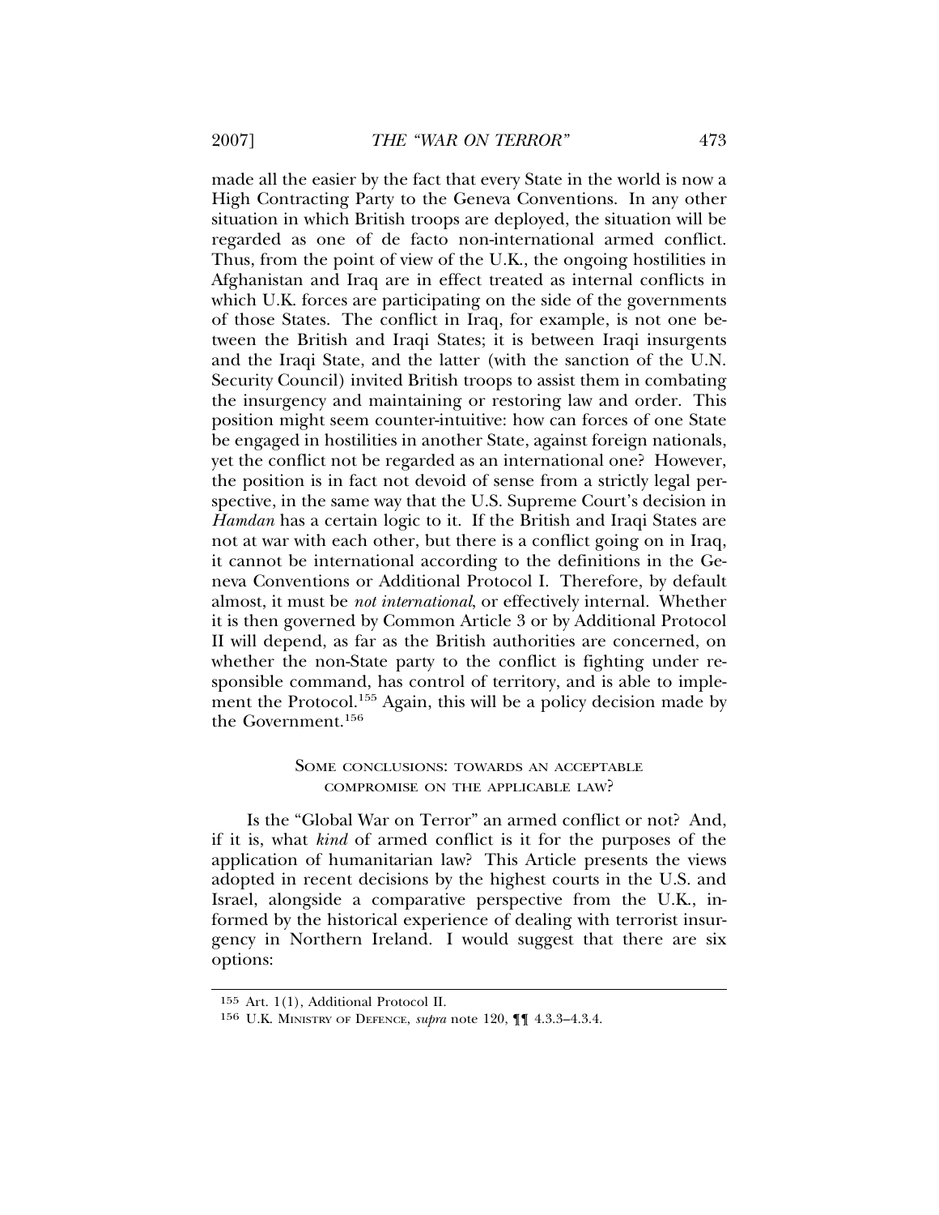made all the easier by the fact that every State in the world is now a High Contracting Party to the Geneva Conventions. In any other situation in which British troops are deployed, the situation will be regarded as one of de facto non-international armed conflict. Thus, from the point of view of the U.K., the ongoing hostilities in Afghanistan and Iraq are in effect treated as internal conflicts in which U.K. forces are participating on the side of the governments of those States. The conflict in Iraq, for example, is not one between the British and Iraqi States; it is between Iraqi insurgents and the Iraqi State, and the latter (with the sanction of the U.N. Security Council) invited British troops to assist them in combating the insurgency and maintaining or restoring law and order. This position might seem counter-intuitive: how can forces of one State be engaged in hostilities in another State, against foreign nationals, yet the conflict not be regarded as an international one? However, the position is in fact not devoid of sense from a strictly legal perspective, in the same way that the U.S. Supreme Court's decision in *Hamdan* has a certain logic to it. If the British and Iraqi States are not at war with each other, but there is a conflict going on in Iraq, it cannot be international according to the definitions in the Geneva Conventions or Additional Protocol I. Therefore, by default almost, it must be *not international*, or effectively internal. Whether it is then governed by Common Article 3 or by Additional Protocol II will depend, as far as the British authorities are concerned, on whether the non-State party to the conflict is fighting under responsible command, has control of territory, and is able to implement the Protocol.[155] Again, this will be a policy decision made by the Government.[156]

## Some conclusions: towards an acceptable compromise on the applicable law?

Is the "Global War on Terror" an armed conflict or not? And, if it is, what *kind* of armed conflict is it for the purposes of the application of humanitarian law? This Article presents the views adopted in recent decisions by the highest courts in the U.S. and Israel, alongside a comparative perspective from the U.K., informed by the historical experience of dealing with terrorist insurgency in Northern Ireland. I would suggest that there are six options:

---

155 Art. 1(1), Additional Protocol II.

156 U.K. Ministry of Defence, *supra* note 120, ¶¶ 4.3.3–4.3.4.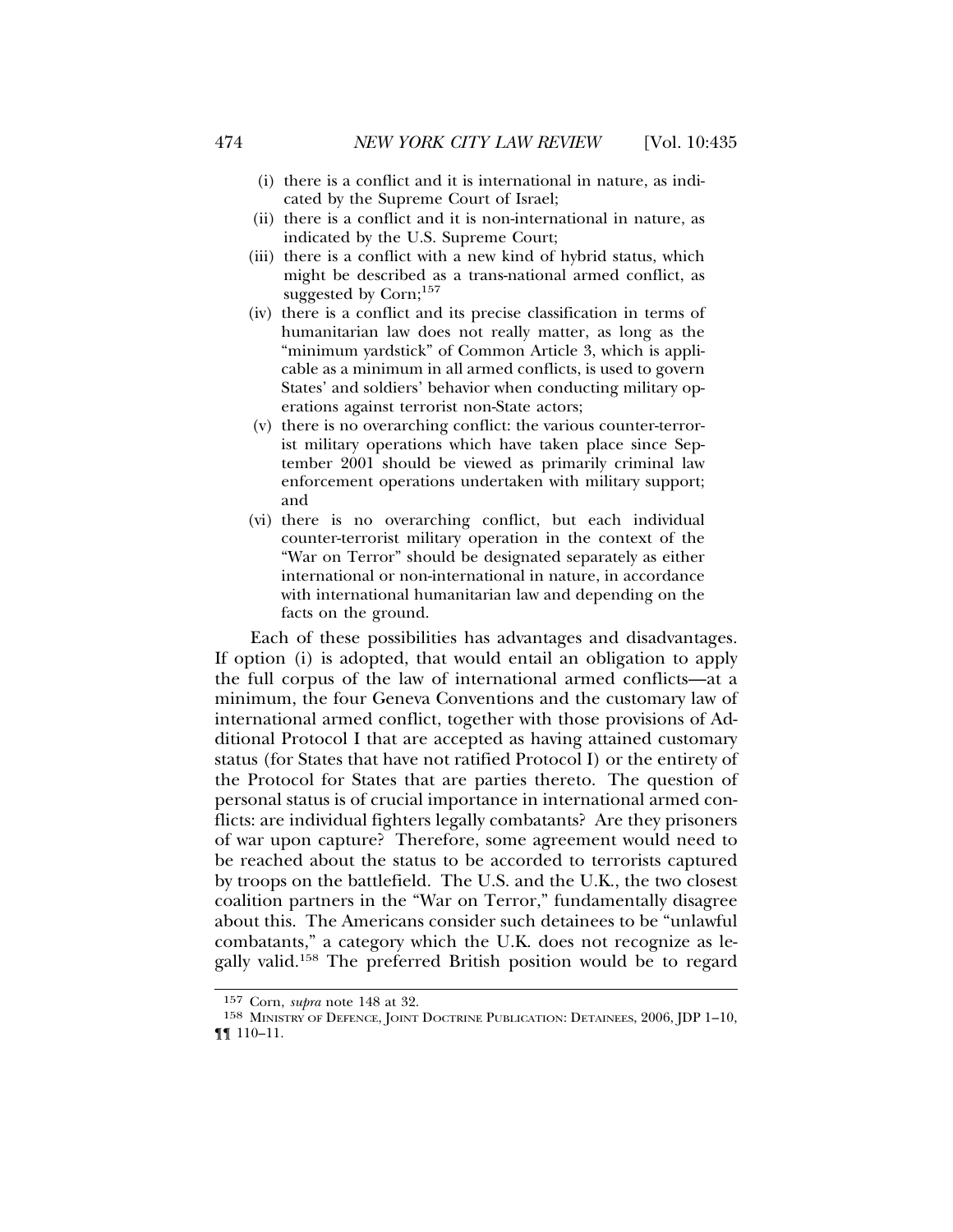- (i) there is a conflict and it is international in nature, as indicated by the Supreme Court of Israel;
- (ii) there is a conflict and it is non-international in nature, as indicated by the U.S. Supreme Court;
- (iii) there is a conflict with a new kind of hybrid status, which might be described as a trans-national armed conflict, as suggested by Corn;[157]
- (iv) there is a conflict and its precise classification in terms of humanitarian law does not really matter, as long as the "minimum yardstick" of Common Article 3, which is applicable as a minimum in all armed conflicts, is used to govern States' and soldiers' behavior when conducting military operations against terrorist non-State actors;
- (v) there is no overarching conflict: the various counter-terrorist military operations which have taken place since September 2001 should be viewed as primarily criminal law enforcement operations undertaken with military support; and
- (vi) there is no overarching conflict, but each individual counter-terrorist military operation in the context of the "War on Terror" should be designated separately as either international or non-international in nature, in accordance with international humanitarian law and depending on the facts on the ground.

Each of these possibilities has advantages and disadvantages. If option (i) is adopted, that would entail an obligation to apply the full corpus of the law of international armed conflicts—at a minimum, the four Geneva Conventions and the customary law of international armed conflict, together with those provisions of Additional Protocol I that are accepted as having attained customary status (for States that have not ratified Protocol I) or the entirety of the Protocol for States that are parties thereto. The question of personal status is of crucial importance in international armed conflicts: are individual fighters legally combatants? Are they prisoners of war upon capture? Therefore, some agreement would need to be reached about the status to be accorded to terrorists captured by troops on the battlefield. The U.S. and the U.K., the two closest coalition partners in the "War on Terror," fundamentally disagree about this. The Americans consider such detainees to be "unlawful combatants," a category which the U.K. does not recognize as legally valid.[158] The preferred British position would be to regard

---

[157] Corn, *supra* note 148 at 32.

[158] MINISTRY OF DEFENCE, JOINT DOCTRINE PUBLICATION: DETAINEES, 2006, JDP 1–10, ¶¶ 110–11.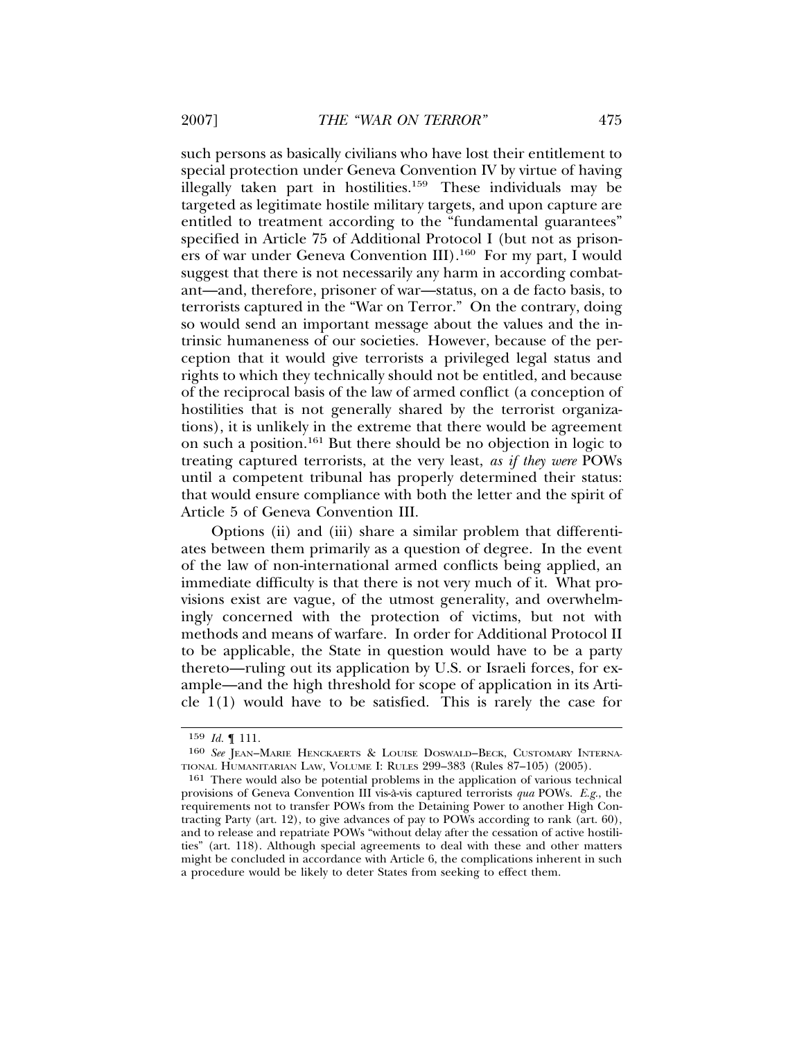such persons as basically civilians who have lost their entitlement to special protection under Geneva Convention IV by virtue of having illegally taken part in hostilities.[159] These individuals may be targeted as legitimate hostile military targets, and upon capture are entitled to treatment according to the "fundamental guarantees" specified in Article 75 of Additional Protocol I (but not as prisoners of war under Geneva Convention III).[160] For my part, I would suggest that there is not necessarily any harm in according combatant—and, therefore, prisoner of war—status, on a de facto basis, to terrorists captured in the "War on Terror." On the contrary, doing so would send an important message about the values and the intrinsic humaneness of our societies. However, because of the perception that it would give terrorists a privileged legal status and rights to which they technically should not be entitled, and because of the reciprocal basis of the law of armed conflict (a conception of hostilities that is not generally shared by the terrorist organizations), it is unlikely in the extreme that there would be agreement on such a position.[161] But there should be no objection in logic to treating captured terrorists, at the very least, *as if they were* POWs until a competent tribunal has properly determined their status: that would ensure compliance with both the letter and the spirit of Article 5 of Geneva Convention III.

Options (ii) and (iii) share a similar problem that differentiates between them primarily as a question of degree. In the event of the law of non-international armed conflicts being applied, an immediate difficulty is that there is not very much of it. What provisions exist are vague, of the utmost generality, and overwhelmingly concerned with the protection of victims, but not with methods and means of warfare. In order for Additional Protocol II to be applicable, the State in question would have to be a party thereto—ruling out its application by U.S. or Israeli forces, for example—and the high threshold for scope of application in its Article 1(1) would have to be satisfied. This is rarely the case for

---

[159] *Id.* ¶ 111.

[160] *See* JEAN–MARIE HENCKAERTS & LOUISE DOSWALD–BECK, CUSTOMARY INTERNATIONAL HUMANITARIAN LAW, VOLUME I: RULES 299–383 (Rules 87–105) (2005).

[161] There would also be potential problems in the application of various technical provisions of Geneva Convention III vis-à-vis captured terrorists *qua* POWs. *E.g.*, the requirements not to transfer POWs from the Detaining Power to another High Contracting Party (art. 12), to give advances of pay to POWs according to rank (art. 60), and to release and repatriate POWs "without delay after the cessation of active hostilities" (art. 118). Although special agreements to deal with these and other matters might be concluded in accordance with Article 6, the complications inherent in such a procedure would be likely to deter States from seeking to effect them.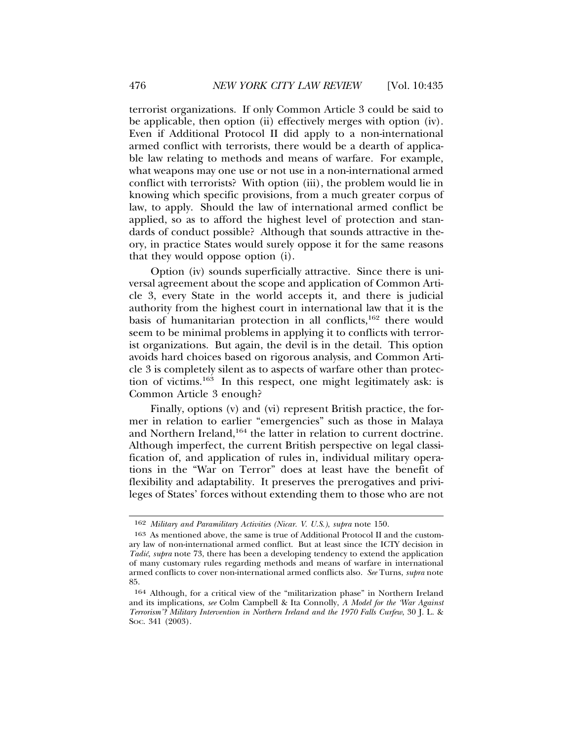terrorist organizations. If only Common Article 3 could be said to be applicable, then option (ii) effectively merges with option (iv). Even if Additional Protocol II did apply to a non-international armed conflict with terrorists, there would be a dearth of applicable law relating to methods and means of warfare. For example, what weapons may one use or not use in a non-international armed conflict with terrorists? With option (iii), the problem would lie in knowing which specific provisions, from a much greater corpus of law, to apply. Should the law of international armed conflict be applied, so as to afford the highest level of protection and standards of conduct possible? Although that sounds attractive in theory, in practice States would surely oppose it for the same reasons that they would oppose option (i).

Option (iv) sounds superficially attractive. Since there is universal agreement about the scope and application of Common Article 3, every State in the world accepts it, and there is judicial authority from the highest court in international law that it is the basis of humanitarian protection in all conflicts,[162] there would seem to be minimal problems in applying it to conflicts with terrorist organizations. But again, the devil is in the detail. This option avoids hard choices based on rigorous analysis, and Common Article 3 is completely silent as to aspects of warfare other than protection of victims.[163] In this respect, one might legitimately ask: is Common Article 3 enough?

Finally, options (v) and (vi) represent British practice, the former in relation to earlier "emergencies" such as those in Malaya and Northern Ireland,[164] the latter in relation to current doctrine. Although imperfect, the current British perspective on legal classification of, and application of rules in, individual military operations in the "War on Terror" does at least have the benefit of flexibility and adaptability. It preserves the prerogatives and privileges of States' forces without extending them to those who are not

---

162 *Military and Paramilitary Activities (Nicar. V. U.S.), supra* note 150.

163 As mentioned above, the same is true of Additional Protocol II and the customary law of non-international armed conflict. But at least since the ICTY decision in *Tadić*, *supra* note 73, there has been a developing tendency to extend the application of many customary rules regarding methods and means of warfare in international armed conflicts to cover non-international armed conflicts also. *See* Turns, *supra* note 85.

164 Although, for a critical view of the "militarization phase" in Northern Ireland and its implications, *see* Colm Campbell & Ita Connolly, *A Model for the 'War Against Terrorism'? Military Intervention in Northern Ireland and the 1970 Falls Curfew*, 30 J. L. & Soc. 341 (2003).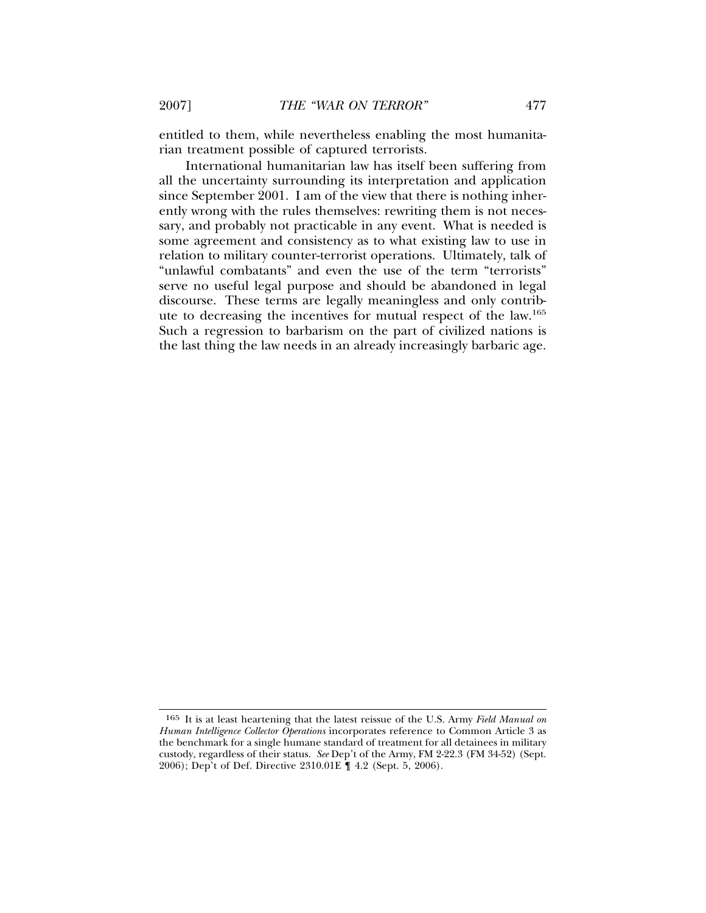entitled to them, while nevertheless enabling the most humanitarian treatment possible of captured terrorists.

International humanitarian law has itself been suffering from all the uncertainty surrounding its interpretation and application since September 2001. I am of the view that there is nothing inherently wrong with the rules themselves: rewriting them is not necessary, and probably not practicable in any event. What is needed is some agreement and consistency as to what existing law to use in relation to military counter-terrorist operations. Ultimately, talk of "unlawful combatants" and even the use of the term "terrorists" serve no useful legal purpose and should be abandoned in legal discourse. These terms are legally meaningless and only contribute to decreasing the incentives for mutual respect of the law.[165] Such a regression to barbarism on the part of civilized nations is the last thing the law needs in an already increasingly barbaric age.

---

[165] It is at least heartening that the latest reissue of the U.S. Army *Field Manual on Human Intelligence Collector Operations* incorporates reference to Common Article 3 as the benchmark for a single humane standard of treatment for all detainees in military custody, regardless of their status. *See* Dep't of the Army, FM 2-22.3 (FM 34-52) (Sept. 2006); Dep't of Def. Directive 2310.01E ¶ 4.2 (Sept. 5, 2006).